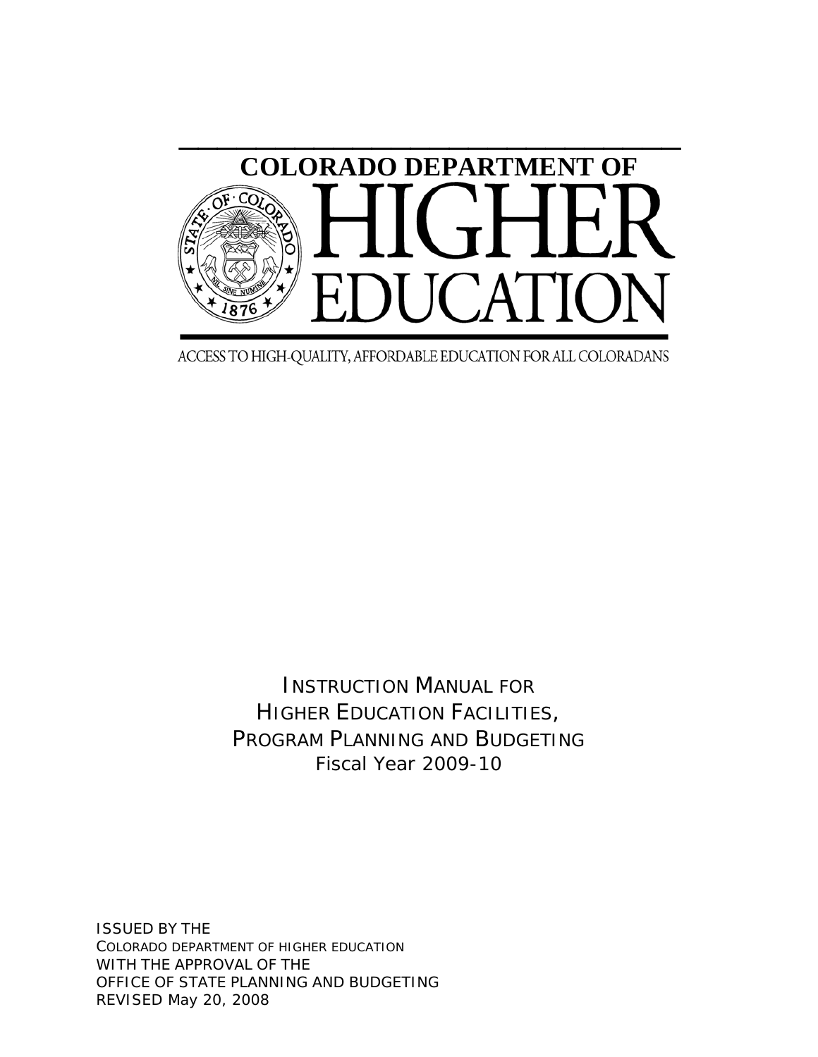# COLORADO DEPARTMENT OF HIGHER EDUCATION

ACCESS TO HIGH-QUALITY, AFFORDABLE EDUCATION FOR ALL COLORADANS

## INSTRUCTION MANUAL FOR HIGHER EDUCATION FACILITIES, PROGRAM PLANNING AND BUDGETING

Fiscal Year 2009-10

ISSUED BY THE
COLORADO DEPARTMENT OF HIGHER EDUCATION
WITH THE APPROVAL OF THE
OFFICE OF STATE PLANNING AND BUDGETING
REVISED May 20, 2008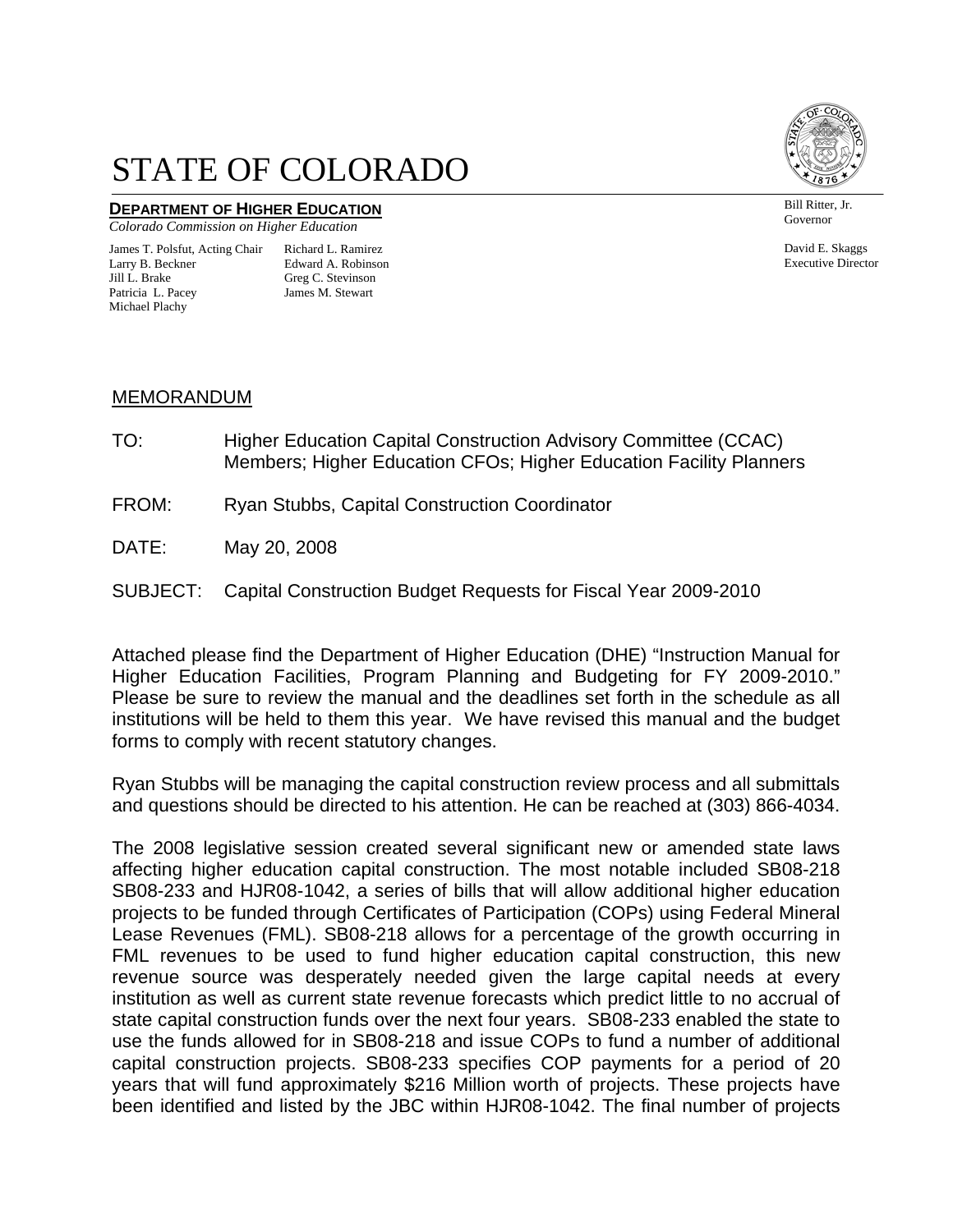# STATE OF COLORADO

**DEPARTMENT OF HIGHER EDUCATION**
*Colorado Commission on Higher Education*

James T. Polsfut, Acting Chair
Larry B. Beckner
Jill L. Brake
Patricia L. Pacey
Michael Plachy
Richard L. Ramirez
Edward A. Robinson
Greg C. Stevinson
James M. Stewart

Bill Ritter, Jr.
Governor

David E. Skaggs
Executive Director

MEMORANDUM

TO: Higher Education Capital Construction Advisory Committee (CCAC) Members; Higher Education CFOs; Higher Education Facility Planners

FROM: Ryan Stubbs, Capital Construction Coordinator

DATE: May 20, 2008

SUBJECT: Capital Construction Budget Requests for Fiscal Year 2009-2010

Attached please find the Department of Higher Education (DHE) "Instruction Manual for Higher Education Facilities, Program Planning and Budgeting for FY 2009-2010." Please be sure to review the manual and the deadlines set forth in the schedule as all institutions will be held to them this year. We have revised this manual and the budget forms to comply with recent statutory changes.

Ryan Stubbs will be managing the capital construction review process and all submittals and questions should be directed to his attention. He can be reached at (303) 866-4034.

The 2008 legislative session created several significant new or amended state laws affecting higher education capital construction. The most notable included SB08-218 SB08-233 and HJR08-1042, a series of bills that will allow additional higher education projects to be funded through Certificates of Participation (COPs) using Federal Mineral Lease Revenues (FML). SB08-218 allows for a percentage of the growth occurring in FML revenues to be used to fund higher education capital construction, this new revenue source was desperately needed given the large capital needs at every institution as well as current state revenue forecasts which predict little to no accrual of state capital construction funds over the next four years. SB08-233 enabled the state to use the funds allowed for in SB08-218 and issue COPs to fund a number of additional capital construction projects. SB08-233 specifies COP payments for a period of 20 years that will fund approximately $216 Million worth of projects. These projects have been identified and listed by the JBC within HJR08-1042. The final number of projects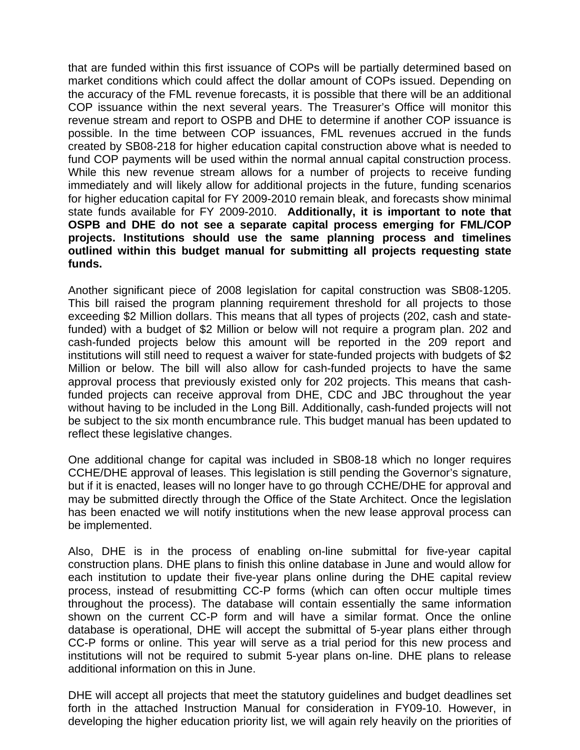that are funded within this first issuance of COPs will be partially determined based on market conditions which could affect the dollar amount of COPs issued. Depending on the accuracy of the FML revenue forecasts, it is possible that there will be an additional COP issuance within the next several years. The Treasurer's Office will monitor this revenue stream and report to OSPB and DHE to determine if another COP issuance is possible. In the time between COP issuances, FML revenues accrued in the funds created by SB08-218 for higher education capital construction above what is needed to fund COP payments will be used within the normal annual capital construction process. While this new revenue stream allows for a number of projects to receive funding immediately and will likely allow for additional projects in the future, funding scenarios for higher education capital for FY 2009-2010 remain bleak, and forecasts show minimal state funds available for FY 2009-2010. **Additionally, it is important to note that OSPB and DHE do not see a separate capital process emerging for FML/COP projects. Institutions should use the same planning process and timelines outlined within this budget manual for submitting all projects requesting state funds.**

Another significant piece of 2008 legislation for capital construction was SB08-1205. This bill raised the program planning requirement threshold for all projects to those exceeding $2 Million dollars. This means that all types of projects (202, cash and state-funded) with a budget of $2 Million or below will not require a program plan. 202 and cash-funded projects below this amount will be reported in the 209 report and institutions will still need to request a waiver for state-funded projects with budgets of $2 Million or below. The bill will also allow for cash-funded projects to have the same approval process that previously existed only for 202 projects. This means that cash-funded projects can receive approval from DHE, CDC and JBC throughout the year without having to be included in the Long Bill. Additionally, cash-funded projects will not be subject to the six month encumbrance rule. This budget manual has been updated to reflect these legislative changes.

One additional change for capital was included in SB08-18 which no longer requires CCHE/DHE approval of leases. This legislation is still pending the Governor's signature, but if it is enacted, leases will no longer have to go through CCHE/DHE for approval and may be submitted directly through the Office of the State Architect. Once the legislation has been enacted we will notify institutions when the new lease approval process can be implemented.

Also, DHE is in the process of enabling on-line submittal for five-year capital construction plans. DHE plans to finish this online database in June and would allow for each institution to update their five-year plans online during the DHE capital review process, instead of resubmitting CC-P forms (which can often occur multiple times throughout the process). The database will contain essentially the same information shown on the current CC-P form and will have a similar format. Once the online database is operational, DHE will accept the submittal of 5-year plans either through CC-P forms or online. This year will serve as a trial period for this new process and institutions will not be required to submit 5-year plans on-line. DHE plans to release additional information on this in June.

DHE will accept all projects that meet the statutory guidelines and budget deadlines set forth in the attached Instruction Manual for consideration in FY09-10. However, in developing the higher education priority list, we will again rely heavily on the priorities of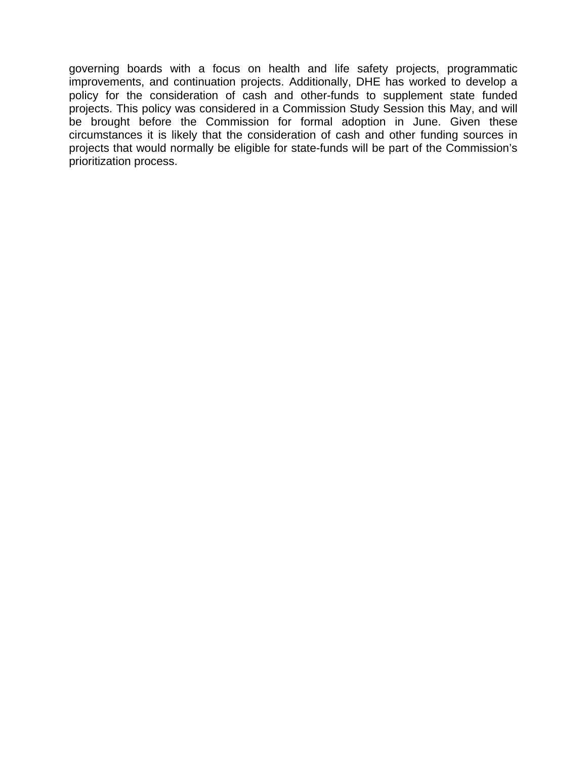governing boards with a focus on health and life safety projects, programmatic improvements, and continuation projects. Additionally, DHE has worked to develop a policy for the consideration of cash and other-funds to supplement state funded projects. This policy was considered in a Commission Study Session this May, and will be brought before the Commission for formal adoption in June. Given these circumstances it is likely that the consideration of cash and other funding sources in projects that would normally be eligible for state-funds will be part of the Commission's prioritization process.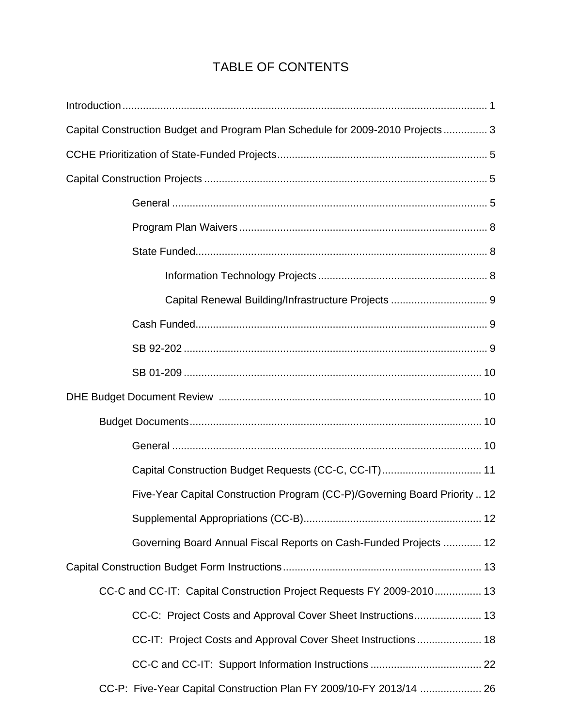# TABLE OF CONTENTS

Introduction ........................................................................................................................ 1

Capital Construction Budget and Program Plan Schedule for 2009-2010 Projects ............... 3

CCHE Prioritization of State-Funded Projects ....................................................................... 5

Capital Construction Projects ................................................................................................ 5

- General ........................................................................................................... 5
- Program Plan Waivers .................................................................................... 8
- State Funded ................................................................................................... 8
  - Information Technology Projects ......................................................... 8
  - Capital Renewal Building/Infrastructure Projects ................................. 9
- Cash Funded ................................................................................................... 9
- SB 92-202 ....................................................................................................... 9
- SB 01-209 ..................................................................................................... 10

DHE Budget Document Review ......................................................................................... 10

- Budget Documents ................................................................................................... 10
  - General ......................................................................................................... 10
  - Capital Construction Budget Requests (CC-C, CC-IT) .................................. 11
  - Five-Year Capital Construction Program (CC-P)/Governing Board Priority .. 12
  - Supplemental Appropriations (CC-B) ............................................................ 12
  - Governing Board Annual Fiscal Reports on Cash-Funded Projects ............. 12

Capital Construction Budget Form Instructions ................................................................... 13

- CC-C and CC-IT: Capital Construction Project Requests FY 2009-2010 ................ 13
  - CC-C: Project Costs and Approval Cover Sheet Instructions ....................... 13
  - CC-IT: Project Costs and Approval Cover Sheet Instructions ...................... 18
  - CC-C and CC-IT: Support Information Instructions ...................................... 22
- CC-P: Five-Year Capital Construction Plan FY 2009/10-FY 2013/14 ..................... 26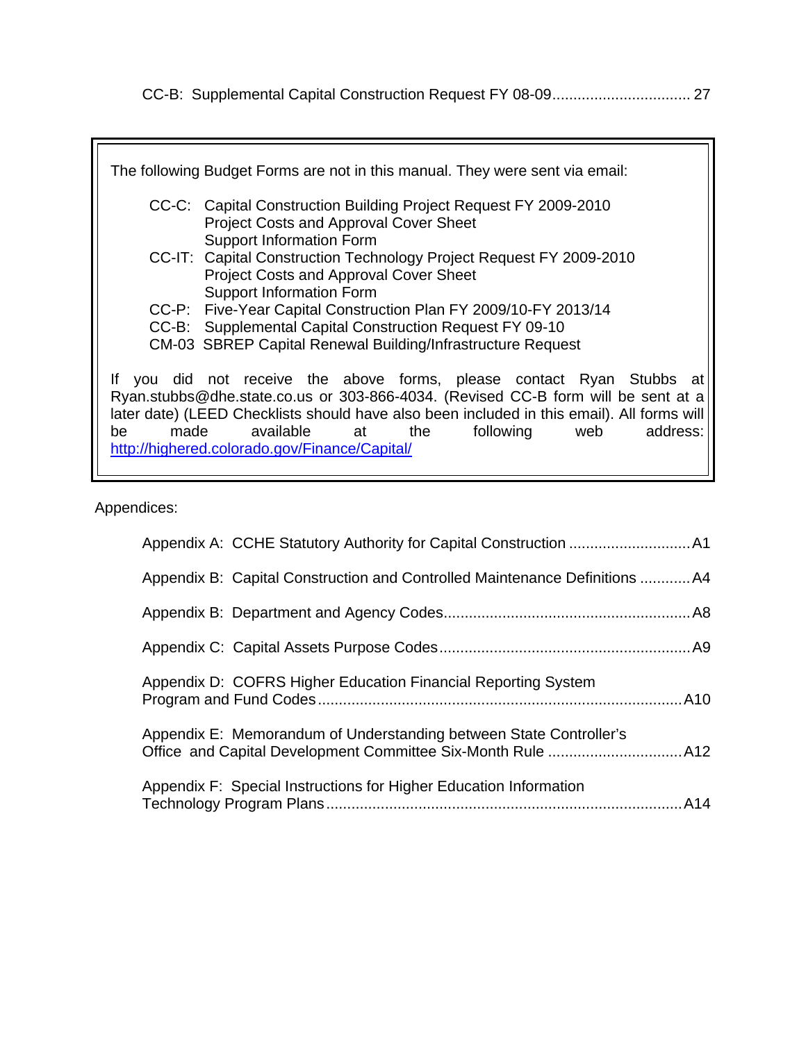CC-B: Supplemental Capital Construction Request FY 08-09 ................................ 27

> The following Budget Forms are not in this manual. They were sent via email:
>
> - CC-C: Capital Construction Building Project Request FY 2009-2010
>   - Project Costs and Approval Cover Sheet
>   - Support Information Form
> - CC-IT: Capital Construction Technology Project Request FY 2009-2010
>   - Project Costs and Approval Cover Sheet
>   - Support Information Form
> - CC-P: Five-Year Capital Construction Plan FY 2009/10-FY 2013/14
> - CC-B: Supplemental Capital Construction Request FY 09-10
> - CM-03 SBREP Capital Renewal Building/Infrastructure Request
>
> If you did not receive the above forms, please contact Ryan Stubbs at Ryan.stubbs@dhe.state.co.us or 303-866-4034. (Revised CC-B form will be sent at a later date) (LEED Checklists should have also been included in this email). All forms will be made available at the following web address: http://highered.colorado.gov/Finance/Capital/

Appendices:

Appendix A: CCHE Statutory Authority for Capital Construction ............................ A1

Appendix B: Capital Construction and Controlled Maintenance Definitions ........... A4

Appendix B: Department and Agency Codes .......................................................... A8

Appendix C: Capital Assets Purpose Codes ........................................................... A9

Appendix D: COFRS Higher Education Financial Reporting System Program and Fund Codes ..................................................................................... A10

Appendix E: Memorandum of Understanding between State Controller's Office and Capital Development Committee Six-Month Rule ............................... A12

Appendix F: Special Instructions for Higher Education Information Technology Program Plans .................................................................................... A14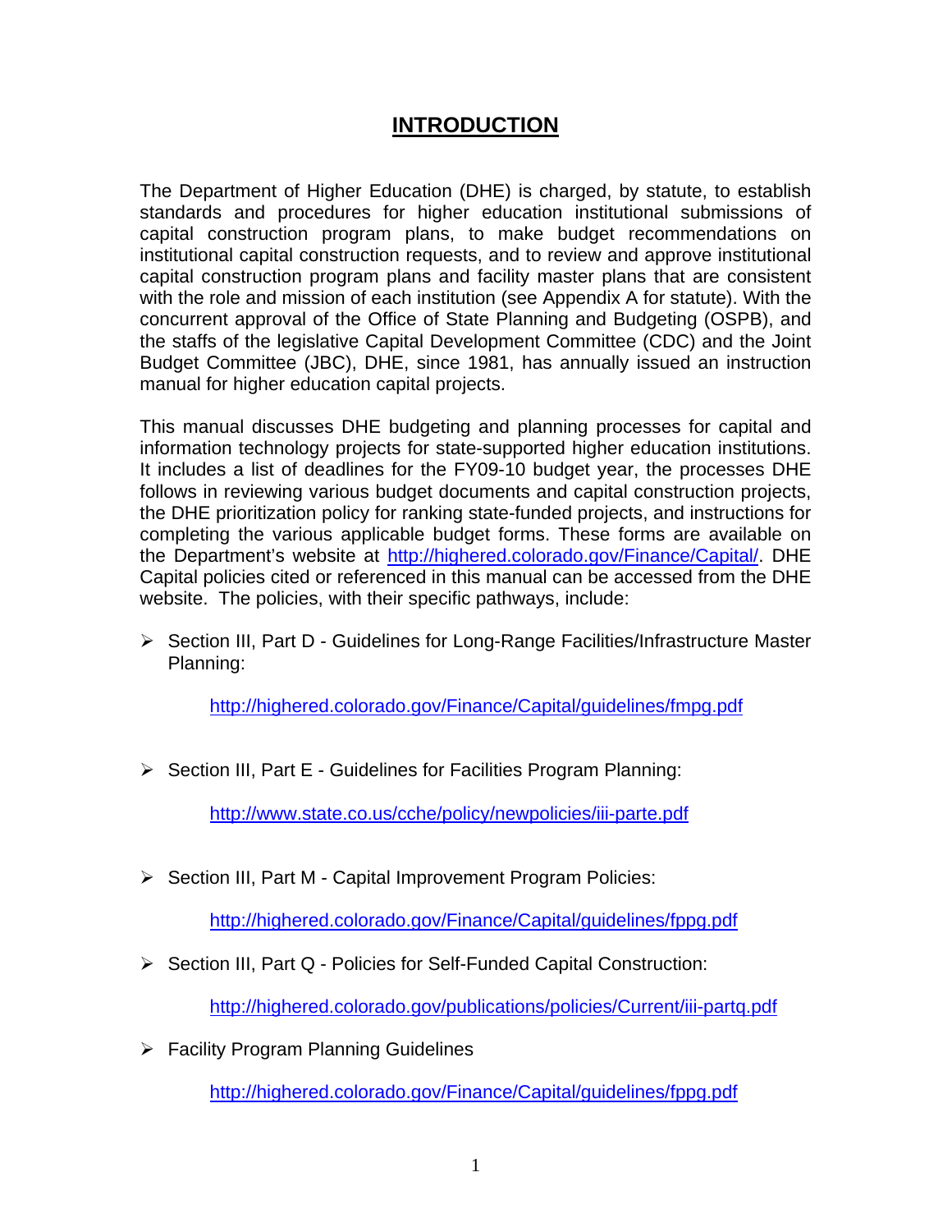# INTRODUCTION

The Department of Higher Education (DHE) is charged, by statute, to establish standards and procedures for higher education institutional submissions of capital construction program plans, to make budget recommendations on institutional capital construction requests, and to review and approve institutional capital construction program plans and facility master plans that are consistent with the role and mission of each institution (see Appendix A for statute). With the concurrent approval of the Office of State Planning and Budgeting (OSPB), and the staffs of the legislative Capital Development Committee (CDC) and the Joint Budget Committee (JBC), DHE, since 1981, has annually issued an instruction manual for higher education capital projects.

This manual discusses DHE budgeting and planning processes for capital and information technology projects for state-supported higher education institutions. It includes a list of deadlines for the FY09-10 budget year, the processes DHE follows in reviewing various budget documents and capital construction projects, the DHE prioritization policy for ranking state-funded projects, and instructions for completing the various applicable budget forms. These forms are available on the Department's website at http://highered.colorado.gov/Finance/Capital/. DHE Capital policies cited or referenced in this manual can be accessed from the DHE website. The policies, with their specific pathways, include:

- Section III, Part D - Guidelines for Long-Range Facilities/Infrastructure Master Planning:

  http://highered.colorado.gov/Finance/Capital/guidelines/fmpg.pdf

- Section III, Part E - Guidelines for Facilities Program Planning:

  http://www.state.co.us/cche/policy/newpolicies/iii-parte.pdf

- Section III, Part M - Capital Improvement Program Policies:

  http://highered.colorado.gov/Finance/Capital/guidelines/fppg.pdf

- Section III, Part Q - Policies for Self-Funded Capital Construction:

  http://highered.colorado.gov/publications/policies/Current/iii-partq.pdf

- Facility Program Planning Guidelines

  http://highered.colorado.gov/Finance/Capital/guidelines/fppg.pdf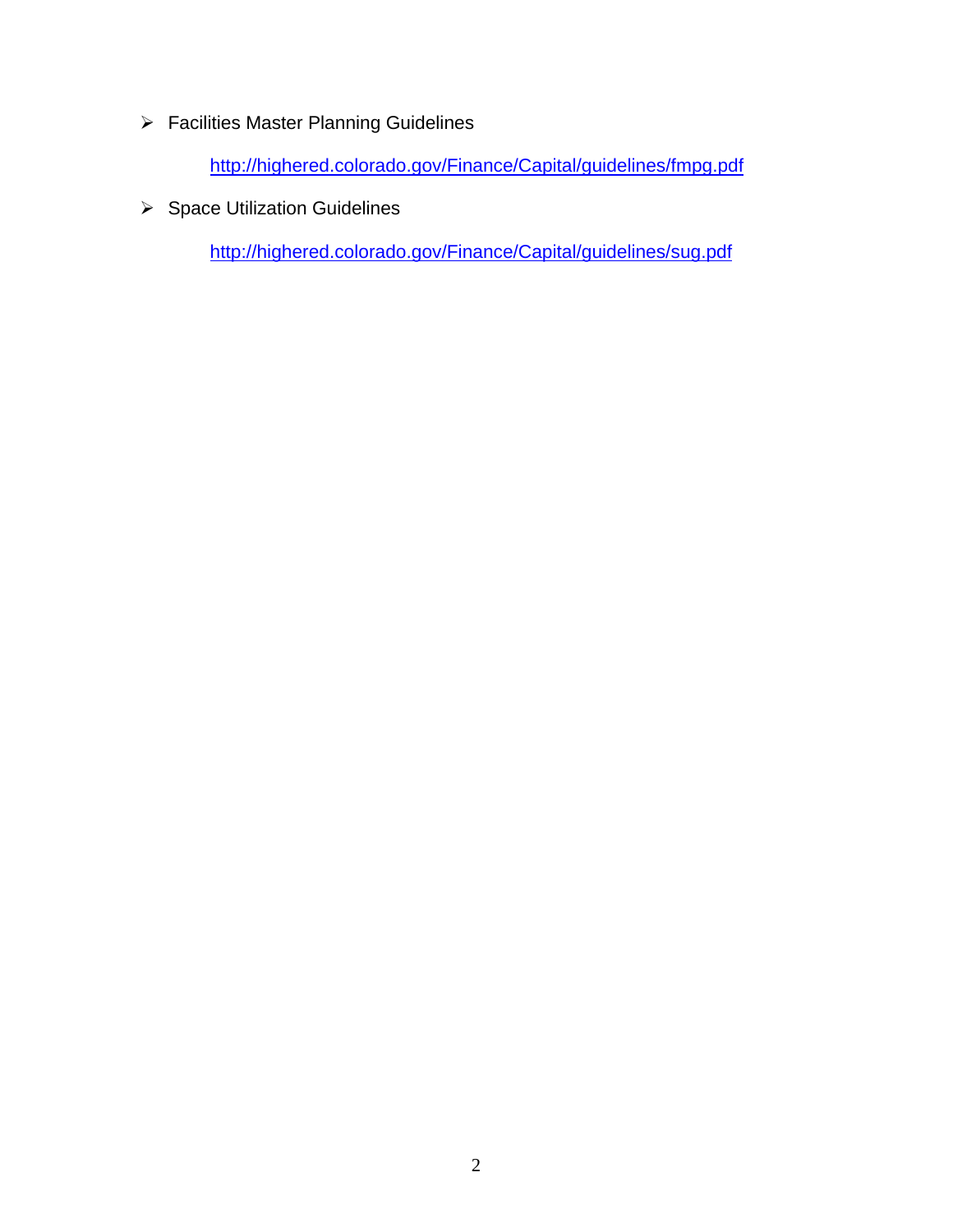- Facilities Master Planning Guidelines

  http://highered.colorado.gov/Finance/Capital/guidelines/fmpg.pdf

- Space Utilization Guidelines

  http://highered.colorado.gov/Finance/Capital/guidelines/sug.pdf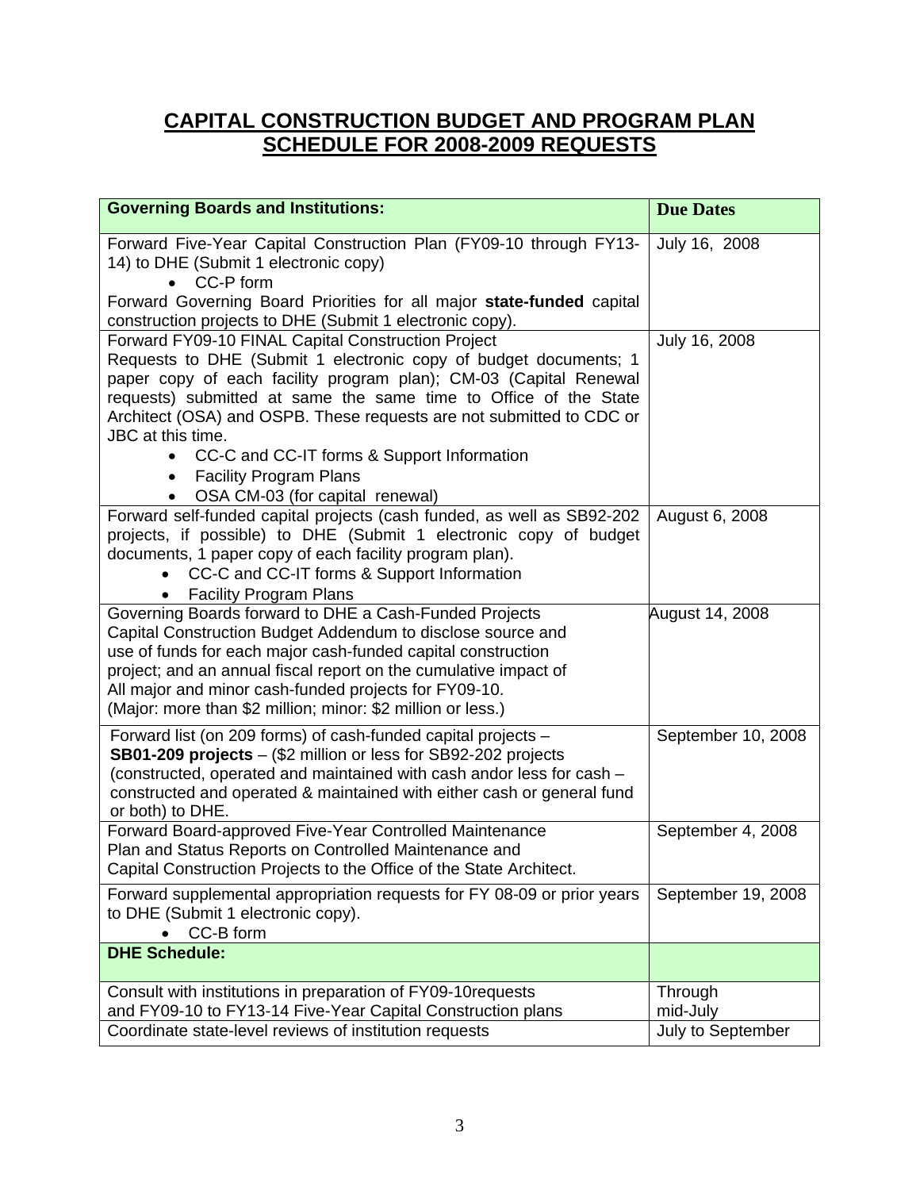# CAPITAL CONSTRUCTION BUDGET AND PROGRAM PLAN SCHEDULE FOR 2008-2009 REQUESTS

| Governing Boards and Institutions: | Due Dates |
|---|---|
| Forward Five-Year Capital Construction Plan (FY09-10 through FY13-14) to DHE (Submit 1 electronic copy)<br>• CC-P form<br>Forward Governing Board Priorities for all major **state-funded** capital construction projects to DHE (Submit 1 electronic copy). | July 16, 2008 |
| Forward FY09-10 FINAL Capital Construction Project Requests to DHE (Submit 1 electronic copy of budget documents; 1 paper copy of each facility program plan); CM-03 (Capital Renewal requests) submitted at same the same time to Office of the State Architect (OSA) and OSPB. These requests are not submitted to CDC or JBC at this time.<br>• CC-C and CC-IT forms & Support Information<br>• Facility Program Plans<br>• OSA CM-03 (for capital renewal) | July 16, 2008 |
| Forward self-funded capital projects (cash funded, as well as SB92-202 projects, if possible) to DHE (Submit 1 electronic copy of budget documents, 1 paper copy of each facility program plan).<br>• CC-C and CC-IT forms & Support Information<br>• Facility Program Plans | August 6, 2008 |
| Governing Boards forward to DHE a Cash-Funded Projects Capital Construction Budget Addendum to disclose source and use of funds for each major cash-funded capital construction project; and an annual fiscal report on the cumulative impact of All major and minor cash-funded projects for FY09-10.<br>(Major: more than $2 million; minor: $2 million or less.) | August 14, 2008 |
| Forward list (on 209 forms) of cash-funded capital projects – **SB01-209 projects** – ($2 million or less for SB92-202 projects (constructed, operated and maintained with cash andor less for cash – constructed and operated & maintained with either cash or general fund or both) to DHE. | September 10, 2008 |
| Forward Board-approved Five-Year Controlled Maintenance Plan and Status Reports on Controlled Maintenance and Capital Construction Projects to the Office of the State Architect. | September 4, 2008 |
| Forward supplemental appropriation requests for FY 08-09 or prior years to DHE (Submit 1 electronic copy).<br>• CC-B form | September 19, 2008 |
| **DHE Schedule:** | |
| Consult with institutions in preparation of FY09-10requests and FY09-10 to FY13-14 Five-Year Capital Construction plans | Through mid-July |
| Coordinate state-level reviews of institution requests | July to September |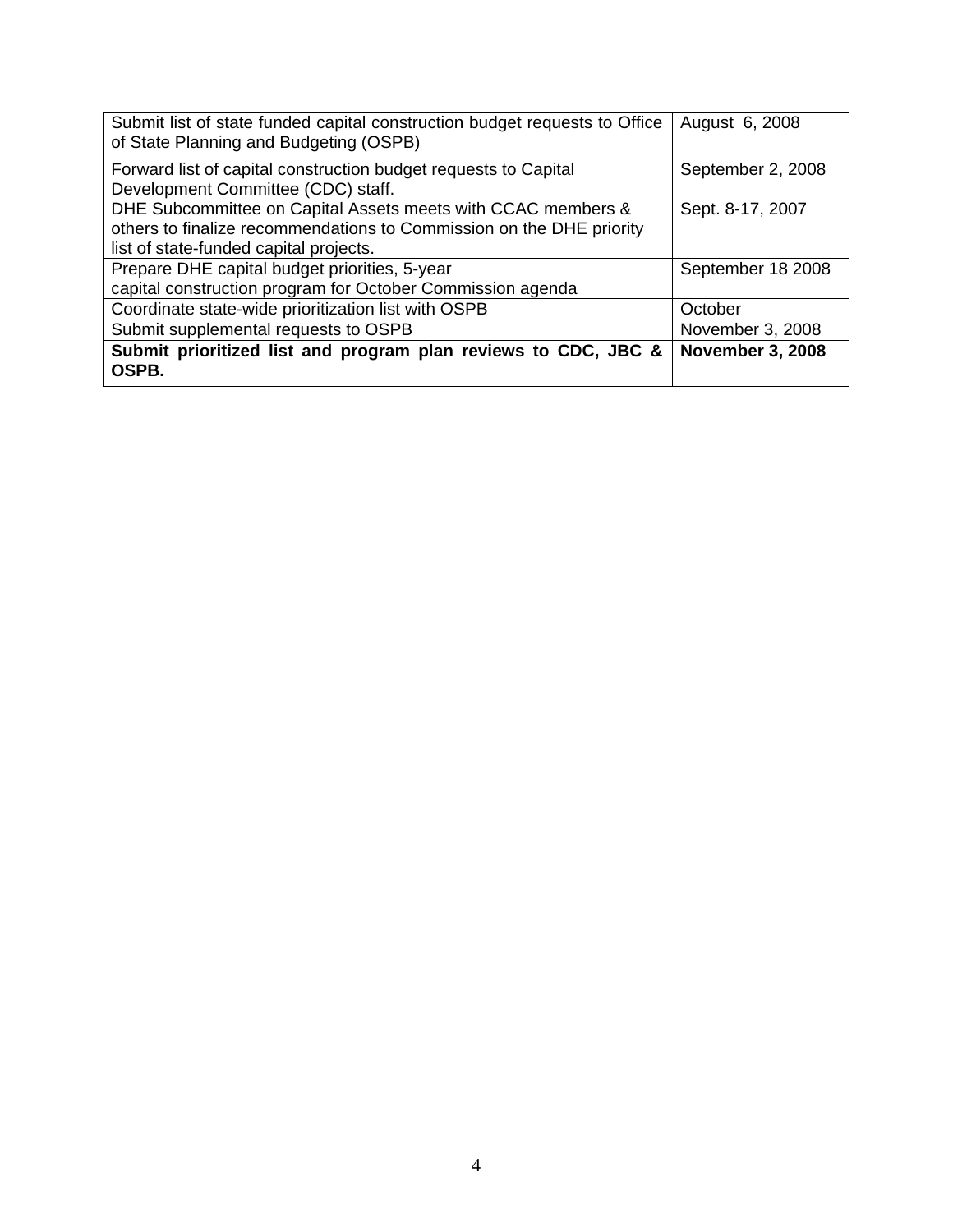| | |
|---|---|
| Submit list of state funded capital construction budget requests to Office of State Planning and Budgeting (OSPB) | August 6, 2008 |
| Forward list of capital construction budget requests to Capital Development Committee (CDC) staff.<br>DHE Subcommittee on Capital Assets meets with CCAC members & others to finalize recommendations to Commission on the DHE priority list of state-funded capital projects. | September 2, 2008<br><br>Sept. 8-17, 2007 |
| Prepare DHE capital budget priorities, 5-year capital construction program for October Commission agenda | September 18 2008 |
| Coordinate state-wide prioritization list with OSPB | October |
| Submit supplemental requests to OSPB | November 3, 2008 |
| **Submit prioritized list and program plan reviews to CDC, JBC & OSPB.** | **November 3, 2008** |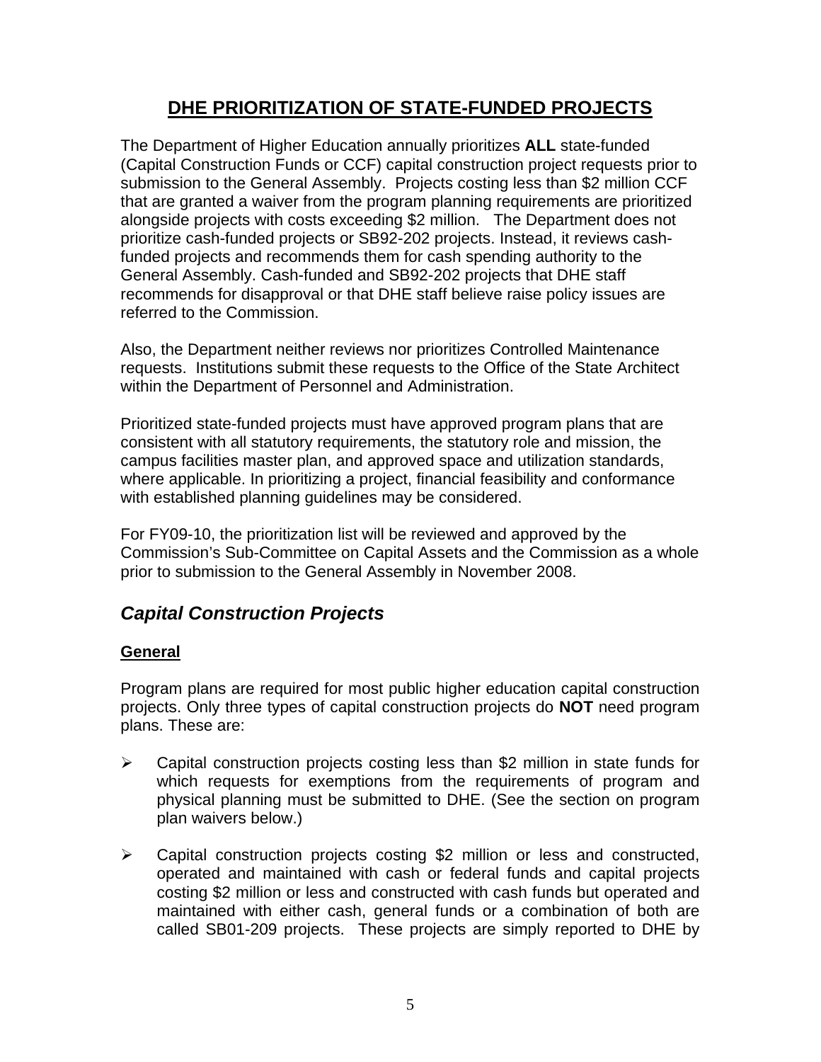## DHE PRIORITIZATION OF STATE-FUNDED PROJECTS

The Department of Higher Education annually prioritizes **ALL** state-funded (Capital Construction Funds or CCF) capital construction project requests prior to submission to the General Assembly. Projects costing less than $2 million CCF that are granted a waiver from the program planning requirements are prioritized alongside projects with costs exceeding $2 million. The Department does not prioritize cash-funded projects or SB92-202 projects. Instead, it reviews cash-funded projects and recommends them for cash spending authority to the General Assembly. Cash-funded and SB92-202 projects that DHE staff recommends for disapproval or that DHE staff believe raise policy issues are referred to the Commission.

Also, the Department neither reviews nor prioritizes Controlled Maintenance requests. Institutions submit these requests to the Office of the State Architect within the Department of Personnel and Administration.

Prioritized state-funded projects must have approved program plans that are consistent with all statutory requirements, the statutory role and mission, the campus facilities master plan, and approved space and utilization standards, where applicable. In prioritizing a project, financial feasibility and conformance with established planning guidelines may be considered.

For FY09-10, the prioritization list will be reviewed and approved by the Commission's Sub-Committee on Capital Assets and the Commission as a whole prior to submission to the General Assembly in November 2008.

## *Capital Construction Projects*

### General

Program plans are required for most public higher education capital construction projects. Only three types of capital construction projects do **NOT** need program plans. These are:

- Capital construction projects costing less than $2 million in state funds for which requests for exemptions from the requirements of program and physical planning must be submitted to DHE. (See the section on program plan waivers below.)

- Capital construction projects costing $2 million or less and constructed, operated and maintained with cash or federal funds and capital projects costing $2 million or less and constructed with cash funds but operated and maintained with either cash, general funds or a combination of both are called SB01-209 projects. These projects are simply reported to DHE by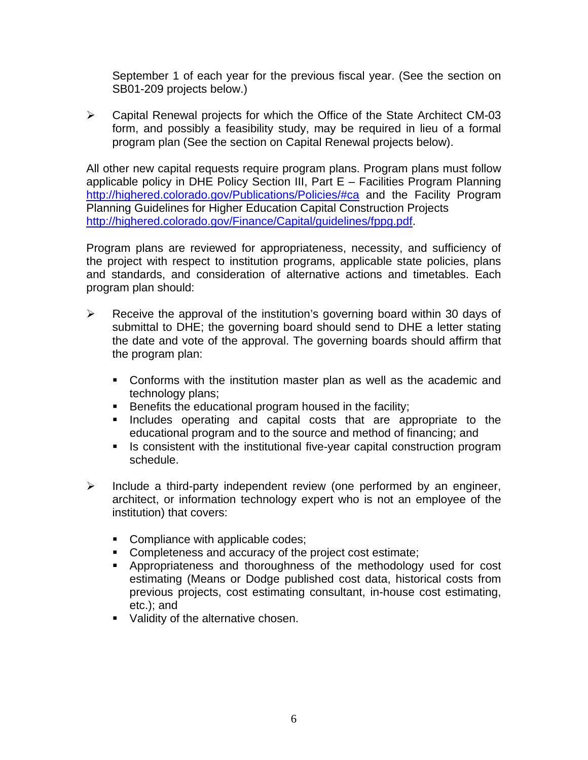September 1 of each year for the previous fiscal year. (See the section on SB01-209 projects below.)

- Capital Renewal projects for which the Office of the State Architect CM-03 form, and possibly a feasibility study, may be required in lieu of a formal program plan (See the section on Capital Renewal projects below).

All other new capital requests require program plans. Program plans must follow applicable policy in DHE Policy Section III, Part E – Facilities Program Planning http://highered.colorado.gov/Publications/Policies/#ca and the Facility Program Planning Guidelines for Higher Education Capital Construction Projects http://highered.colorado.gov/Finance/Capital/guidelines/fppg.pdf.

Program plans are reviewed for appropriateness, necessity, and sufficiency of the project with respect to institution programs, applicable state policies, plans and standards, and consideration of alternative actions and timetables. Each program plan should:

- Receive the approval of the institution's governing board within 30 days of submittal to DHE; the governing board should send to DHE a letter stating the date and vote of the approval. The governing boards should affirm that the program plan:
  - Conforms with the institution master plan as well as the academic and technology plans;
  - Benefits the educational program housed in the facility;
  - Includes operating and capital costs that are appropriate to the educational program and to the source and method of financing; and
  - Is consistent with the institutional five-year capital construction program schedule.

- Include a third-party independent review (one performed by an engineer, architect, or information technology expert who is not an employee of the institution) that covers:
  - Compliance with applicable codes;
  - Completeness and accuracy of the project cost estimate;
  - Appropriateness and thoroughness of the methodology used for cost estimating (Means or Dodge published cost data, historical costs from previous projects, cost estimating consultant, in-house cost estimating, etc.); and
  - Validity of the alternative chosen.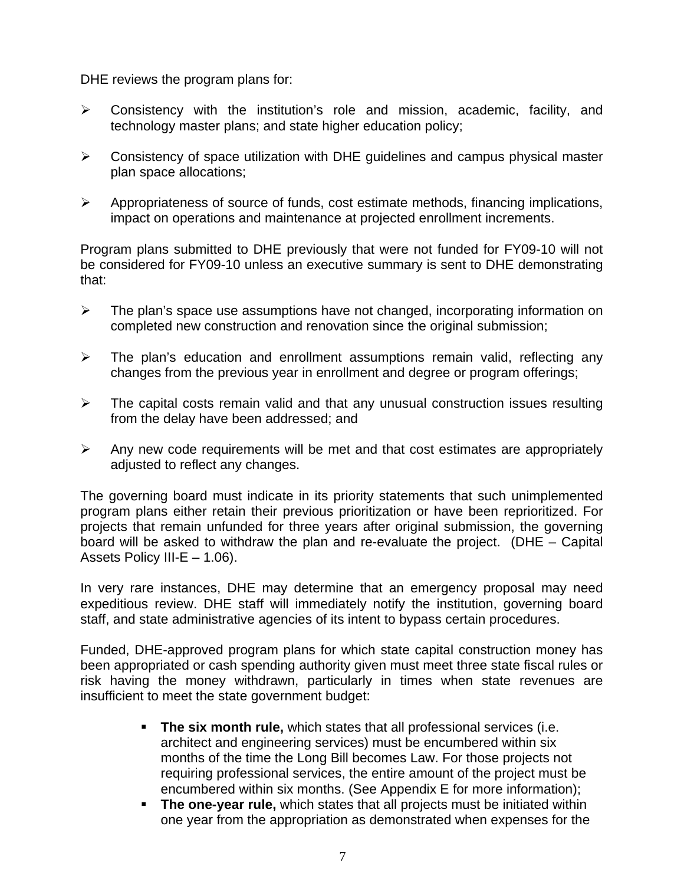DHE reviews the program plans for:

- Consistency with the institution's role and mission, academic, facility, and technology master plans; and state higher education policy;
- Consistency of space utilization with DHE guidelines and campus physical master plan space allocations;
- Appropriateness of source of funds, cost estimate methods, financing implications, impact on operations and maintenance at projected enrollment increments.

Program plans submitted to DHE previously that were not funded for FY09-10 will not be considered for FY09-10 unless an executive summary is sent to DHE demonstrating that:

- The plan's space use assumptions have not changed, incorporating information on completed new construction and renovation since the original submission;
- The plan's education and enrollment assumptions remain valid, reflecting any changes from the previous year in enrollment and degree or program offerings;
- The capital costs remain valid and that any unusual construction issues resulting from the delay have been addressed; and
- Any new code requirements will be met and that cost estimates are appropriately adjusted to reflect any changes.

The governing board must indicate in its priority statements that such unimplemented program plans either retain their previous prioritization or have been reprioritized. For projects that remain unfunded for three years after original submission, the governing board will be asked to withdraw the plan and re-evaluate the project. (DHE – Capital Assets Policy III-E – 1.06).

In very rare instances, DHE may determine that an emergency proposal may need expeditious review. DHE staff will immediately notify the institution, governing board staff, and state administrative agencies of its intent to bypass certain procedures.

Funded, DHE-approved program plans for which state capital construction money has been appropriated or cash spending authority given must meet three state fiscal rules or risk having the money withdrawn, particularly in times when state revenues are insufficient to meet the state government budget:

- **The six month rule,** which states that all professional services (i.e. architect and engineering services) must be encumbered within six months of the time the Long Bill becomes Law. For those projects not requiring professional services, the entire amount of the project must be encumbered within six months. (See Appendix E for more information);
- **The one-year rule,** which states that all projects must be initiated within one year from the appropriation as demonstrated when expenses for the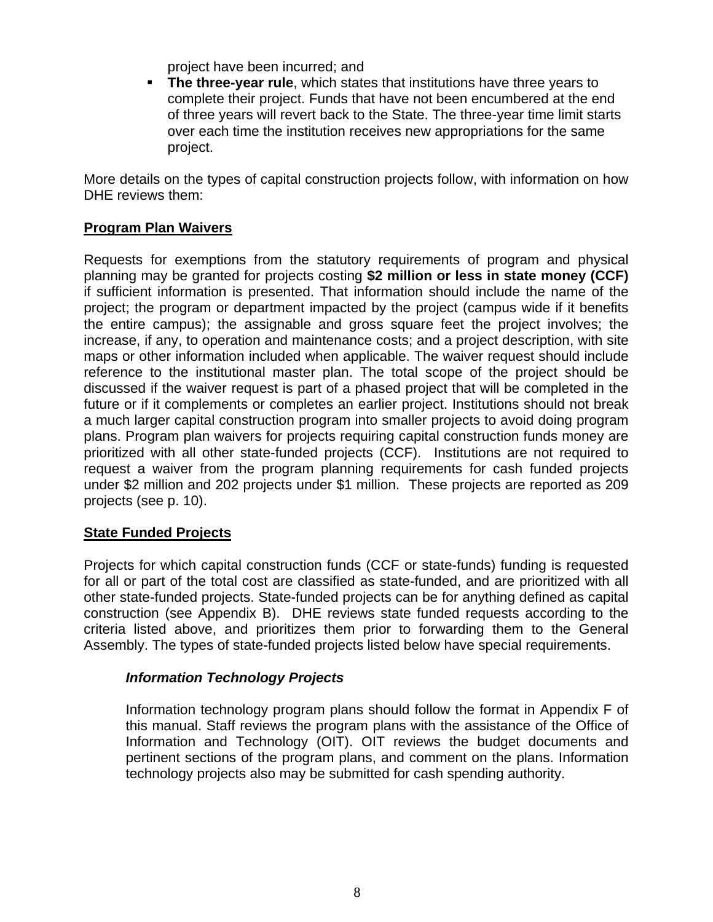project have been incurred; and

- **The three-year rule**, which states that institutions have three years to complete their project. Funds that have not been encumbered at the end of three years will revert back to the State. The three-year time limit starts over each time the institution receives new appropriations for the same project.

More details on the types of capital construction projects follow, with information on how DHE reviews them:

## Program Plan Waivers

Requests for exemptions from the statutory requirements of program and physical planning may be granted for projects costing **$2 million or less in state money (CCF)** if sufficient information is presented. That information should include the name of the project; the program or department impacted by the project (campus wide if it benefits the entire campus); the assignable and gross square feet the project involves; the increase, if any, to operation and maintenance costs; and a project description, with site maps or other information included when applicable. The waiver request should include reference to the institutional master plan. The total scope of the project should be discussed if the waiver request is part of a phased project that will be completed in the future or if it complements or completes an earlier project. Institutions should not break a much larger capital construction program into smaller projects to avoid doing program plans. Program plan waivers for projects requiring capital construction funds money are prioritized with all other state-funded projects (CCF). Institutions are not required to request a waiver from the program planning requirements for cash funded projects under $2 million and 202 projects under $1 million. These projects are reported as 209 projects (see p. 10).

## State Funded Projects

Projects for which capital construction funds (CCF or state-funds) funding is requested for all or part of the total cost are classified as state-funded, and are prioritized with all other state-funded projects. State-funded projects can be for anything defined as capital construction (see Appendix B). DHE reviews state funded requests according to the criteria listed above, and prioritizes them prior to forwarding them to the General Assembly. The types of state-funded projects listed below have special requirements.

### *Information Technology Projects*

Information technology program plans should follow the format in Appendix F of this manual. Staff reviews the program plans with the assistance of the Office of Information and Technology (OIT). OIT reviews the budget documents and pertinent sections of the program plans, and comment on the plans. Information technology projects also may be submitted for cash spending authority.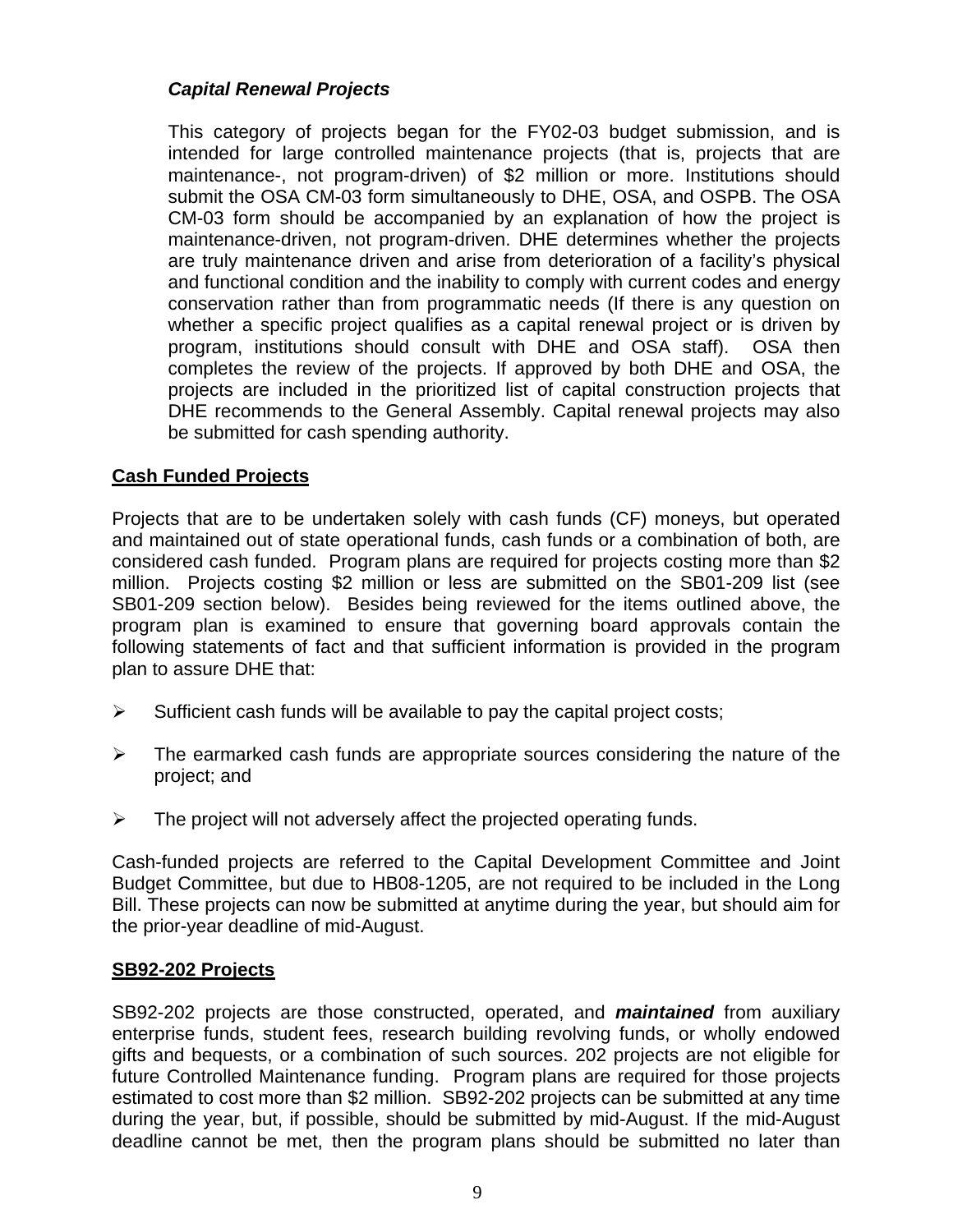***Capital Renewal Projects***

This category of projects began for the FY02-03 budget submission, and is intended for large controlled maintenance projects (that is, projects that are maintenance-, not program-driven) of $2 million or more. Institutions should submit the OSA CM-03 form simultaneously to DHE, OSA, and OSPB. The OSA CM-03 form should be accompanied by an explanation of how the project is maintenance-driven, not program-driven. DHE determines whether the projects are truly maintenance driven and arise from deterioration of a facility's physical and functional condition and the inability to comply with current codes and energy conservation rather than from programmatic needs (If there is any question on whether a specific project qualifies as a capital renewal project or is driven by program, institutions should consult with DHE and OSA staff). OSA then completes the review of the projects. If approved by both DHE and OSA, the projects are included in the prioritized list of capital construction projects that DHE recommends to the General Assembly. Capital renewal projects may also be submitted for cash spending authority.

**<u>Cash Funded Projects</u>**

Projects that are to be undertaken solely with cash funds (CF) moneys, but operated and maintained out of state operational funds, cash funds or a combination of both, are considered cash funded. Program plans are required for projects costing more than $2 million. Projects costing $2 million or less are submitted on the SB01-209 list (see SB01-209 section below). Besides being reviewed for the items outlined above, the program plan is examined to ensure that governing board approvals contain the following statements of fact and that sufficient information is provided in the program plan to assure DHE that:

- Sufficient cash funds will be available to pay the capital project costs;
- The earmarked cash funds are appropriate sources considering the nature of the project; and
- The project will not adversely affect the projected operating funds.

Cash-funded projects are referred to the Capital Development Committee and Joint Budget Committee, but due to HB08-1205, are not required to be included in the Long Bill. These projects can now be submitted at anytime during the year, but should aim for the prior-year deadline of mid-August.

**<u>SB92-202 Projects</u>**

SB92-202 projects are those constructed, operated, and ***maintained*** from auxiliary enterprise funds, student fees, research building revolving funds, or wholly endowed gifts and bequests, or a combination of such sources. 202 projects are not eligible for future Controlled Maintenance funding. Program plans are required for those projects estimated to cost more than $2 million. SB92-202 projects can be submitted at any time during the year, but, if possible, should be submitted by mid-August. If the mid-August deadline cannot be met, then the program plans should be submitted no later than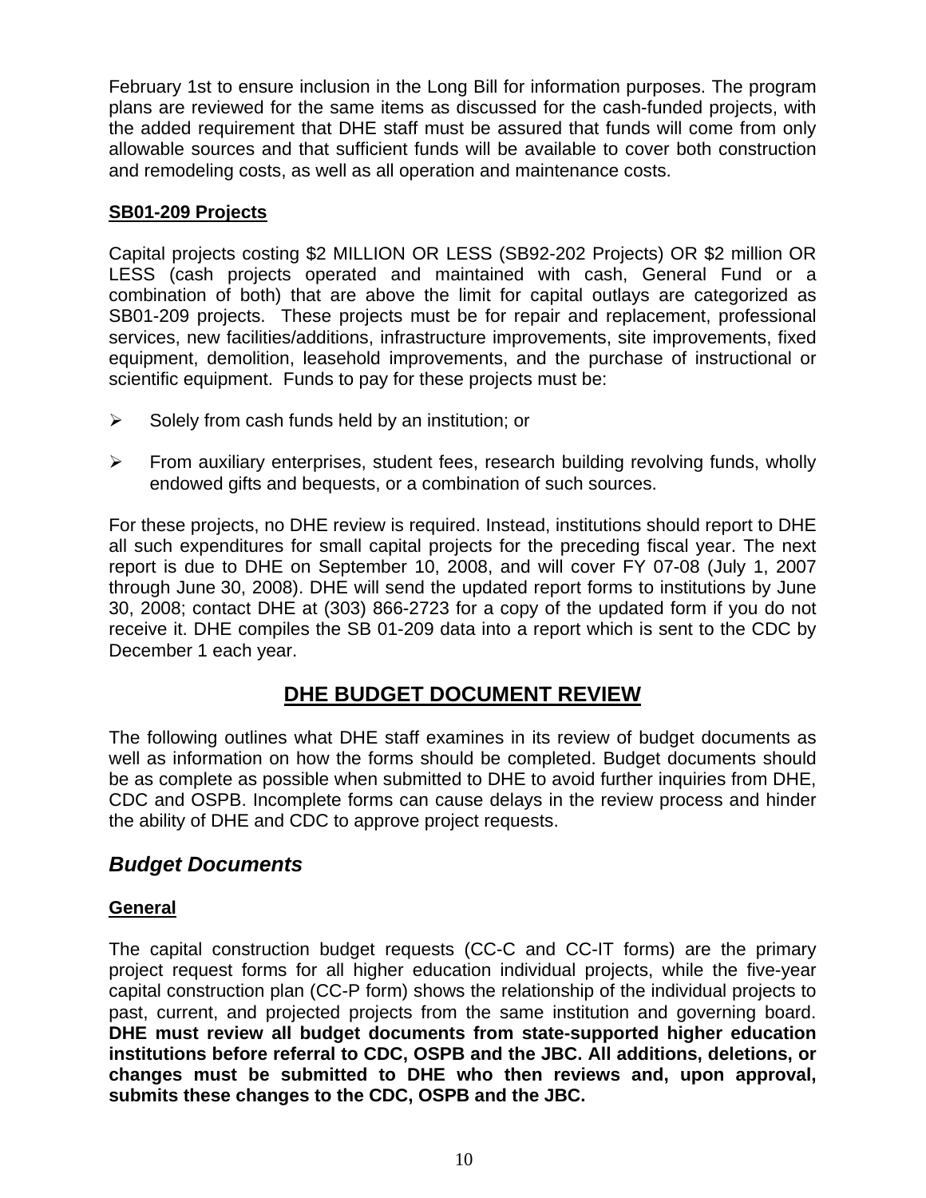February 1st to ensure inclusion in the Long Bill for information purposes. The program plans are reviewed for the same items as discussed for the cash-funded projects, with the added requirement that DHE staff must be assured that funds will come from only allowable sources and that sufficient funds will be available to cover both construction and remodeling costs, as well as all operation and maintenance costs.

**SB01-209 Projects**

Capital projects costing $2 MILLION OR LESS (SB92-202 Projects) OR $2 million OR LESS (cash projects operated and maintained with cash, General Fund or a combination of both) that are above the limit for capital outlays are categorized as SB01-209 projects. These projects must be for repair and replacement, professional services, new facilities/additions, infrastructure improvements, site improvements, fixed equipment, demolition, leasehold improvements, and the purchase of instructional or scientific equipment. Funds to pay for these projects must be:

- Solely from cash funds held by an institution; or
- From auxiliary enterprises, student fees, research building revolving funds, wholly endowed gifts and bequests, or a combination of such sources.

For these projects, no DHE review is required. Instead, institutions should report to DHE all such expenditures for small capital projects for the preceding fiscal year. The next report is due to DHE on September 10, 2008, and will cover FY 07-08 (July 1, 2007 through June 30, 2008). DHE will send the updated report forms to institutions by June 30, 2008; contact DHE at (303) 866-2723 for a copy of the updated form if you do not receive it. DHE compiles the SB 01-209 data into a report which is sent to the CDC by December 1 each year.

# DHE BUDGET DOCUMENT REVIEW

The following outlines what DHE staff examines in its review of budget documents as well as information on how the forms should be completed. Budget documents should be as complete as possible when submitted to DHE to avoid further inquiries from DHE, CDC and OSPB. Incomplete forms can cause delays in the review process and hinder the ability of DHE and CDC to approve project requests.

## *Budget Documents*

**General**

The capital construction budget requests (CC-C and CC-IT forms) are the primary project request forms for all higher education individual projects, while the five-year capital construction plan (CC-P form) shows the relationship of the individual projects to past, current, and projected projects from the same institution and governing board. **DHE must review all budget documents from state-supported higher education institutions before referral to CDC, OSPB and the JBC. All additions, deletions, or changes must be submitted to DHE who then reviews and, upon approval, submits these changes to the CDC, OSPB and the JBC.**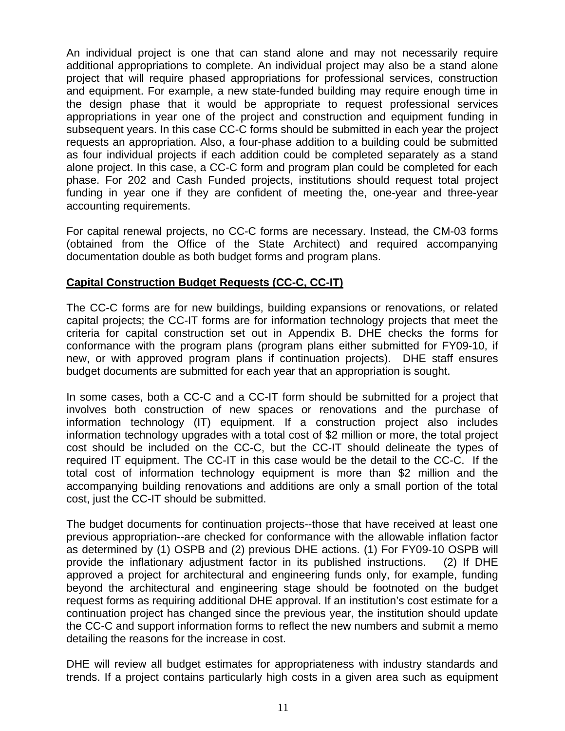An individual project is one that can stand alone and may not necessarily require additional appropriations to complete. An individual project may also be a stand alone project that will require phased appropriations for professional services, construction and equipment. For example, a new state-funded building may require enough time in the design phase that it would be appropriate to request professional services appropriations in year one of the project and construction and equipment funding in subsequent years. In this case CC-C forms should be submitted in each year the project requests an appropriation. Also, a four-phase addition to a building could be submitted as four individual projects if each addition could be completed separately as a stand alone project. In this case, a CC-C form and program plan could be completed for each phase. For 202 and Cash Funded projects, institutions should request total project funding in year one if they are confident of meeting the, one-year and three-year accounting requirements.

For capital renewal projects, no CC-C forms are necessary. Instead, the CM-03 forms (obtained from the Office of the State Architect) and required accompanying documentation double as both budget forms and program plans.

**Capital Construction Budget Requests (CC-C, CC-IT)**

The CC-C forms are for new buildings, building expansions or renovations, or related capital projects; the CC-IT forms are for information technology projects that meet the criteria for capital construction set out in Appendix B. DHE checks the forms for conformance with the program plans (program plans either submitted for FY09-10, if new, or with approved program plans if continuation projects). DHE staff ensures budget documents are submitted for each year that an appropriation is sought.

In some cases, both a CC-C and a CC-IT form should be submitted for a project that involves both construction of new spaces or renovations and the purchase of information technology (IT) equipment. If a construction project also includes information technology upgrades with a total cost of $2 million or more, the total project cost should be included on the CC-C, but the CC-IT should delineate the types of required IT equipment. The CC-IT in this case would be the detail to the CC-C. If the total cost of information technology equipment is more than $2 million and the accompanying building renovations and additions are only a small portion of the total cost, just the CC-IT should be submitted.

The budget documents for continuation projects--those that have received at least one previous appropriation--are checked for conformance with the allowable inflation factor as determined by (1) OSPB and (2) previous DHE actions. (1) For FY09-10 OSPB will provide the inflationary adjustment factor in its published instructions. (2) If DHE approved a project for architectural and engineering funds only, for example, funding beyond the architectural and engineering stage should be footnoted on the budget request forms as requiring additional DHE approval. If an institution's cost estimate for a continuation project has changed since the previous year, the institution should update the CC-C and support information forms to reflect the new numbers and submit a memo detailing the reasons for the increase in cost.

DHE will review all budget estimates for appropriateness with industry standards and trends. If a project contains particularly high costs in a given area such as equipment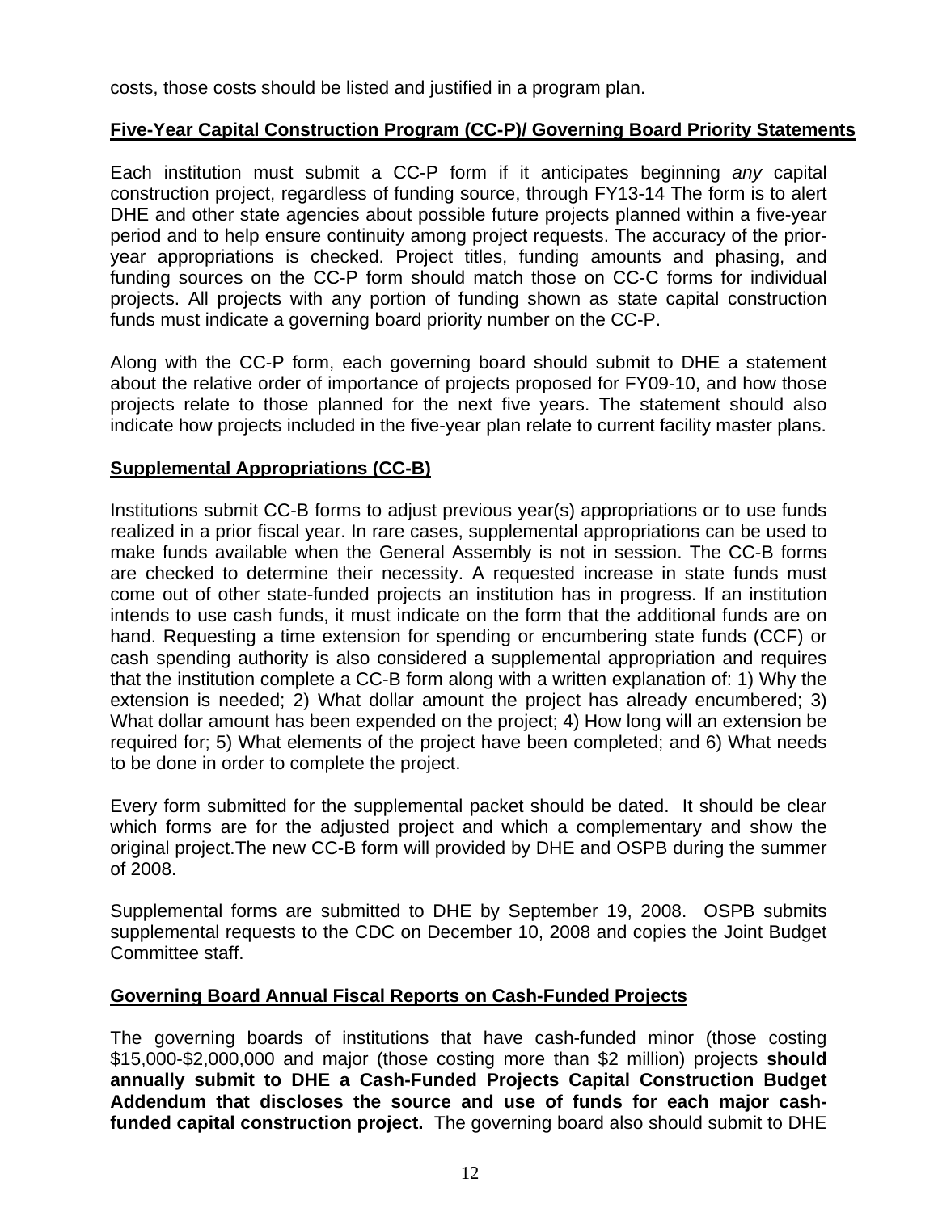costs, those costs should be listed and justified in a program plan.

**Five-Year Capital Construction Program (CC-P)/ Governing Board Priority Statements**

Each institution must submit a CC-P form if it anticipates beginning *any* capital construction project, regardless of funding source, through FY13-14 The form is to alert DHE and other state agencies about possible future projects planned within a five-year period and to help ensure continuity among project requests. The accuracy of the prior-year appropriations is checked. Project titles, funding amounts and phasing, and funding sources on the CC-P form should match those on CC-C forms for individual projects. All projects with any portion of funding shown as state capital construction funds must indicate a governing board priority number on the CC-P.

Along with the CC-P form, each governing board should submit to DHE a statement about the relative order of importance of projects proposed for FY09-10, and how those projects relate to those planned for the next five years. The statement should also indicate how projects included in the five-year plan relate to current facility master plans.

**Supplemental Appropriations (CC-B)**

Institutions submit CC-B forms to adjust previous year(s) appropriations or to use funds realized in a prior fiscal year. In rare cases, supplemental appropriations can be used to make funds available when the General Assembly is not in session. The CC-B forms are checked to determine their necessity. A requested increase in state funds must come out of other state-funded projects an institution has in progress. If an institution intends to use cash funds, it must indicate on the form that the additional funds are on hand. Requesting a time extension for spending or encumbering state funds (CCF) or cash spending authority is also considered a supplemental appropriation and requires that the institution complete a CC-B form along with a written explanation of: 1) Why the extension is needed; 2) What dollar amount the project has already encumbered; 3) What dollar amount has been expended on the project; 4) How long will an extension be required for; 5) What elements of the project have been completed; and 6) What needs to be done in order to complete the project.

Every form submitted for the supplemental packet should be dated. It should be clear which forms are for the adjusted project and which a complementary and show the original project.The new CC-B form will provided by DHE and OSPB during the summer of 2008.

Supplemental forms are submitted to DHE by September 19, 2008. OSPB submits supplemental requests to the CDC on December 10, 2008 and copies the Joint Budget Committee staff.

**Governing Board Annual Fiscal Reports on Cash-Funded Projects**

The governing boards of institutions that have cash-funded minor (those costing $15,000-$2,000,000 and major (those costing more than $2 million) projects **should annually submit to DHE a Cash-Funded Projects Capital Construction Budget Addendum that discloses the source and use of funds for each major cash-funded capital construction project.** The governing board also should submit to DHE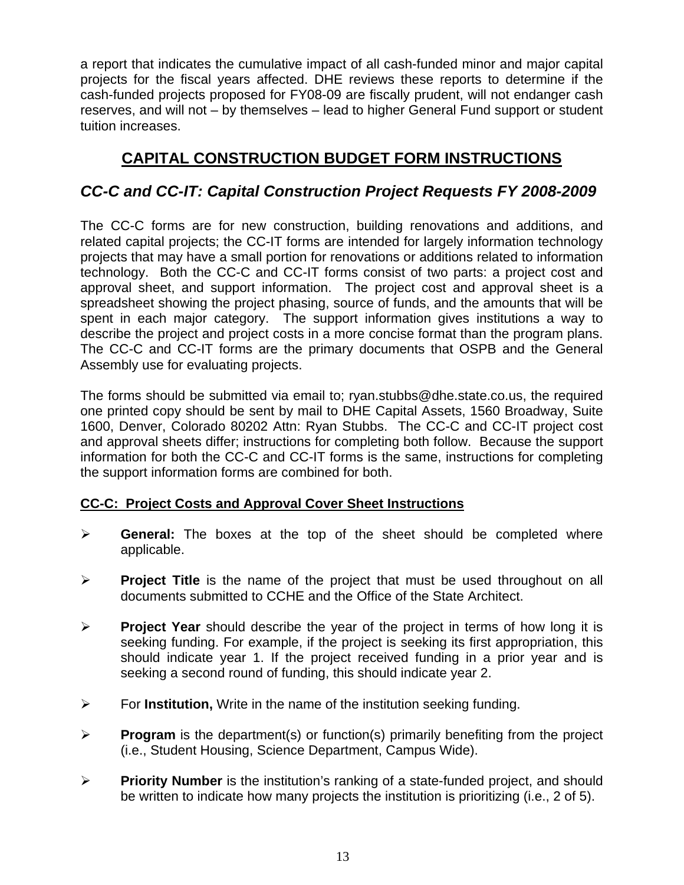a report that indicates the cumulative impact of all cash-funded minor and major capital projects for the fiscal years affected. DHE reviews these reports to determine if the cash-funded projects proposed for FY08-09 are fiscally prudent, will not endanger cash reserves, and will not – by themselves – lead to higher General Fund support or student tuition increases.

# CAPITAL CONSTRUCTION BUDGET FORM INSTRUCTIONS

## *CC-C and CC-IT: Capital Construction Project Requests FY 2008-2009*

The CC-C forms are for new construction, building renovations and additions, and related capital projects; the CC-IT forms are intended for largely information technology projects that may have a small portion for renovations or additions related to information technology. Both the CC-C and CC-IT forms consist of two parts: a project cost and approval sheet, and support information. The project cost and approval sheet is a spreadsheet showing the project phasing, source of funds, and the amounts that will be spent in each major category. The support information gives institutions a way to describe the project and project costs in a more concise format than the program plans. The CC-C and CC-IT forms are the primary documents that OSPB and the General Assembly use for evaluating projects.

The forms should be submitted via email to; ryan.stubbs@dhe.state.co.us, the required one printed copy should be sent by mail to DHE Capital Assets, 1560 Broadway, Suite 1600, Denver, Colorado 80202 Attn: Ryan Stubbs. The CC-C and CC-IT project cost and approval sheets differ; instructions for completing both follow. Because the support information for both the CC-C and CC-IT forms is the same, instructions for completing the support information forms are combined for both.

**CC-C: Project Costs and Approval Cover Sheet Instructions**

- **General:** The boxes at the top of the sheet should be completed where applicable.
- **Project Title** is the name of the project that must be used throughout on all documents submitted to CCHE and the Office of the State Architect.
- **Project Year** should describe the year of the project in terms of how long it is seeking funding. For example, if the project is seeking its first appropriation, this should indicate year 1. If the project received funding in a prior year and is seeking a second round of funding, this should indicate year 2.
- For **Institution,** Write in the name of the institution seeking funding.
- **Program** is the department(s) or function(s) primarily benefiting from the project (i.e., Student Housing, Science Department, Campus Wide).
- **Priority Number** is the institution's ranking of a state-funded project, and should be written to indicate how many projects the institution is prioritizing (i.e., 2 of 5).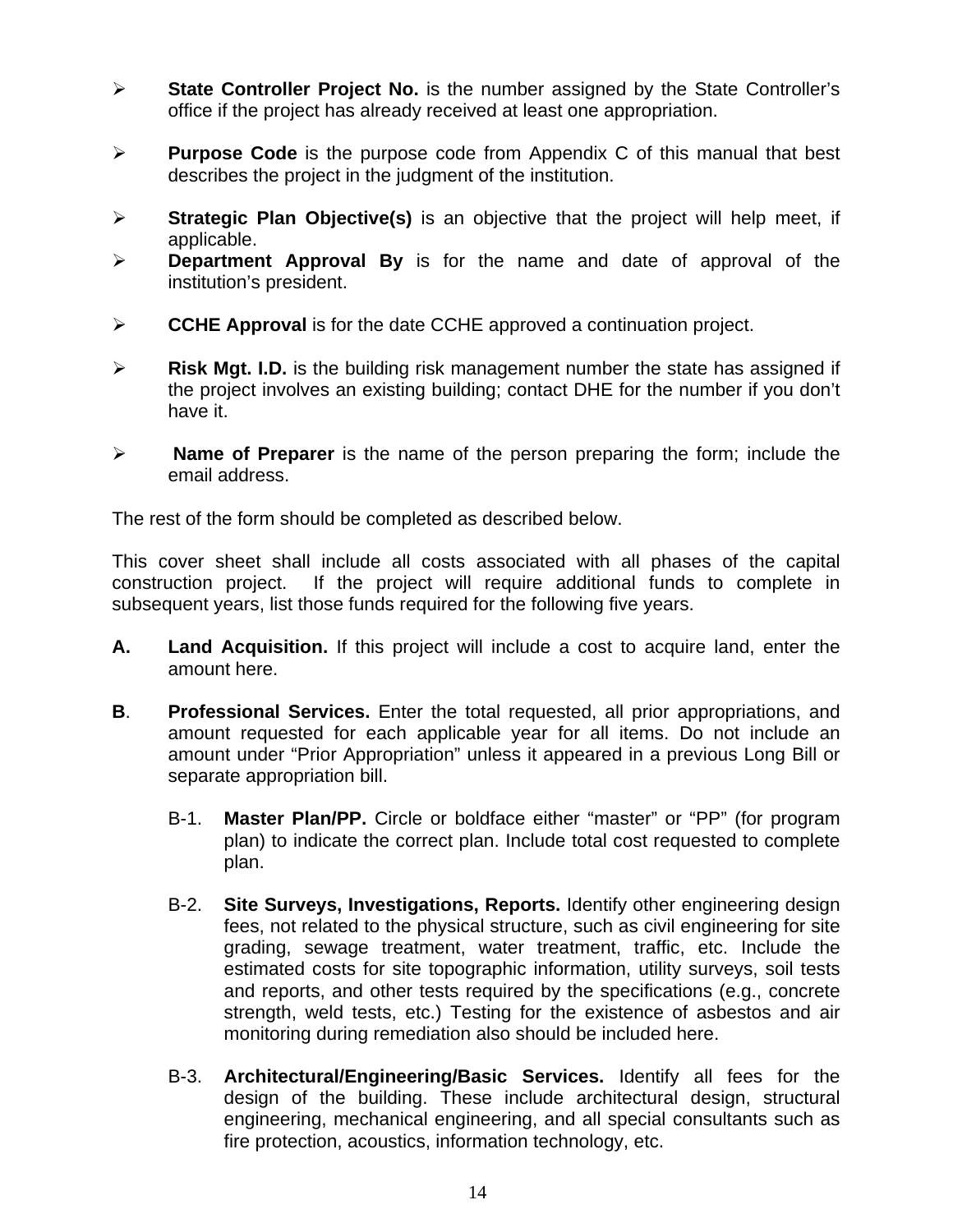- **State Controller Project No.** is the number assigned by the State Controller's office if the project has already received at least one appropriation.

- **Purpose Code** is the purpose code from Appendix C of this manual that best describes the project in the judgment of the institution.

- **Strategic Plan Objective(s)** is an objective that the project will help meet, if applicable.
- **Department Approval By** is for the name and date of approval of the institution's president.

- **CCHE Approval** is for the date CCHE approved a continuation project.

- **Risk Mgt. I.D.** is the building risk management number the state has assigned if the project involves an existing building; contact DHE for the number if you don't have it.

- **Name of Preparer** is the name of the person preparing the form; include the email address.

The rest of the form should be completed as described below.

This cover sheet shall include all costs associated with all phases of the capital construction project. If the project will require additional funds to complete in subsequent years, list those funds required for the following five years.

**A.** **Land Acquisition.** If this project will include a cost to acquire land, enter the amount here.

**B**. **Professional Services.** Enter the total requested, all prior appropriations, and amount requested for each applicable year for all items. Do not include an amount under "Prior Appropriation" unless it appeared in a previous Long Bill or separate appropriation bill.

B-1. **Master Plan/PP.** Circle or boldface either "master" or "PP" (for program plan) to indicate the correct plan. Include total cost requested to complete plan.

B-2. **Site Surveys, Investigations, Reports.** Identify other engineering design fees, not related to the physical structure, such as civil engineering for site grading, sewage treatment, water treatment, traffic, etc. Include the estimated costs for site topographic information, utility surveys, soil tests and reports, and other tests required by the specifications (e.g., concrete strength, weld tests, etc.) Testing for the existence of asbestos and air monitoring during remediation also should be included here.

B-3. **Architectural/Engineering/Basic Services.** Identify all fees for the design of the building. These include architectural design, structural engineering, mechanical engineering, and all special consultants such as fire protection, acoustics, information technology, etc.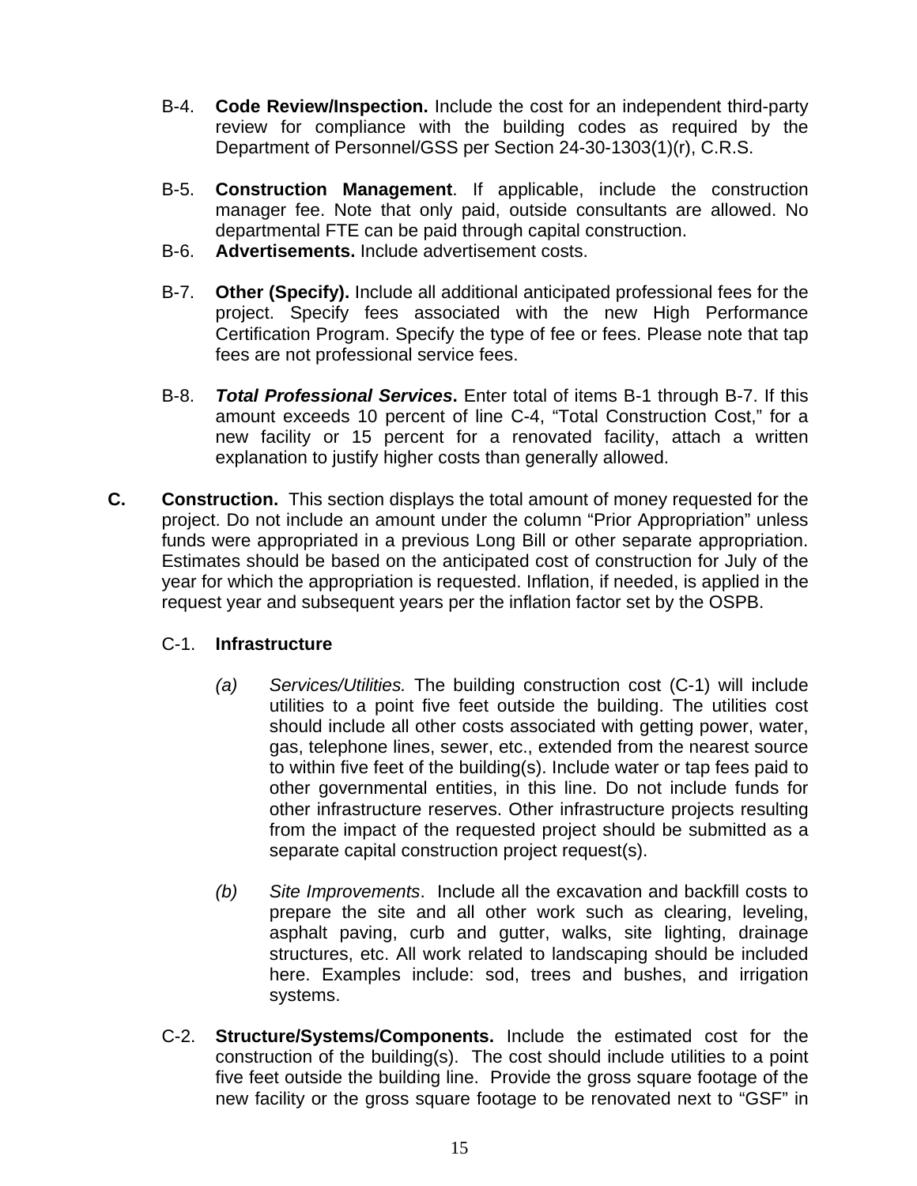B-4. **Code Review/Inspection.** Include the cost for an independent third-party review for compliance with the building codes as required by the Department of Personnel/GSS per Section 24-30-1303(1)(r), C.R.S.

B-5. **Construction Management**. If applicable, include the construction manager fee. Note that only paid, outside consultants are allowed. No departmental FTE can be paid through capital construction.

B-6. **Advertisements.** Include advertisement costs.

B-7. **Other (Specify).** Include all additional anticipated professional fees for the project. Specify fees associated with the new High Performance Certification Program. Specify the type of fee or fees. Please note that tap fees are not professional service fees.

B-8. ***Total Professional Services*****.** Enter total of items B-1 through B-7. If this amount exceeds 10 percent of line C-4, "Total Construction Cost," for a new facility or 15 percent for a renovated facility, attach a written explanation to justify higher costs than generally allowed.

**C. Construction.** This section displays the total amount of money requested for the project. Do not include an amount under the column "Prior Appropriation" unless funds were appropriated in a previous Long Bill or other separate appropriation. Estimates should be based on the anticipated cost of construction for July of the year for which the appropriation is requested. Inflation, if needed, is applied in the request year and subsequent years per the inflation factor set by the OSPB.

C-1. **Infrastructure**

*(a)* *Services/Utilities.* The building construction cost (C-1) will include utilities to a point five feet outside the building. The utilities cost should include all other costs associated with getting power, water, gas, telephone lines, sewer, etc., extended from the nearest source to within five feet of the building(s). Include water or tap fees paid to other governmental entities, in this line. Do not include funds for other infrastructure reserves. Other infrastructure projects resulting from the impact of the requested project should be submitted as a separate capital construction project request(s).

*(b)* *Site Improvements*. Include all the excavation and backfill costs to prepare the site and all other work such as clearing, leveling, asphalt paving, curb and gutter, walks, site lighting, drainage structures, etc. All work related to landscaping should be included here. Examples include: sod, trees and bushes, and irrigation systems.

C-2. **Structure/Systems/Components.** Include the estimated cost for the construction of the building(s). The cost should include utilities to a point five feet outside the building line. Provide the gross square footage of the new facility or the gross square footage to be renovated next to "GSF" in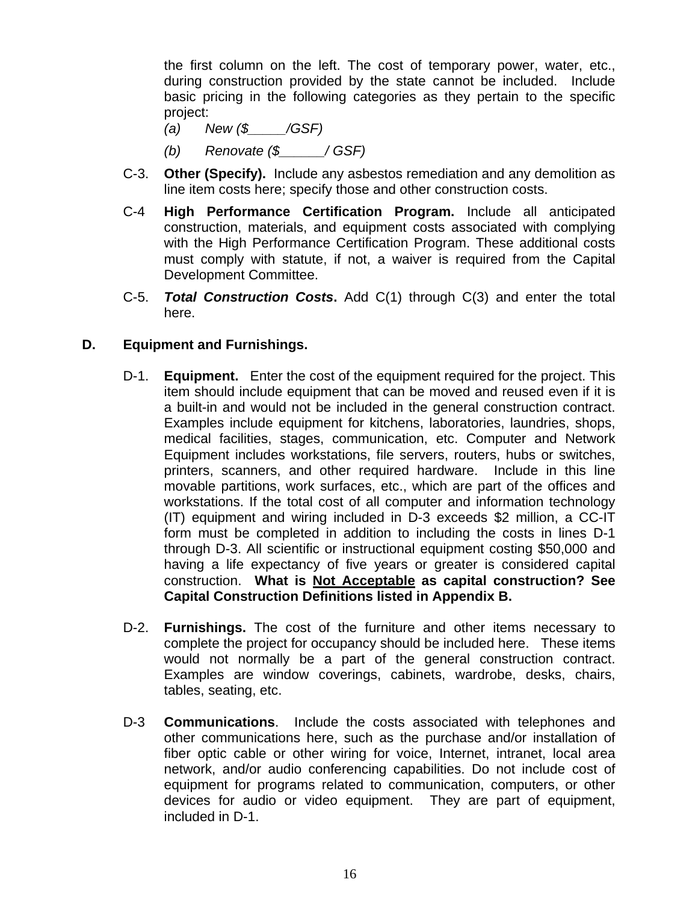the first column on the left. The cost of temporary power, water, etc., during construction provided by the state cannot be included. Include basic pricing in the following categories as they pertain to the specific project:

*(a) New ($_____/GSF)*

*(b) Renovate ($______/ GSF)*

C-3. **Other (Specify).** Include any asbestos remediation and any demolition as line item costs here; specify those and other construction costs.

C-4 **High Performance Certification Program.** Include all anticipated construction, materials, and equipment costs associated with complying with the High Performance Certification Program. These additional costs must comply with statute, if not, a waiver is required from the Capital Development Committee.

C-5. ***Total Construction Costs*.** Add C(1) through C(3) and enter the total here.

## D. Equipment and Furnishings.

D-1. **Equipment.** Enter the cost of the equipment required for the project. This item should include equipment that can be moved and reused even if it is a built-in and would not be included in the general construction contract. Examples include equipment for kitchens, laboratories, laundries, shops, medical facilities, stages, communication, etc. Computer and Network Equipment includes workstations, file servers, routers, hubs or switches, printers, scanners, and other required hardware. Include in this line movable partitions, work surfaces, etc., which are part of the offices and workstations. If the total cost of all computer and information technology (IT) equipment and wiring included in D-3 exceeds $2 million, a CC-IT form must be completed in addition to including the costs in lines D-1 through D-3. All scientific or instructional equipment costing $50,000 and having a life expectancy of five years or greater is considered capital construction. **What is <u>Not Acceptable</u> as capital construction? See Capital Construction Definitions listed in Appendix B.**

D-2. **Furnishings.** The cost of the furniture and other items necessary to complete the project for occupancy should be included here. These items would not normally be a part of the general construction contract. Examples are window coverings, cabinets, wardrobe, desks, chairs, tables, seating, etc.

D-3 **Communications**. Include the costs associated with telephones and other communications here, such as the purchase and/or installation of fiber optic cable or other wiring for voice, Internet, intranet, local area network, and/or audio conferencing capabilities. Do not include cost of equipment for programs related to communication, computers, or other devices for audio or video equipment. They are part of equipment, included in D-1.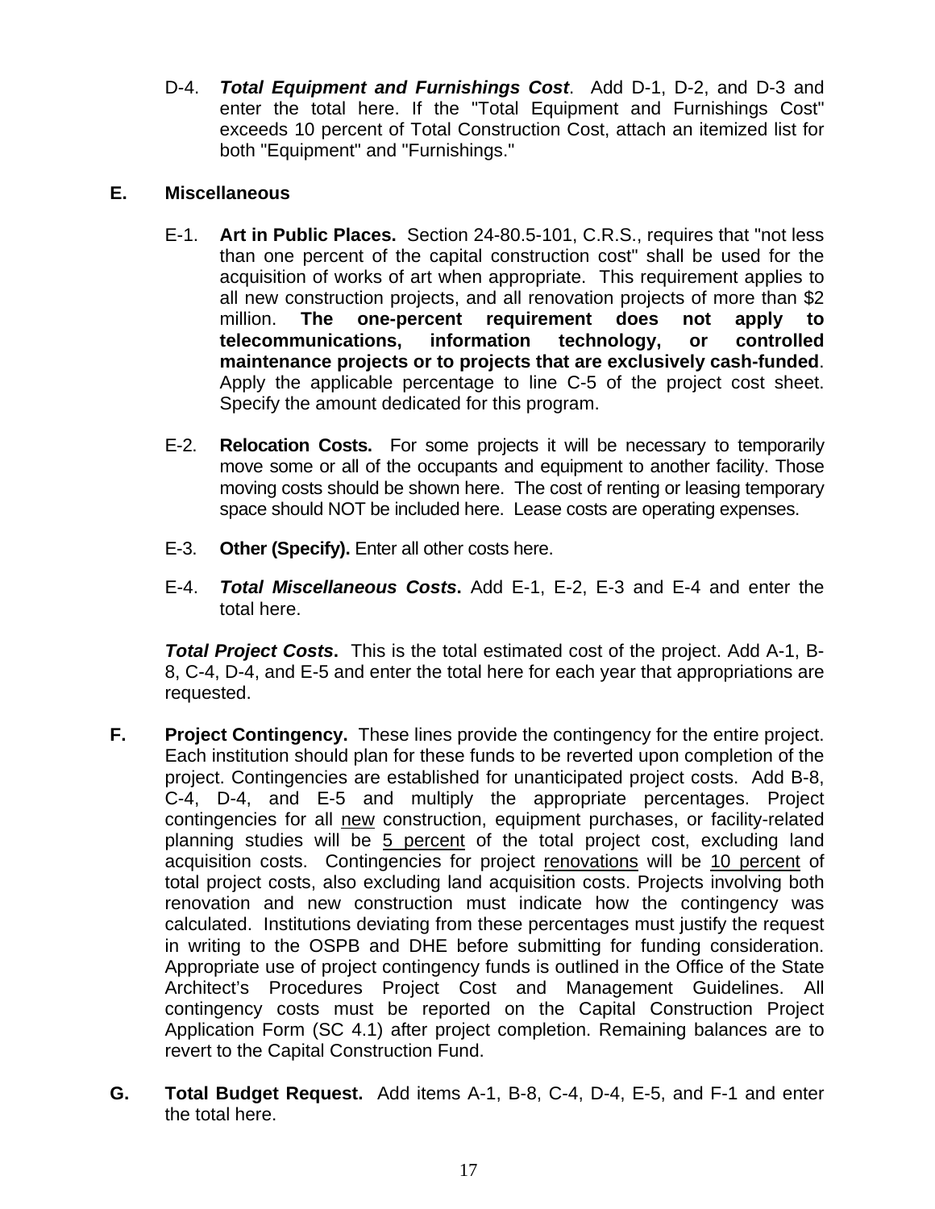D-4. ***Total Equipment and Furnishings Cost***. Add D-1, D-2, and D-3 and enter the total here. If the "Total Equipment and Furnishings Cost" exceeds 10 percent of Total Construction Cost, attach an itemized list for both "Equipment" and "Furnishings."

**E. Miscellaneous**

E-1. **Art in Public Places.** Section 24-80.5-101, C.R.S., requires that "not less than one percent of the capital construction cost" shall be used for the acquisition of works of art when appropriate. This requirement applies to all new construction projects, and all renovation projects of more than $2 million. **The one-percent requirement does not apply to telecommunications, information technology, or controlled maintenance projects or to projects that are exclusively cash-funded**. Apply the applicable percentage to line C-5 of the project cost sheet. Specify the amount dedicated for this program.

E-2. **Relocation Costs.** For some projects it will be necessary to temporarily move some or all of the occupants and equipment to another facility. Those moving costs should be shown here. The cost of renting or leasing temporary space should NOT be included here. Lease costs are operating expenses.

E-3. **Other (Specify).** Enter all other costs here.

E-4. ***Total Miscellaneous Costs*****.** Add E-1, E-2, E-3 and E-4 and enter the total here.

***Total Project Costs*****.** This is the total estimated cost of the project. Add A-1, B-8, C-4, D-4, and E-5 and enter the total here for each year that appropriations are requested.

**F. Project Contingency.** These lines provide the contingency for the entire project. Each institution should plan for these funds to be reverted upon completion of the project. Contingencies are established for unanticipated project costs. Add B-8, C-4, D-4, and E-5 and multiply the appropriate percentages. Project contingencies for all <u>new</u> construction, equipment purchases, or facility-related planning studies will be <u>5 percent</u> of the total project cost, excluding land acquisition costs. Contingencies for project <u>renovations</u> will be <u>10 percent</u> of total project costs, also excluding land acquisition costs. Projects involving both renovation and new construction must indicate how the contingency was calculated. Institutions deviating from these percentages must justify the request in writing to the OSPB and DHE before submitting for funding consideration. Appropriate use of project contingency funds is outlined in the Office of the State Architect's Procedures Project Cost and Management Guidelines. All contingency costs must be reported on the Capital Construction Project Application Form (SC 4.1) after project completion. Remaining balances are to revert to the Capital Construction Fund.

**G. Total Budget Request.** Add items A-1, B-8, C-4, D-4, E-5, and F-1 and enter the total here.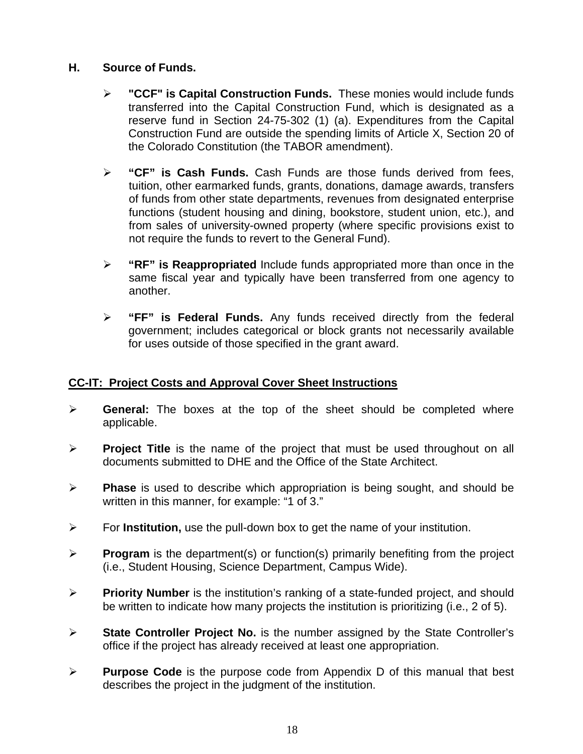## H. Source of Funds.

- **"CCF" is Capital Construction Funds.** These monies would include funds transferred into the Capital Construction Fund, which is designated as a reserve fund in Section 24-75-302 (1) (a). Expenditures from the Capital Construction Fund are outside the spending limits of Article X, Section 20 of the Colorado Constitution (the TABOR amendment).

- **"CF" is Cash Funds.** Cash Funds are those funds derived from fees, tuition, other earmarked funds, grants, donations, damage awards, transfers of funds from other state departments, revenues from designated enterprise functions (student housing and dining, bookstore, student union, etc.), and from sales of university-owned property (where specific provisions exist to not require the funds to revert to the General Fund).

- **"RF" is Reappropriated** Include funds appropriated more than once in the same fiscal year and typically have been transferred from one agency to another.

- **"FF" is Federal Funds.** Any funds received directly from the federal government; includes categorical or block grants not necessarily available for uses outside of those specified in the grant award.

## CC-IT: Project Costs and Approval Cover Sheet Instructions

- **General:** The boxes at the top of the sheet should be completed where applicable.

- **Project Title** is the name of the project that must be used throughout on all documents submitted to DHE and the Office of the State Architect.

- **Phase** is used to describe which appropriation is being sought, and should be written in this manner, for example: "1 of 3."

- For **Institution,** use the pull-down box to get the name of your institution.

- **Program** is the department(s) or function(s) primarily benefiting from the project (i.e., Student Housing, Science Department, Campus Wide).

- **Priority Number** is the institution's ranking of a state-funded project, and should be written to indicate how many projects the institution is prioritizing (i.e., 2 of 5).

- **State Controller Project No.** is the number assigned by the State Controller's office if the project has already received at least one appropriation.

- **Purpose Code** is the purpose code from Appendix D of this manual that best describes the project in the judgment of the institution.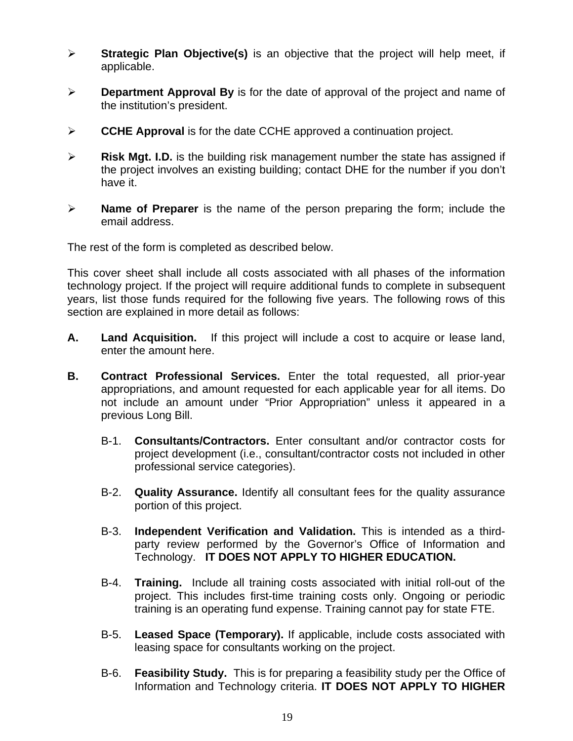- **Strategic Plan Objective(s)** is an objective that the project will help meet, if applicable.

- **Department Approval By** is for the date of approval of the project and name of the institution's president.

- **CCHE Approval** is for the date CCHE approved a continuation project.

- **Risk Mgt. I.D.** is the building risk management number the state has assigned if the project involves an existing building; contact DHE for the number if you don't have it.

- **Name of Preparer** is the name of the person preparing the form; include the email address.

The rest of the form is completed as described below.

This cover sheet shall include all costs associated with all phases of the information technology project. If the project will require additional funds to complete in subsequent years, list those funds required for the following five years. The following rows of this section are explained in more detail as follows:

**A. Land Acquisition.** If this project will include a cost to acquire or lease land, enter the amount here.

**B. Contract Professional Services.** Enter the total requested, all prior-year appropriations, and amount requested for each applicable year for all items. Do not include an amount under "Prior Appropriation" unless it appeared in a previous Long Bill.

B-1. **Consultants/Contractors.** Enter consultant and/or contractor costs for project development (i.e., consultant/contractor costs not included in other professional service categories).

B-2. **Quality Assurance.** Identify all consultant fees for the quality assurance portion of this project.

B-3. **Independent Verification and Validation.** This is intended as a third-party review performed by the Governor's Office of Information and Technology. **IT DOES NOT APPLY TO HIGHER EDUCATION.**

B-4. **Training.** Include all training costs associated with initial roll-out of the project. This includes first-time training costs only. Ongoing or periodic training is an operating fund expense. Training cannot pay for state FTE.

B-5. **Leased Space (Temporary).** If applicable, include costs associated with leasing space for consultants working on the project.

B-6. **Feasibility Study.** This is for preparing a feasibility study per the Office of Information and Technology criteria. **IT DOES NOT APPLY TO HIGHER**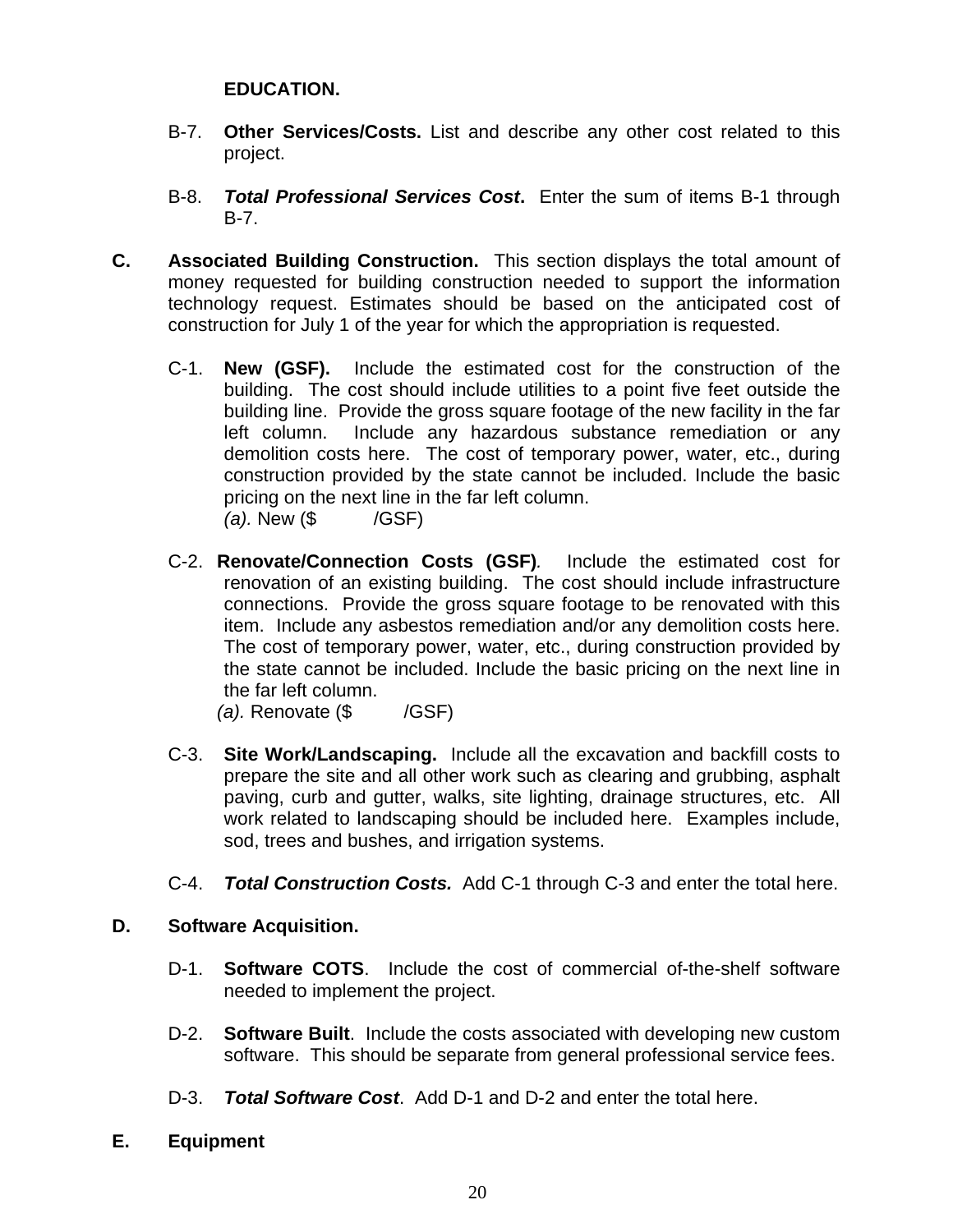**EDUCATION.**

B-7. **Other Services/Costs.** List and describe any other cost related to this project.

B-8. ***Total Professional Services Cost***. Enter the sum of items B-1 through B-7.

**C. Associated Building Construction.** This section displays the total amount of money requested for building construction needed to support the information technology request. Estimates should be based on the anticipated cost of construction for July 1 of the year for which the appropriation is requested.

C-1. **New (GSF).** Include the estimated cost for the construction of the building. The cost should include utilities to a point five feet outside the building line. Provide the gross square footage of the new facility in the far left column. Include any hazardous substance remediation or any demolition costs here. The cost of temporary power, water, etc., during construction provided by the state cannot be included. Include the basic pricing on the next line in the far left column.
*(a).* New ($ /GSF)

C-2. **Renovate/Connection Costs (GSF)**. Include the estimated cost for renovation of an existing building. The cost should include infrastructure connections. Provide the gross square footage to be renovated with this item. Include any asbestos remediation and/or any demolition costs here. The cost of temporary power, water, etc., during construction provided by the state cannot be included. Include the basic pricing on the next line in the far left column.
*(a).* Renovate ($ /GSF)

C-3. **Site Work/Landscaping.** Include all the excavation and backfill costs to prepare the site and all other work such as clearing and grubbing, asphalt paving, curb and gutter, walks, site lighting, drainage structures, etc. All work related to landscaping should be included here. Examples include, sod, trees and bushes, and irrigation systems.

C-4. ***Total Construction Costs.*** Add C-1 through C-3 and enter the total here.

**D. Software Acquisition.**

D-1. **Software COTS**. Include the cost of commercial of-the-shelf software needed to implement the project.

D-2. **Software Built**. Include the costs associated with developing new custom software. This should be separate from general professional service fees.

D-3. ***Total Software Cost***. Add D-1 and D-2 and enter the total here.

**E. Equipment**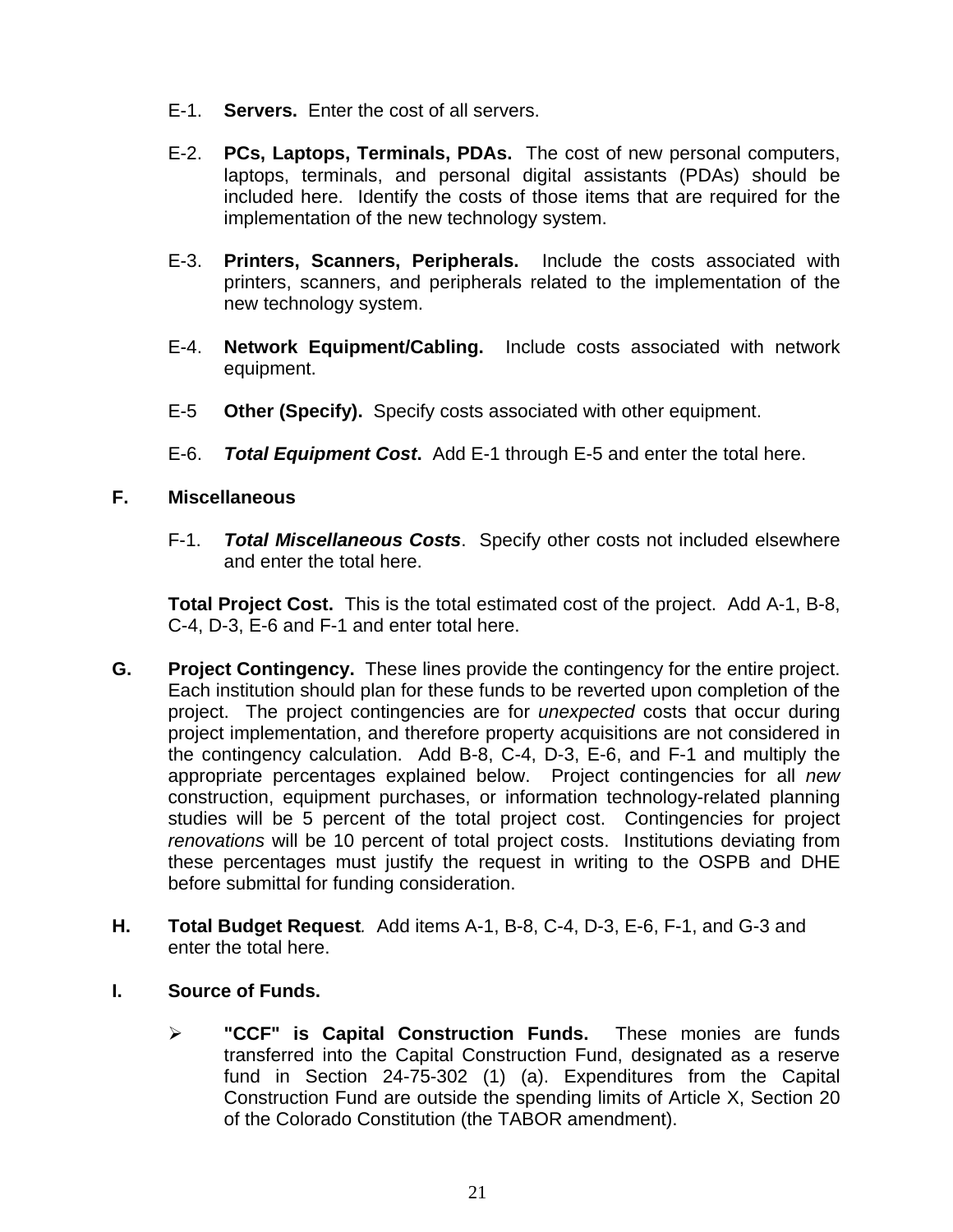E-1. **Servers.** Enter the cost of all servers.

E-2. **PCs, Laptops, Terminals, PDAs.** The cost of new personal computers, laptops, terminals, and personal digital assistants (PDAs) should be included here. Identify the costs of those items that are required for the implementation of the new technology system.

E-3. **Printers, Scanners, Peripherals.** Include the costs associated with printers, scanners, and peripherals related to the implementation of the new technology system.

E-4. **Network Equipment/Cabling.** Include costs associated with network equipment.

E-5 **Other (Specify).** Specify costs associated with other equipment.

E-6. ***Total Equipment Cost*.** Add E-1 through E-5 and enter the total here.

**F. Miscellaneous**

F-1. ***Total Miscellaneous Costs***. Specify other costs not included elsewhere and enter the total here.

**Total Project Cost.** This is the total estimated cost of the project. Add A-1, B-8, C-4, D-3, E-6 and F-1 and enter total here.

**G. Project Contingency.** These lines provide the contingency for the entire project. Each institution should plan for these funds to be reverted upon completion of the project. The project contingencies are for *unexpected* costs that occur during project implementation, and therefore property acquisitions are not considered in the contingency calculation. Add B-8, C-4, D-3, E-6, and F-1 and multiply the appropriate percentages explained below. Project contingencies for all *new* construction, equipment purchases, or information technology-related planning studies will be 5 percent of the total project cost. Contingencies for project *renovations* will be 10 percent of total project costs. Institutions deviating from these percentages must justify the request in writing to the OSPB and DHE before submittal for funding consideration.

**H. Total Budget Request***.* Add items A-1, B-8, C-4, D-3, E-6, F-1, and G-3 and enter the total here.

**I. Source of Funds.**

- **"CCF" is Capital Construction Funds.** These monies are funds transferred into the Capital Construction Fund, designated as a reserve fund in Section 24-75-302 (1) (a). Expenditures from the Capital Construction Fund are outside the spending limits of Article X, Section 20 of the Colorado Constitution (the TABOR amendment).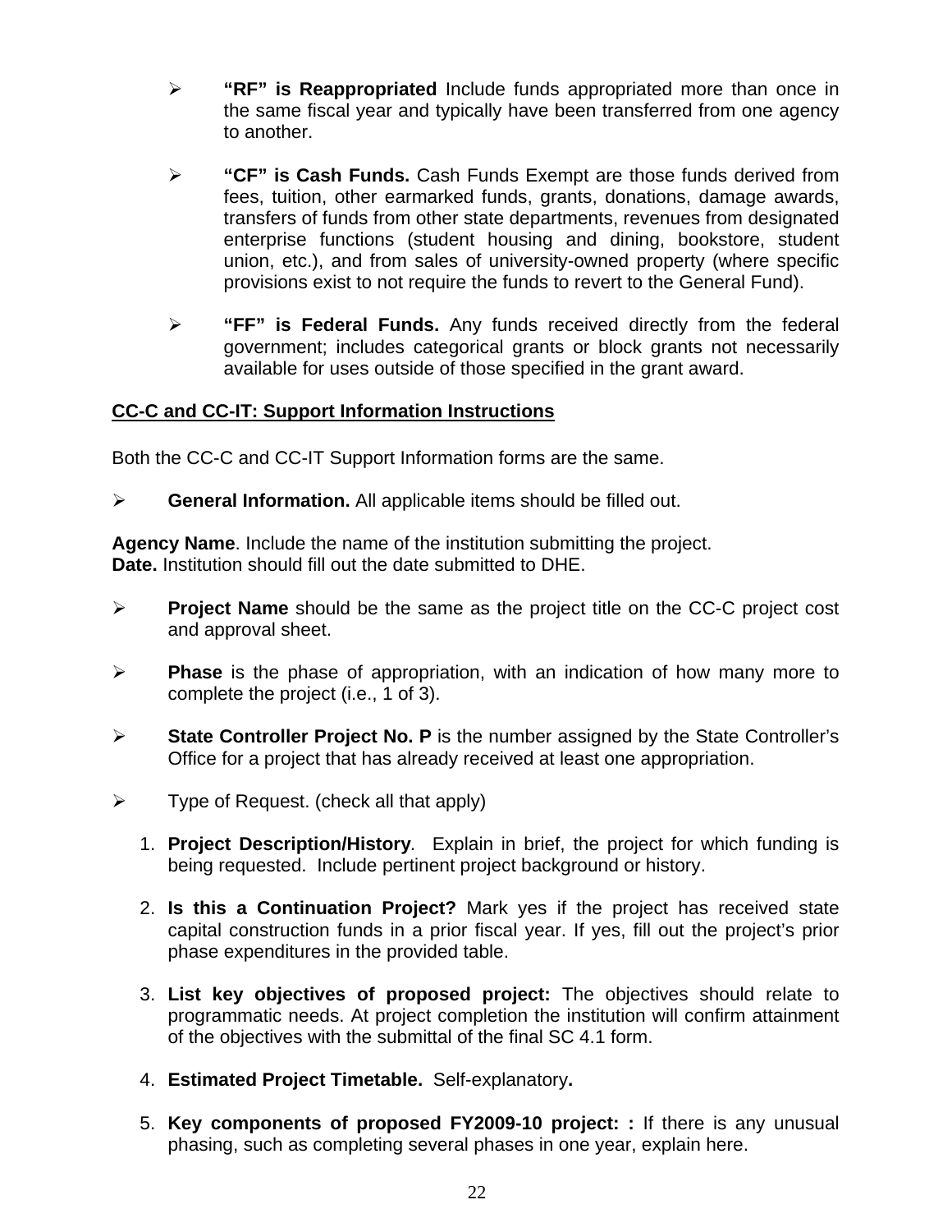- **"RF" is Reappropriated** Include funds appropriated more than once in the same fiscal year and typically have been transferred from one agency to another.

- **"CF" is Cash Funds.** Cash Funds Exempt are those funds derived from fees, tuition, other earmarked funds, grants, donations, damage awards, transfers of funds from other state departments, revenues from designated enterprise functions (student housing and dining, bookstore, student union, etc.), and from sales of university-owned property (where specific provisions exist to not require the funds to revert to the General Fund).

- **"FF" is Federal Funds.** Any funds received directly from the federal government; includes categorical grants or block grants not necessarily available for uses outside of those specified in the grant award.

**<u>CC-C and CC-IT: Support Information Instructions</u>**

Both the CC-C and CC-IT Support Information forms are the same.

- **General Information.** All applicable items should be filled out.

**Agency Name**. Include the name of the institution submitting the project.
**Date.** Institution should fill out the date submitted to DHE.

- **Project Name** should be the same as the project title on the CC-C project cost and approval sheet.

- **Phase** is the phase of appropriation, with an indication of how many more to complete the project (i.e., 1 of 3).

- **State Controller Project No. P** is the number assigned by the State Controller's Office for a project that has already received at least one appropriation.

- Type of Request. (check all that apply)

1. **Project Description/History**. Explain in brief, the project for which funding is being requested. Include pertinent project background or history.

2. **Is this a Continuation Project?** Mark yes if the project has received state capital construction funds in a prior fiscal year. If yes, fill out the project's prior phase expenditures in the provided table.

3. **List key objectives of proposed project:** The objectives should relate to programmatic needs. At project completion the institution will confirm attainment of the objectives with the submittal of the final SC 4.1 form.

4. **Estimated Project Timetable.** Self-explanatory**.**

5. **Key components of proposed FY2009-10 project: :** If there is any unusual phasing, such as completing several phases in one year, explain here.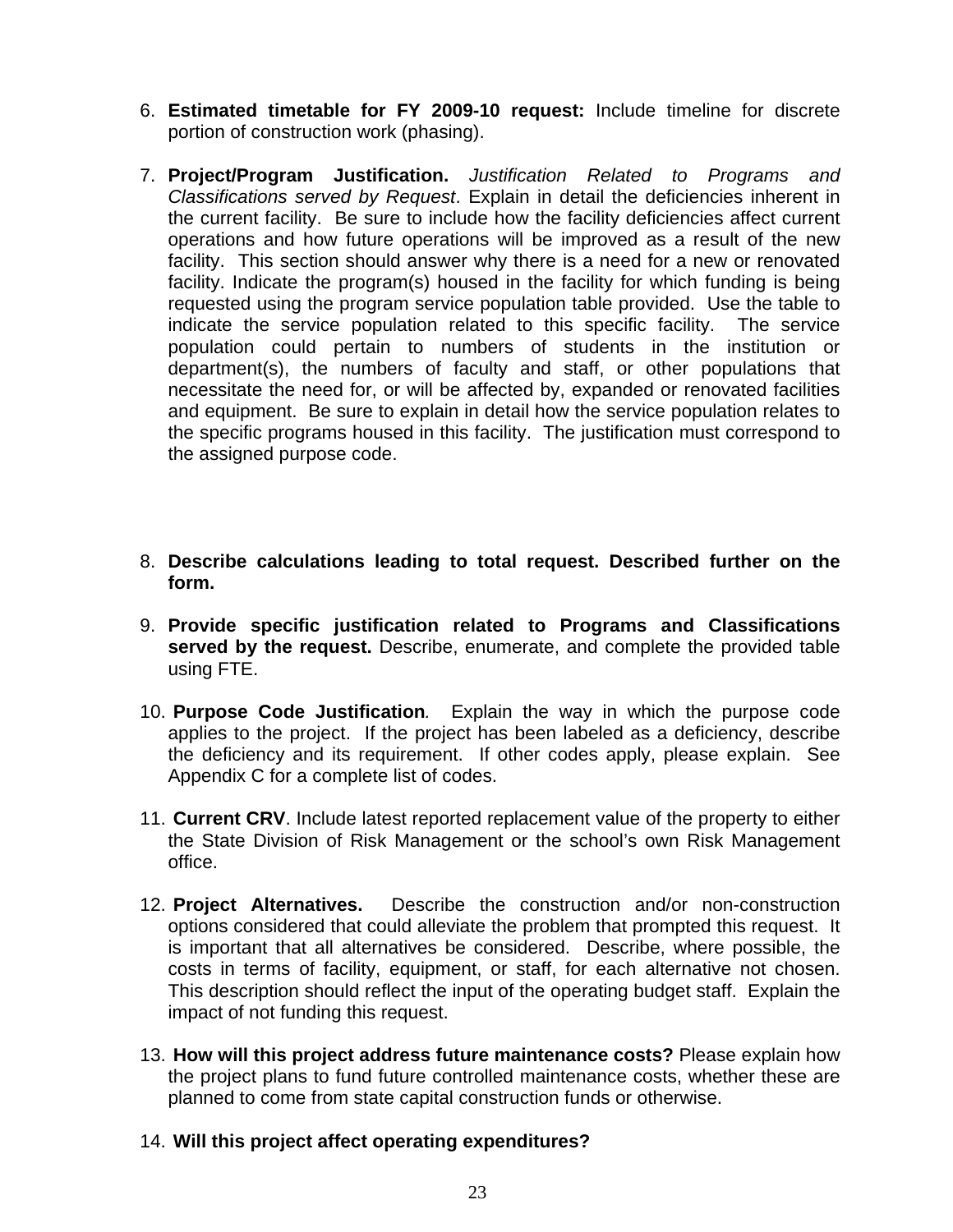6. **Estimated timetable for FY 2009-10 request:** Include timeline for discrete portion of construction work (phasing).

7. **Project/Program Justification.** *Justification Related to Programs and Classifications served by Request*. Explain in detail the deficiencies inherent in the current facility. Be sure to include how the facility deficiencies affect current operations and how future operations will be improved as a result of the new facility. This section should answer why there is a need for a new or renovated facility. Indicate the program(s) housed in the facility for which funding is being requested using the program service population table provided. Use the table to indicate the service population related to this specific facility. The service population could pertain to numbers of students in the institution or department(s), the numbers of faculty and staff, or other populations that necessitate the need for, or will be affected by, expanded or renovated facilities and equipment. Be sure to explain in detail how the service population relates to the specific programs housed in this facility. The justification must correspond to the assigned purpose code.

8. **Describe calculations leading to total request. Described further on the form.**

9. **Provide specific justification related to Programs and Classifications served by the request.** Describe, enumerate, and complete the provided table using FTE.

10. **Purpose Code Justification***.* Explain the way in which the purpose code applies to the project. If the project has been labeled as a deficiency, describe the deficiency and its requirement. If other codes apply, please explain. See Appendix C for a complete list of codes.

11. **Current CRV**. Include latest reported replacement value of the property to either the State Division of Risk Management or the school's own Risk Management office.

12. **Project Alternatives.** Describe the construction and/or non-construction options considered that could alleviate the problem that prompted this request. It is important that all alternatives be considered. Describe, where possible, the costs in terms of facility, equipment, or staff, for each alternative not chosen. This description should reflect the input of the operating budget staff. Explain the impact of not funding this request.

13. **How will this project address future maintenance costs?** Please explain how the project plans to fund future controlled maintenance costs, whether these are planned to come from state capital construction funds or otherwise.

14. **Will this project affect operating expenditures?**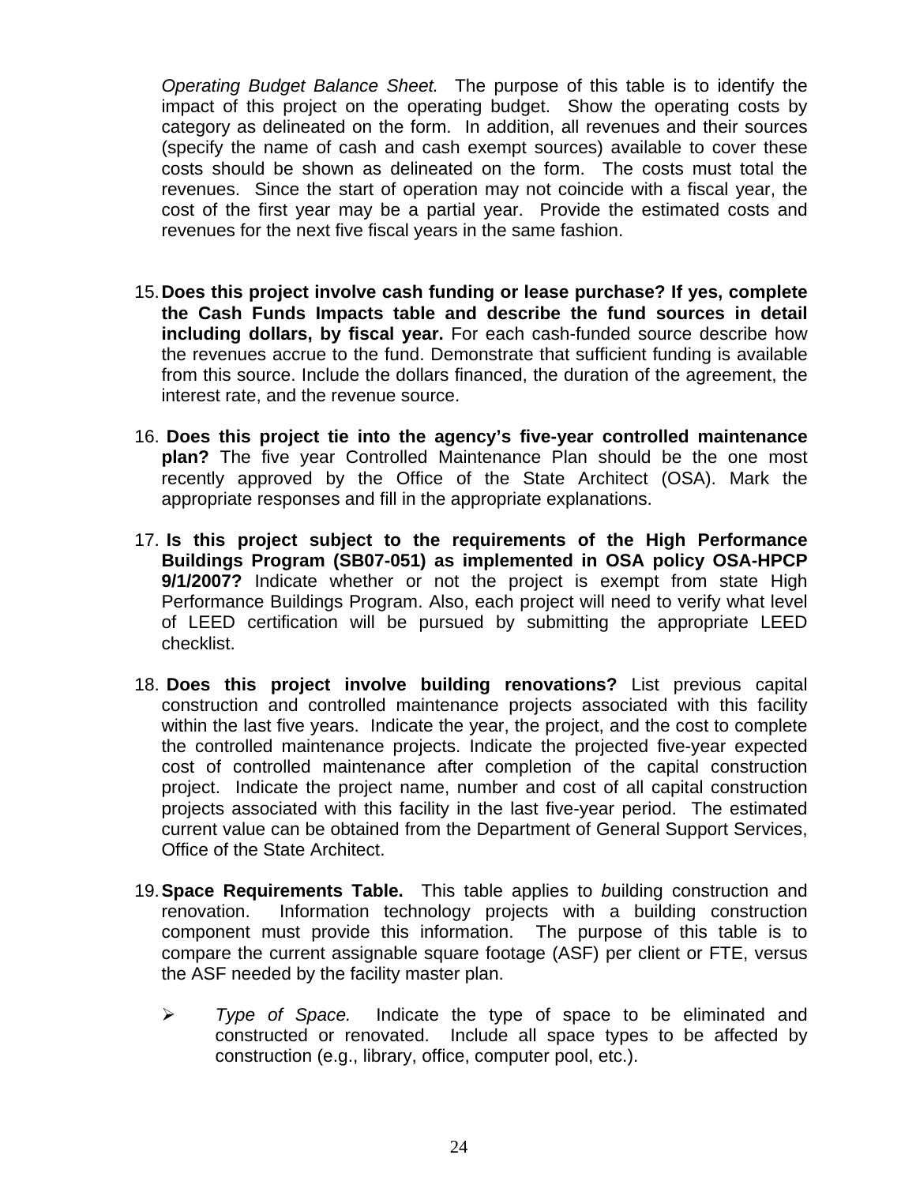*Operating Budget Balance Sheet.* The purpose of this table is to identify the impact of this project on the operating budget. Show the operating costs by category as delineated on the form. In addition, all revenues and their sources (specify the name of cash and cash exempt sources) available to cover these costs should be shown as delineated on the form. The costs must total the revenues. Since the start of operation may not coincide with a fiscal year, the cost of the first year may be a partial year. Provide the estimated costs and revenues for the next five fiscal years in the same fashion.

15. **Does this project involve cash funding or lease purchase? If yes, complete the Cash Funds Impacts table and describe the fund sources in detail including dollars, by fiscal year.** For each cash-funded source describe how the revenues accrue to the fund. Demonstrate that sufficient funding is available from this source. Include the dollars financed, the duration of the agreement, the interest rate, and the revenue source.

16. **Does this project tie into the agency's five-year controlled maintenance plan?** The five year Controlled Maintenance Plan should be the one most recently approved by the Office of the State Architect (OSA). Mark the appropriate responses and fill in the appropriate explanations.

17. **Is this project subject to the requirements of the High Performance Buildings Program (SB07-051) as implemented in OSA policy OSA-HPCP 9/1/2007?** Indicate whether or not the project is exempt from state High Performance Buildings Program. Also, each project will need to verify what level of LEED certification will be pursued by submitting the appropriate LEED checklist.

18. **Does this project involve building renovations?** List previous capital construction and controlled maintenance projects associated with this facility within the last five years. Indicate the year, the project, and the cost to complete the controlled maintenance projects. Indicate the projected five-year expected cost of controlled maintenance after completion of the capital construction project. Indicate the project name, number and cost of all capital construction projects associated with this facility in the last five-year period. The estimated current value can be obtained from the Department of General Support Services, Office of the State Architect.

19. **Space Requirements Table.** This table applies to *b*uilding construction and renovation. Information technology projects with a building construction component must provide this information. The purpose of this table is to compare the current assignable square footage (ASF) per client or FTE, versus the ASF needed by the facility master plan.

    - *Type of Space.* Indicate the type of space to be eliminated and constructed or renovated. Include all space types to be affected by construction (e.g., library, office, computer pool, etc.).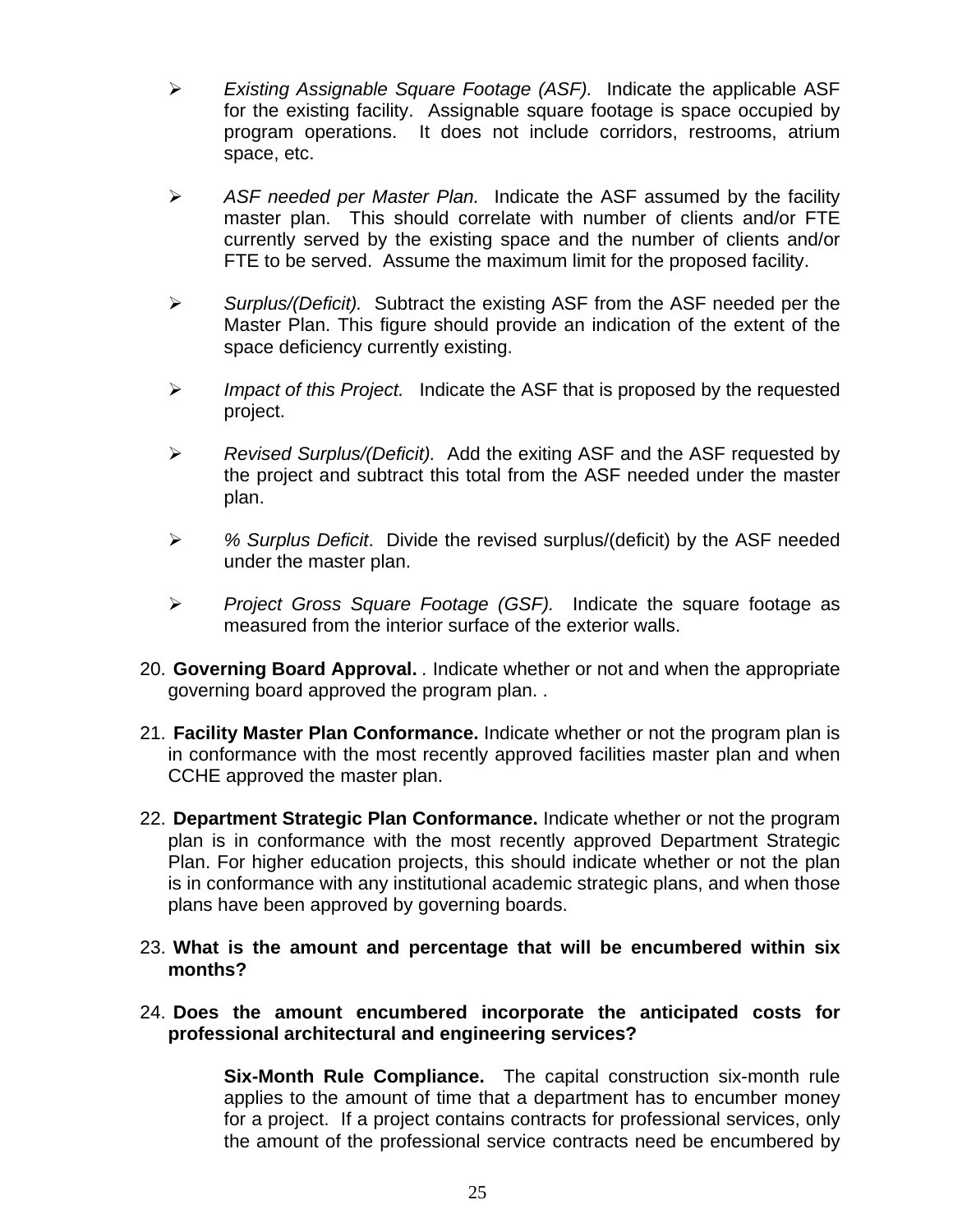- *Existing Assignable Square Footage (ASF).* Indicate the applicable ASF for the existing facility. Assignable square footage is space occupied by program operations. It does not include corridors, restrooms, atrium space, etc.

- *ASF needed per Master Plan.* Indicate the ASF assumed by the facility master plan. This should correlate with number of clients and/or FTE currently served by the existing space and the number of clients and/or FTE to be served. Assume the maximum limit for the proposed facility.

- *Surplus/(Deficit).* Subtract the existing ASF from the ASF needed per the Master Plan. This figure should provide an indication of the extent of the space deficiency currently existing.

- *Impact of this Project.* Indicate the ASF that is proposed by the requested project.

- *Revised Surplus/(Deficit).* Add the exiting ASF and the ASF requested by the project and subtract this total from the ASF needed under the master plan.

- *% Surplus Deficit*. Divide the revised surplus/(deficit) by the ASF needed under the master plan.

- *Project Gross Square Footage (GSF).* Indicate the square footage as measured from the interior surface of the exterior walls.

20. **Governing Board Approval.** . Indicate whether or not and when the appropriate governing board approved the program plan. .

21. **Facility Master Plan Conformance.** Indicate whether or not the program plan is in conformance with the most recently approved facilities master plan and when CCHE approved the master plan.

22. **Department Strategic Plan Conformance.** Indicate whether or not the program plan is in conformance with the most recently approved Department Strategic Plan. For higher education projects, this should indicate whether or not the plan is in conformance with any institutional academic strategic plans, and when those plans have been approved by governing boards.

23. **What is the amount and percentage that will be encumbered within six months?**

24. **Does the amount encumbered incorporate the anticipated costs for professional architectural and engineering services?**

    **Six-Month Rule Compliance.** The capital construction six-month rule applies to the amount of time that a department has to encumber money for a project. If a project contains contracts for professional services, only the amount of the professional service contracts need be encumbered by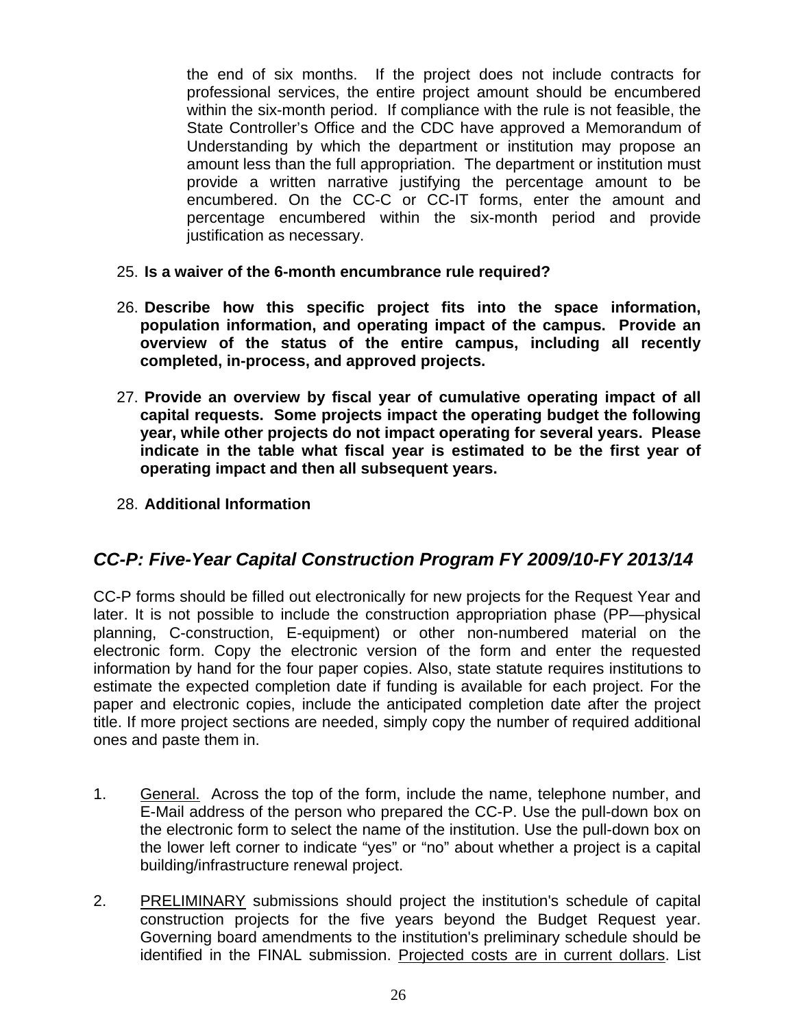the end of six months. If the project does not include contracts for professional services, the entire project amount should be encumbered within the six-month period. If compliance with the rule is not feasible, the State Controller's Office and the CDC have approved a Memorandum of Understanding by which the department or institution may propose an amount less than the full appropriation. The department or institution must provide a written narrative justifying the percentage amount to be encumbered. On the CC-C or CC-IT forms, enter the amount and percentage encumbered within the six-month period and provide justification as necessary.

25. **Is a waiver of the 6-month encumbrance rule required?**

26. **Describe how this specific project fits into the space information, population information, and operating impact of the campus. Provide an overview of the status of the entire campus, including all recently completed, in-process, and approved projects.**

27. **Provide an overview by fiscal year of cumulative operating impact of all capital requests. Some projects impact the operating budget the following year, while other projects do not impact operating for several years. Please indicate in the table what fiscal year is estimated to be the first year of operating impact and then all subsequent years.**

28. **Additional Information**

## *CC-P: Five-Year Capital Construction Program FY 2009/10-FY 2013/14*

CC-P forms should be filled out electronically for new projects for the Request Year and later. It is not possible to include the construction appropriation phase (PP—physical planning, C-construction, E-equipment) or other non-numbered material on the electronic form. Copy the electronic version of the form and enter the requested information by hand for the four paper copies. Also, state statute requires institutions to estimate the expected completion date if funding is available for each project. For the paper and electronic copies, include the anticipated completion date after the project title. If more project sections are needed, simply copy the number of required additional ones and paste them in.

1. General. Across the top of the form, include the name, telephone number, and E-Mail address of the person who prepared the CC-P. Use the pull-down box on the electronic form to select the name of the institution. Use the pull-down box on the lower left corner to indicate "yes" or "no" about whether a project is a capital building/infrastructure renewal project.

2. PRELIMINARY submissions should project the institution's schedule of capital construction projects for the five years beyond the Budget Request year. Governing board amendments to the institution's preliminary schedule should be identified in the FINAL submission. Projected costs are in current dollars. List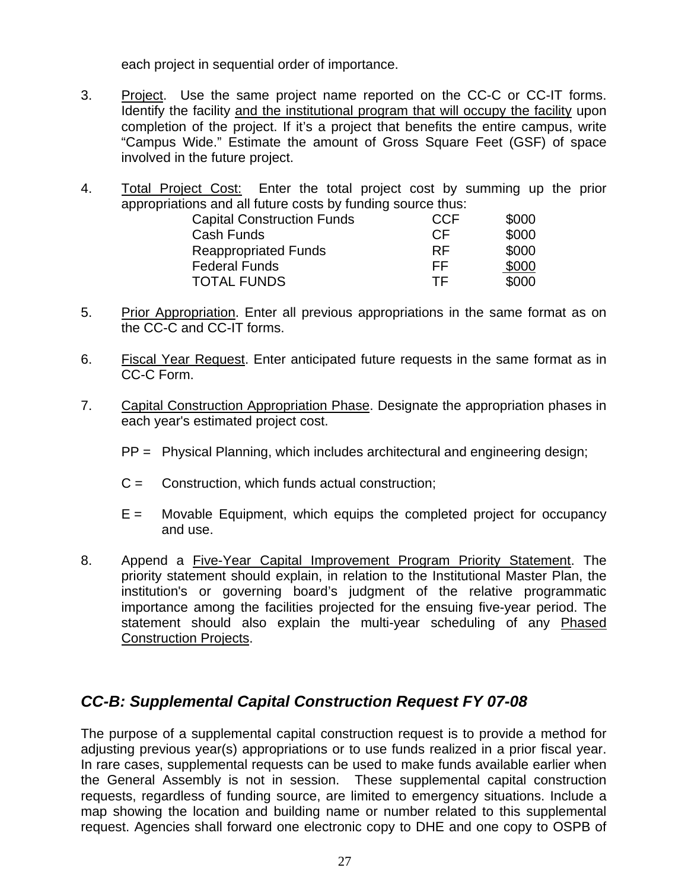each project in sequential order of importance.

3. Project. Use the same project name reported on the CC-C or CC-IT forms. Identify the facility and the institutional program that will occupy the facility upon completion of the project. If it's a project that benefits the entire campus, write "Campus Wide." Estimate the amount of Gross Square Feet (GSF) of space involved in the future project.

4. Total Project Cost: Enter the total project cost by summing up the prior appropriations and all future costs by funding source thus:

| | | |
|---|---|---|
| Capital Construction Funds | CCF | $000 |
| Cash Funds | CF | $000 |
| Reappropriated Funds | RF | $000 |
| Federal Funds | FF | $000 |
| TOTAL FUNDS | TF | $000 |

5. Prior Appropriation. Enter all previous appropriations in the same format as on the CC-C and CC-IT forms.

6. Fiscal Year Request. Enter anticipated future requests in the same format as in CC-C Form.

7. Capital Construction Appropriation Phase. Designate the appropriation phases in each year's estimated project cost.

   PP = Physical Planning, which includes architectural and engineering design;

   C = Construction, which funds actual construction;

   E = Movable Equipment, which equips the completed project for occupancy and use.

8. Append a Five-Year Capital Improvement Program Priority Statement. The priority statement should explain, in relation to the Institutional Master Plan, the institution's or governing board's judgment of the relative programmatic importance among the facilities projected for the ensuing five-year period. The statement should also explain the multi-year scheduling of any Phased Construction Projects.

## *CC-B: Supplemental Capital Construction Request FY 07-08*

The purpose of a supplemental capital construction request is to provide a method for adjusting previous year(s) appropriations or to use funds realized in a prior fiscal year. In rare cases, supplemental requests can be used to make funds available earlier when the General Assembly is not in session. These supplemental capital construction requests, regardless of funding source, are limited to emergency situations. Include a map showing the location and building name or number related to this supplemental request. Agencies shall forward one electronic copy to DHE and one copy to OSPB of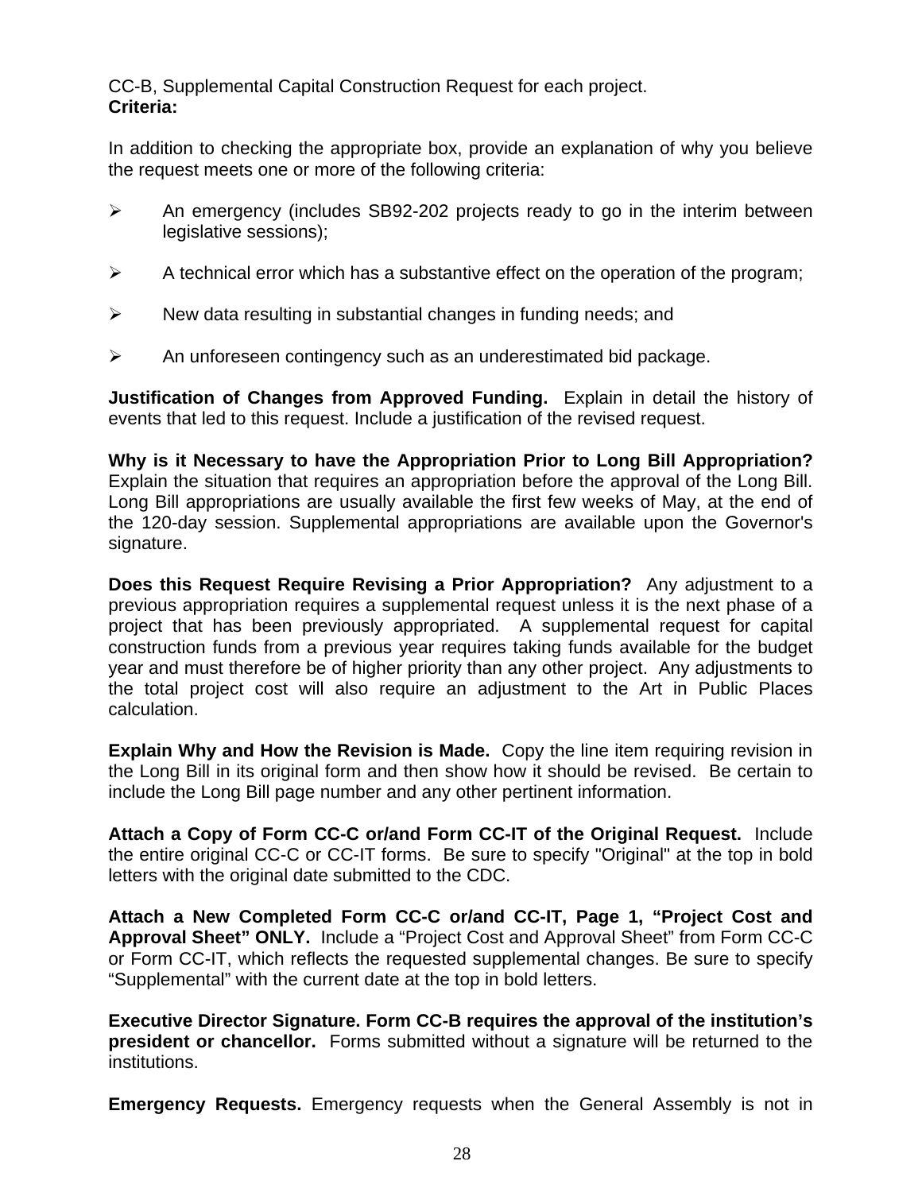CC-B, Supplemental Capital Construction Request for each project.

**Criteria:**

In addition to checking the appropriate box, provide an explanation of why you believe the request meets one or more of the following criteria:

- An emergency (includes SB92-202 projects ready to go in the interim between legislative sessions);
- A technical error which has a substantive effect on the operation of the program;
- New data resulting in substantial changes in funding needs; and
- An unforeseen contingency such as an underestimated bid package.

**Justification of Changes from Approved Funding.** Explain in detail the history of events that led to this request. Include a justification of the revised request.

**Why is it Necessary to have the Appropriation Prior to Long Bill Appropriation?** Explain the situation that requires an appropriation before the approval of the Long Bill. Long Bill appropriations are usually available the first few weeks of May, at the end of the 120-day session. Supplemental appropriations are available upon the Governor's signature.

**Does this Request Require Revising a Prior Appropriation?** Any adjustment to a previous appropriation requires a supplemental request unless it is the next phase of a project that has been previously appropriated. A supplemental request for capital construction funds from a previous year requires taking funds available for the budget year and must therefore be of higher priority than any other project. Any adjustments to the total project cost will also require an adjustment to the Art in Public Places calculation.

**Explain Why and How the Revision is Made.** Copy the line item requiring revision in the Long Bill in its original form and then show how it should be revised. Be certain to include the Long Bill page number and any other pertinent information.

**Attach a Copy of Form CC-C or/and Form CC-IT of the Original Request.** Include the entire original CC-C or CC-IT forms. Be sure to specify "Original" at the top in bold letters with the original date submitted to the CDC.

**Attach a New Completed Form CC-C or/and CC-IT, Page 1, "Project Cost and Approval Sheet" ONLY.** Include a "Project Cost and Approval Sheet" from Form CC-C or Form CC-IT, which reflects the requested supplemental changes. Be sure to specify "Supplemental" with the current date at the top in bold letters.

**Executive Director Signature. Form CC-B requires the approval of the institution's president or chancellor.** Forms submitted without a signature will be returned to the institutions.

**Emergency Requests.** Emergency requests when the General Assembly is not in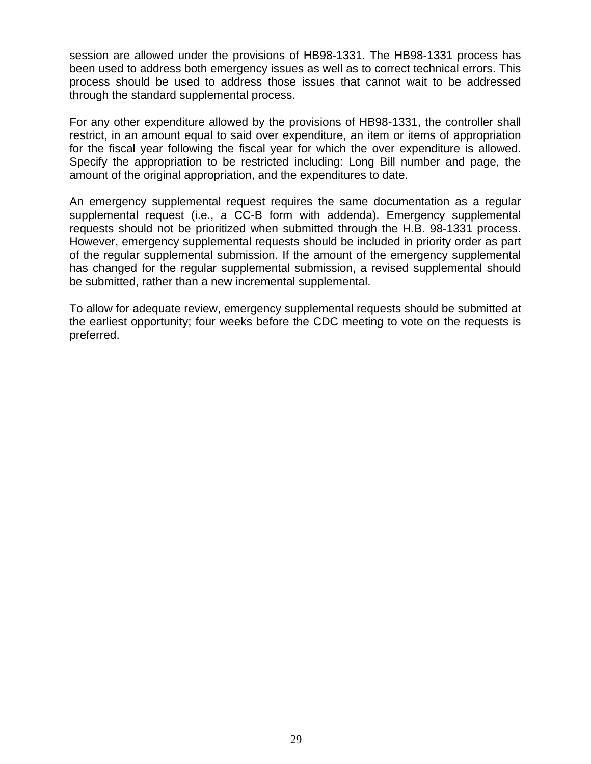session are allowed under the provisions of HB98-1331. The HB98-1331 process has been used to address both emergency issues as well as to correct technical errors. This process should be used to address those issues that cannot wait to be addressed through the standard supplemental process.

For any other expenditure allowed by the provisions of HB98-1331, the controller shall restrict, in an amount equal to said over expenditure, an item or items of appropriation for the fiscal year following the fiscal year for which the over expenditure is allowed. Specify the appropriation to be restricted including: Long Bill number and page, the amount of the original appropriation, and the expenditures to date.

An emergency supplemental request requires the same documentation as a regular supplemental request (i.e., a CC-B form with addenda). Emergency supplemental requests should not be prioritized when submitted through the H.B. 98-1331 process. However, emergency supplemental requests should be included in priority order as part of the regular supplemental submission. If the amount of the emergency supplemental has changed for the regular supplemental submission, a revised supplemental should be submitted, rather than a new incremental supplemental.

To allow for adequate review, emergency supplemental requests should be submitted at the earliest opportunity; four weeks before the CDC meeting to vote on the requests is preferred.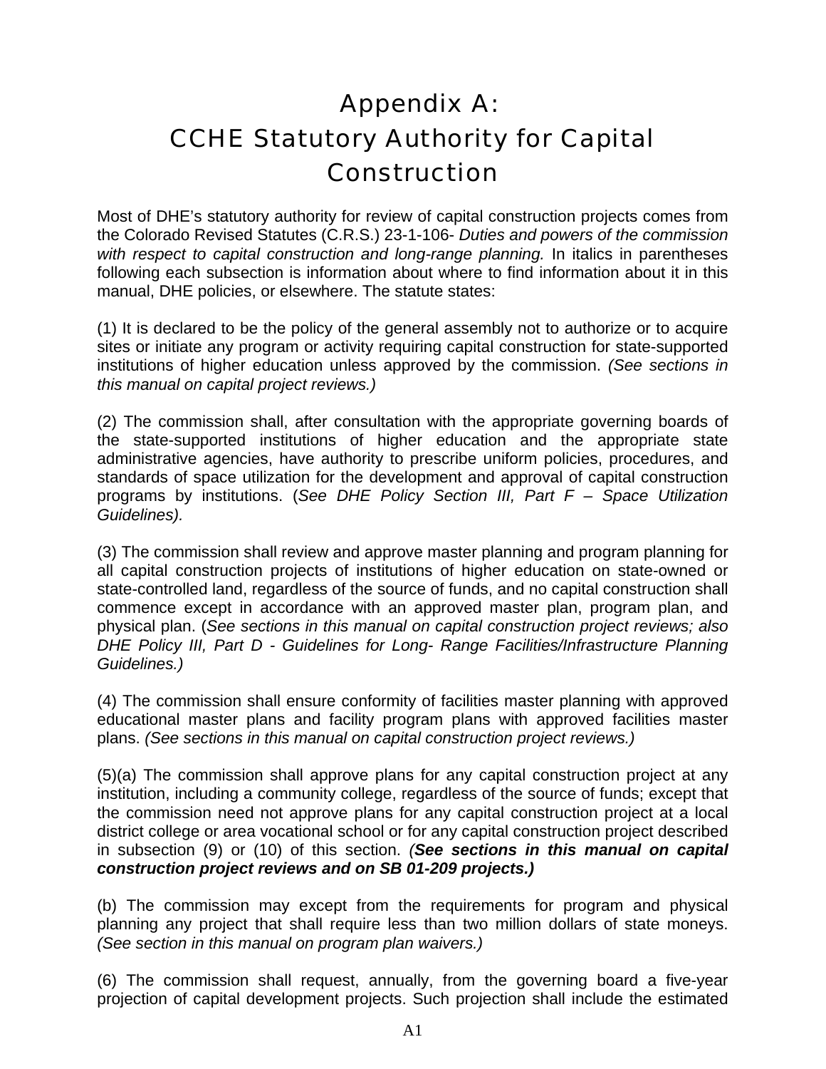# Appendix A:
# CCHE Statutory Authority for Capital Construction

Most of DHE's statutory authority for review of capital construction projects comes from the Colorado Revised Statutes (C.R.S.) 23-1-106- *Duties and powers of the commission with respect to capital construction and long-range planning.* In italics in parentheses following each subsection is information about where to find information about it in this manual, DHE policies, or elsewhere. The statute states:

(1) It is declared to be the policy of the general assembly not to authorize or to acquire sites or initiate any program or activity requiring capital construction for state-supported institutions of higher education unless approved by the commission. *(See sections in this manual on capital project reviews.)*

(2) The commission shall, after consultation with the appropriate governing boards of the state-supported institutions of higher education and the appropriate state administrative agencies, have authority to prescribe uniform policies, procedures, and standards of space utilization for the development and approval of capital construction programs by institutions. (*See DHE Policy Section III, Part F – Space Utilization Guidelines).*

(3) The commission shall review and approve master planning and program planning for all capital construction projects of institutions of higher education on state-owned or state-controlled land, regardless of the source of funds, and no capital construction shall commence except in accordance with an approved master plan, program plan, and physical plan. (*See sections in this manual on capital construction project reviews; also DHE Policy III, Part D - Guidelines for Long- Range Facilities/Infrastructure Planning Guidelines.)*

(4) The commission shall ensure conformity of facilities master planning with approved educational master plans and facility program plans with approved facilities master plans. *(See sections in this manual on capital construction project reviews.)*

(5)(a) The commission shall approve plans for any capital construction project at any institution, including a community college, regardless of the source of funds; except that the commission need not approve plans for any capital construction project at a local district college or area vocational school or for any capital construction project described in subsection (9) or (10) of this section. ***(See sections in this manual on capital construction project reviews and on SB 01-209 projects.)***

(b) The commission may except from the requirements for program and physical planning any project that shall require less than two million dollars of state moneys. *(See section in this manual on program plan waivers.)*

(6) The commission shall request, annually, from the governing board a five-year projection of capital development projects. Such projection shall include the estimated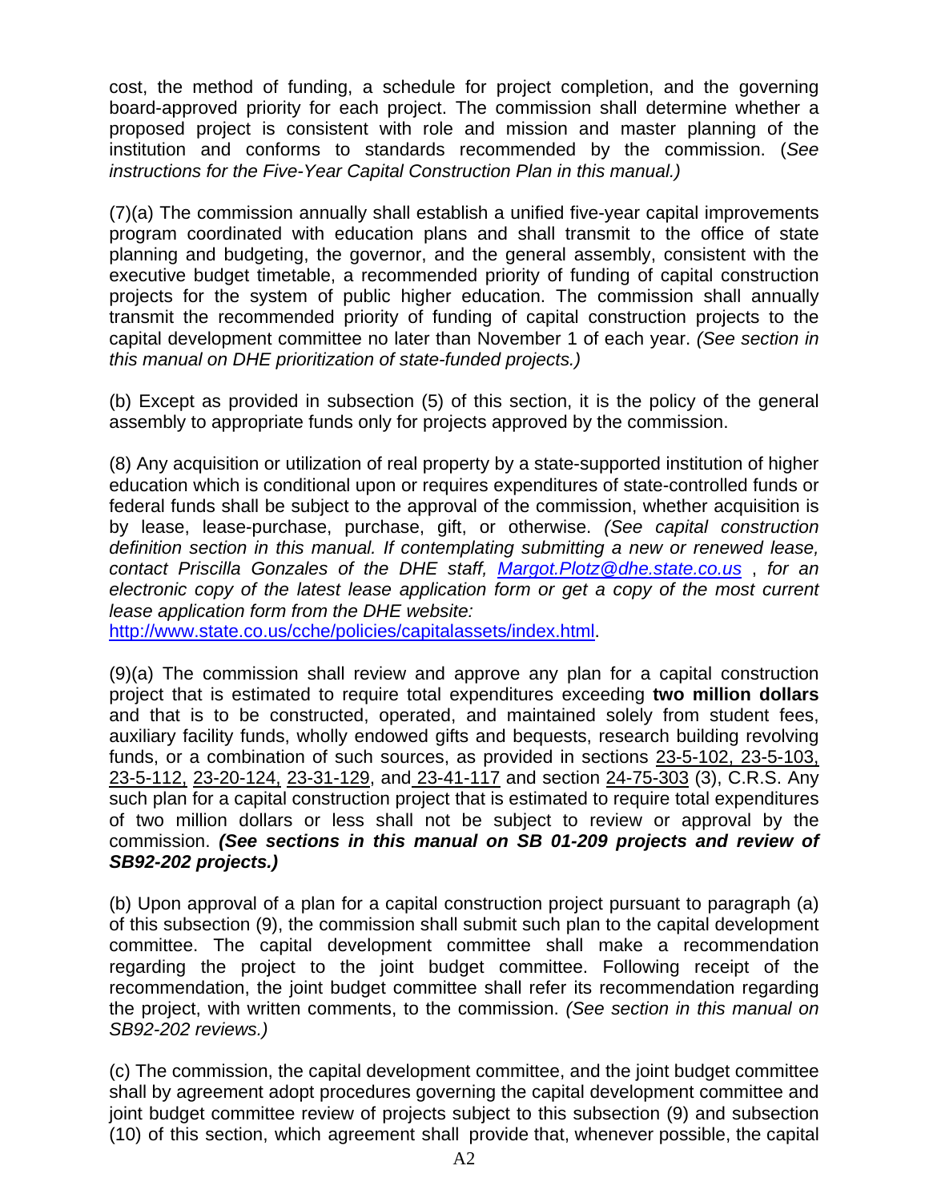cost, the method of funding, a schedule for project completion, and the governing board-approved priority for each project. The commission shall determine whether a proposed project is consistent with role and mission and master planning of the institution and conforms to standards recommended by the commission. (*See instructions for the Five-Year Capital Construction Plan in this manual.)*

(7)(a) The commission annually shall establish a unified five-year capital improvements program coordinated with education plans and shall transmit to the office of state planning and budgeting, the governor, and the general assembly, consistent with the executive budget timetable, a recommended priority of funding of capital construction projects for the system of public higher education. The commission shall annually transmit the recommended priority of funding of capital construction projects to the capital development committee no later than November 1 of each year. *(See section in this manual on DHE prioritization of state-funded projects.)*

(b) Except as provided in subsection (5) of this section, it is the policy of the general assembly to appropriate funds only for projects approved by the commission.

(8) Any acquisition or utilization of real property by a state-supported institution of higher education which is conditional upon or requires expenditures of state-controlled funds or federal funds shall be subject to the approval of the commission, whether acquisition is by lease, lease-purchase, purchase, gift, or otherwise. *(See capital construction definition section in this manual. If contemplating submitting a new or renewed lease, contact Priscilla Gonzales of the DHE staff, [Margot.Plotz@dhe.state.co.us](mailto:Margot.Plotz@dhe.state.co.us) , for an electronic copy of the latest lease application form or get a copy of the most current lease application form from the DHE website:*
[http://www.state.co.us/cche/policies/capitalassets/index.html](http://www.state.co.us/cche/policies/capitalassets/index.html).

(9)(a) The commission shall review and approve any plan for a capital construction project that is estimated to require total expenditures exceeding **two million dollars** and that is to be constructed, operated, and maintained solely from student fees, auxiliary facility funds, wholly endowed gifts and bequests, research building revolving funds, or a combination of such sources, as provided in sections 23-5-102, 23-5-103, 23-5-112, 23-20-124, 23-31-129, and 23-41-117 and section 24-75-303 (3), C.R.S. Any such plan for a capital construction project that is estimated to require total expenditures of two million dollars or less shall not be subject to review or approval by the commission. ***(See sections in this manual on SB 01-209 projects and review of SB92-202 projects.)***

(b) Upon approval of a plan for a capital construction project pursuant to paragraph (a) of this subsection (9), the commission shall submit such plan to the capital development committee. The capital development committee shall make a recommendation regarding the project to the joint budget committee. Following receipt of the recommendation, the joint budget committee shall refer its recommendation regarding the project, with written comments, to the commission. *(See section in this manual on SB92-202 reviews.)*

(c) The commission, the capital development committee, and the joint budget committee shall by agreement adopt procedures governing the capital development committee and joint budget committee review of projects subject to this subsection (9) and subsection (10) of this section, which agreement shall provide that, whenever possible, the capital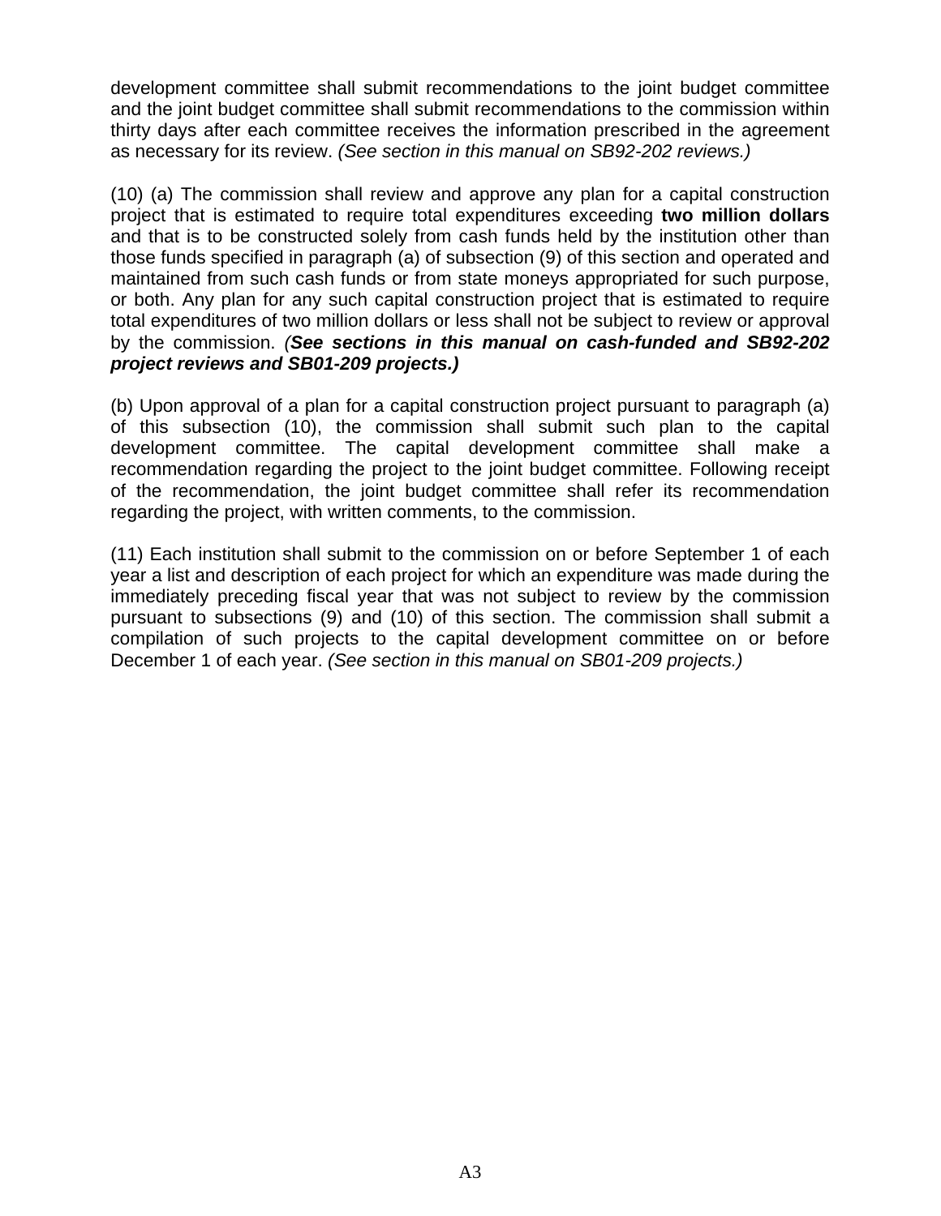development committee shall submit recommendations to the joint budget committee and the joint budget committee shall submit recommendations to the commission within thirty days after each committee receives the information prescribed in the agreement as necessary for its review. *(See section in this manual on SB92-202 reviews.)*

(10) (a) The commission shall review and approve any plan for a capital construction project that is estimated to require total expenditures exceeding **two million dollars** and that is to be constructed solely from cash funds held by the institution other than those funds specified in paragraph (a) of subsection (9) of this section and operated and maintained from such cash funds or from state moneys appropriated for such purpose, or both. Any plan for any such capital construction project that is estimated to require total expenditures of two million dollars or less shall not be subject to review or approval by the commission. *(**See sections in this manual on cash-funded and SB92-202 project reviews and SB01-209 projects.**)*

(b) Upon approval of a plan for a capital construction project pursuant to paragraph (a) of this subsection (10), the commission shall submit such plan to the capital development committee. The capital development committee shall make a recommendation regarding the project to the joint budget committee. Following receipt of the recommendation, the joint budget committee shall refer its recommendation regarding the project, with written comments, to the commission.

(11) Each institution shall submit to the commission on or before September 1 of each year a list and description of each project for which an expenditure was made during the immediately preceding fiscal year that was not subject to review by the commission pursuant to subsections (9) and (10) of this section. The commission shall submit a compilation of such projects to the capital development committee on or before December 1 of each year. *(See section in this manual on SB01-209 projects.)*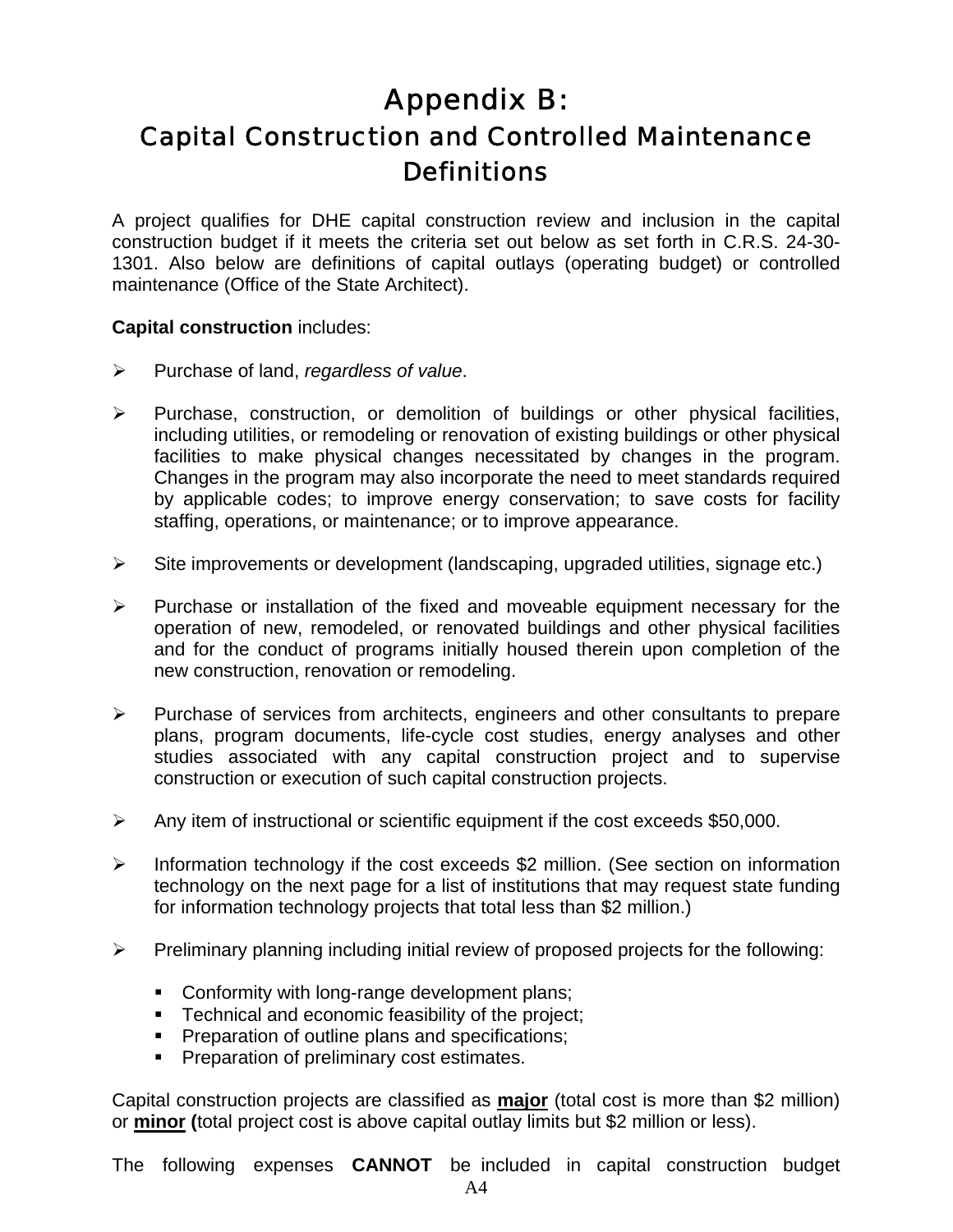# Appendix B:
## Capital Construction and Controlled Maintenance Definitions

A project qualifies for DHE capital construction review and inclusion in the capital construction budget if it meets the criteria set out below as set forth in C.R.S. 24-30-1301. Also below are definitions of capital outlays (operating budget) or controlled maintenance (Office of the State Architect).

**Capital construction** includes:

- Purchase of land, *regardless of value*.
- Purchase, construction, or demolition of buildings or other physical facilities, including utilities, or remodeling or renovation of existing buildings or other physical facilities to make physical changes necessitated by changes in the program. Changes in the program may also incorporate the need to meet standards required by applicable codes; to improve energy conservation; to save costs for facility staffing, operations, or maintenance; or to improve appearance.
- Site improvements or development (landscaping, upgraded utilities, signage etc.)
- Purchase or installation of the fixed and moveable equipment necessary for the operation of new, remodeled, or renovated buildings and other physical facilities and for the conduct of programs initially housed therein upon completion of the new construction, renovation or remodeling.
- Purchase of services from architects, engineers and other consultants to prepare plans, program documents, life-cycle cost studies, energy analyses and other studies associated with any capital construction project and to supervise construction or execution of such capital construction projects.
- Any item of instructional or scientific equipment if the cost exceeds $50,000.
- Information technology if the cost exceeds $2 million. (See section on information technology on the next page for a list of institutions that may request state funding for information technology projects that total less than $2 million.)
- Preliminary planning including initial review of proposed projects for the following:
  - Conformity with long-range development plans;
  - Technical and economic feasibility of the project;
  - Preparation of outline plans and specifications;
  - Preparation of preliminary cost estimates.

Capital construction projects are classified as **major** (total cost is more than $2 million) or **minor** (total project cost is above capital outlay limits but $2 million or less).

The following expenses **CANNOT** be included in capital construction budget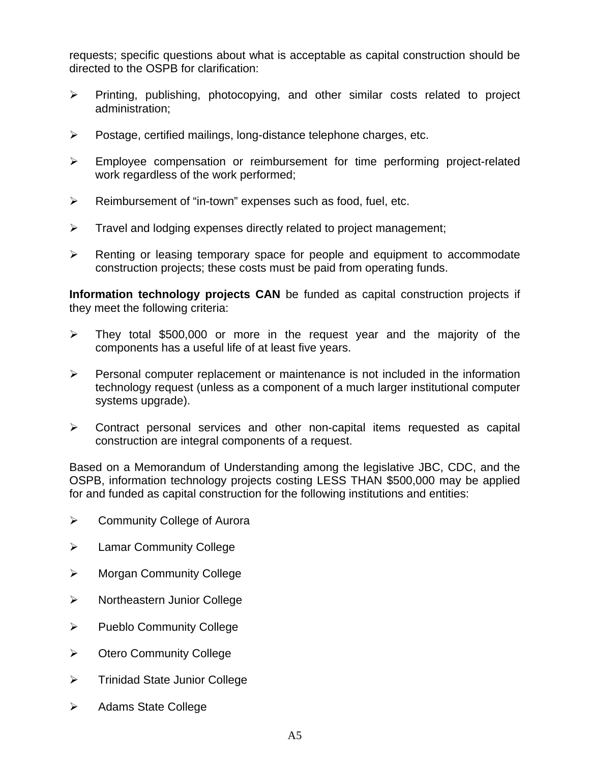requests; specific questions about what is acceptable as capital construction should be directed to the OSPB for clarification:

- Printing, publishing, photocopying, and other similar costs related to project administration;
- Postage, certified mailings, long-distance telephone charges, etc.
- Employee compensation or reimbursement for time performing project-related work regardless of the work performed;
- Reimbursement of "in-town" expenses such as food, fuel, etc.
- Travel and lodging expenses directly related to project management;
- Renting or leasing temporary space for people and equipment to accommodate construction projects; these costs must be paid from operating funds.

**Information technology projects CAN** be funded as capital construction projects if they meet the following criteria:

- They total $500,000 or more in the request year and the majority of the components has a useful life of at least five years.
- Personal computer replacement or maintenance is not included in the information technology request (unless as a component of a much larger institutional computer systems upgrade).
- Contract personal services and other non-capital items requested as capital construction are integral components of a request.

Based on a Memorandum of Understanding among the legislative JBC, CDC, and the OSPB, information technology projects costing LESS THAN $500,000 may be applied for and funded as capital construction for the following institutions and entities:

- Community College of Aurora
- Lamar Community College
- Morgan Community College
- Northeastern Junior College
- Pueblo Community College
- Otero Community College
- Trinidad State Junior College
- Adams State College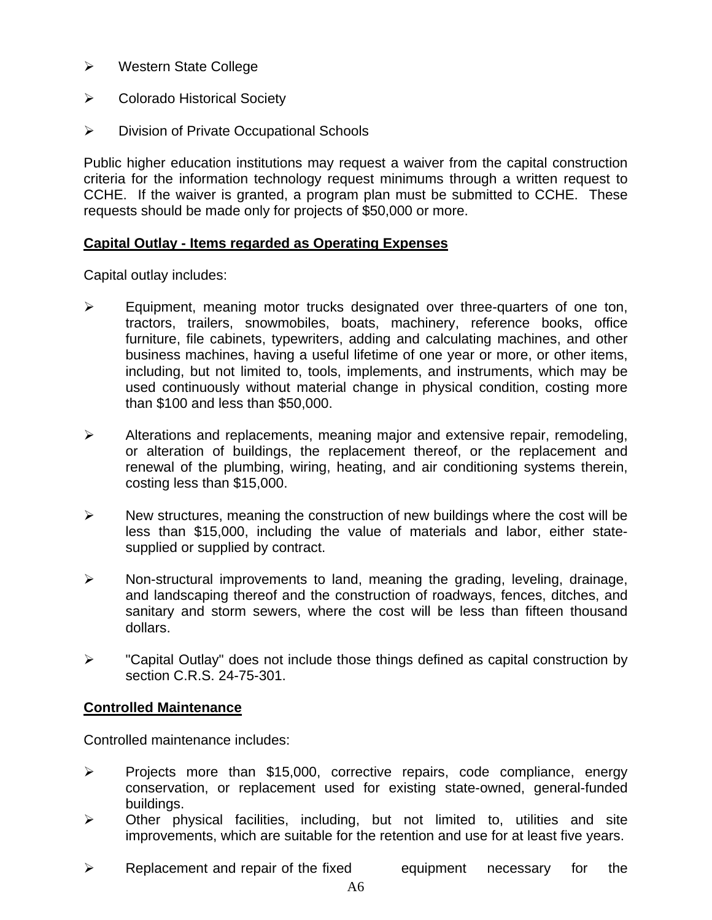- Western State College
- Colorado Historical Society
- Division of Private Occupational Schools

Public higher education institutions may request a waiver from the capital construction criteria for the information technology request minimums through a written request to CCHE. If the waiver is granted, a program plan must be submitted to CCHE. These requests should be made only for projects of $50,000 or more.

**Capital Outlay - Items regarded as Operating Expenses**

Capital outlay includes:

- Equipment, meaning motor trucks designated over three-quarters of one ton, tractors, trailers, snowmobiles, boats, machinery, reference books, office furniture, file cabinets, typewriters, adding and calculating machines, and other business machines, having a useful lifetime of one year or more, or other items, including, but not limited to, tools, implements, and instruments, which may be used continuously without material change in physical condition, costing more than $100 and less than $50,000.
- Alterations and replacements, meaning major and extensive repair, remodeling, or alteration of buildings, the replacement thereof, or the replacement and renewal of the plumbing, wiring, heating, and air conditioning systems therein, costing less than $15,000.
- New structures, meaning the construction of new buildings where the cost will be less than $15,000, including the value of materials and labor, either state-supplied or supplied by contract.
- Non-structural improvements to land, meaning the grading, leveling, drainage, and landscaping thereof and the construction of roadways, fences, ditches, and sanitary and storm sewers, where the cost will be less than fifteen thousand dollars.
- "Capital Outlay" does not include those things defined as capital construction by section C.R.S. 24-75-301.

**Controlled Maintenance**

Controlled maintenance includes:

- Projects more than $15,000, corrective repairs, code compliance, energy conservation, or replacement used for existing state-owned, general-funded buildings.
- Other physical facilities, including, but not limited to, utilities and site improvements, which are suitable for the retention and use for at least five years.
- Replacement and repair of the fixed equipment necessary for the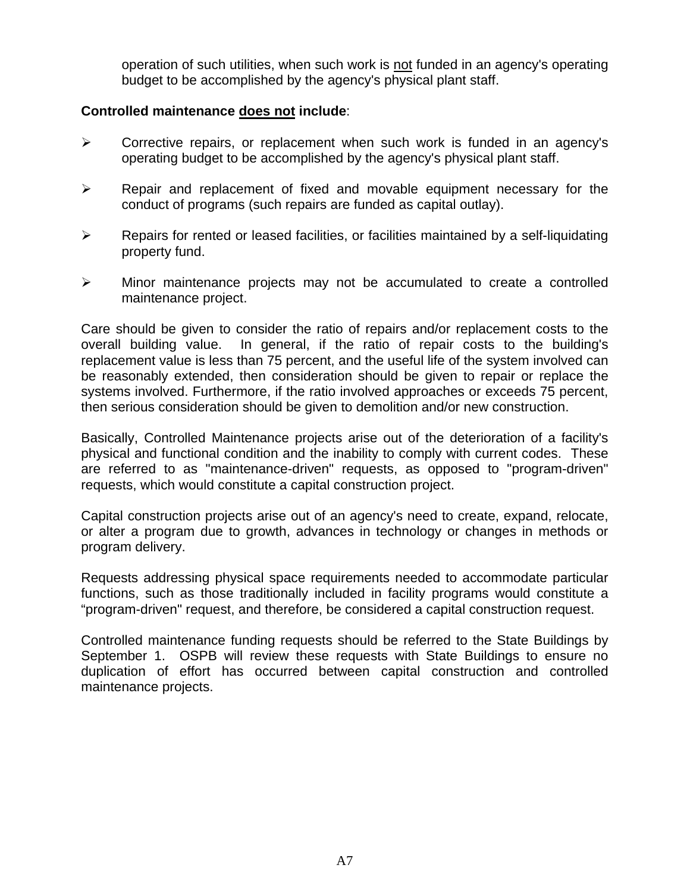operation of such utilities, when such work is <u>not</u> funded in an agency's operating budget to be accomplished by the agency's physical plant staff.

**Controlled maintenance <u>does not</u> include**:

- Corrective repairs, or replacement when such work is funded in an agency's operating budget to be accomplished by the agency's physical plant staff.
- Repair and replacement of fixed and movable equipment necessary for the conduct of programs (such repairs are funded as capital outlay).
- Repairs for rented or leased facilities, or facilities maintained by a self-liquidating property fund.
- Minor maintenance projects may not be accumulated to create a controlled maintenance project.

Care should be given to consider the ratio of repairs and/or replacement costs to the overall building value. In general, if the ratio of repair costs to the building's replacement value is less than 75 percent, and the useful life of the system involved can be reasonably extended, then consideration should be given to repair or replace the systems involved. Furthermore, if the ratio involved approaches or exceeds 75 percent, then serious consideration should be given to demolition and/or new construction.

Basically, Controlled Maintenance projects arise out of the deterioration of a facility's physical and functional condition and the inability to comply with current codes. These are referred to as "maintenance-driven" requests, as opposed to "program-driven" requests, which would constitute a capital construction project.

Capital construction projects arise out of an agency's need to create, expand, relocate, or alter a program due to growth, advances in technology or changes in methods or program delivery.

Requests addressing physical space requirements needed to accommodate particular functions, such as those traditionally included in facility programs would constitute a “program-driven" request, and therefore, be considered a capital construction request.

Controlled maintenance funding requests should be referred to the State Buildings by September 1. OSPB will review these requests with State Buildings to ensure no duplication of effort has occurred between capital construction and controlled maintenance projects.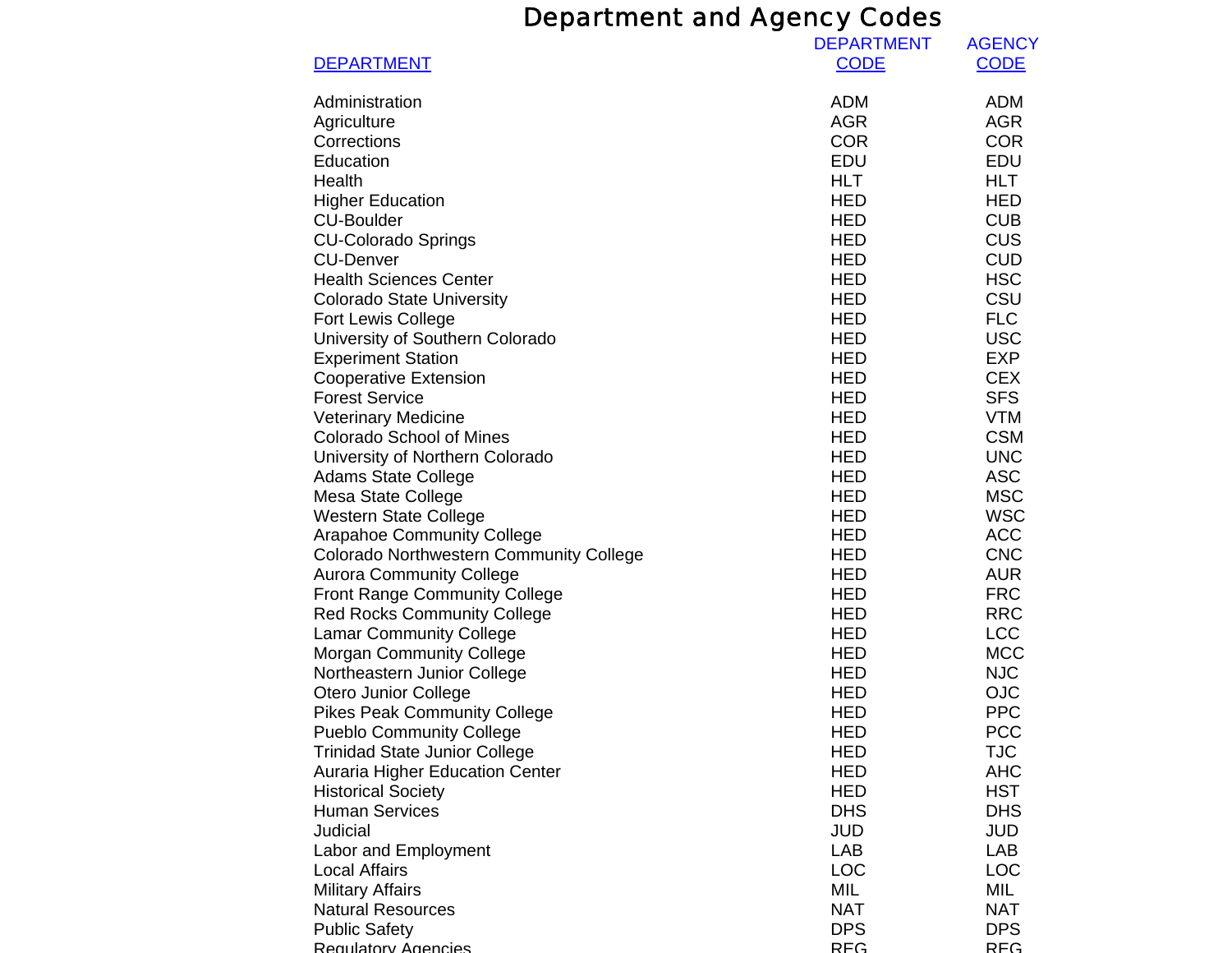# Department and Agency Codes

| DEPARTMENT | DEPARTMENT CODE | AGENCY CODE |
|---|---|---|
| Administration | ADM | ADM |
| Agriculture | AGR | AGR |
| Corrections | COR | COR |
| Education | EDU | EDU |
| Health | HLT | HLT |
| Higher Education | HED | HED |
| CU-Boulder | HED | CUB |
| CU-Colorado Springs | HED | CUS |
| CU-Denver | HED | CUD |
| Health Sciences Center | HED | HSC |
| Colorado State University | HED | CSU |
| Fort Lewis College | HED | FLC |
| University of Southern Colorado | HED | USC |
| Experiment Station | HED | EXP |
| Cooperative Extension | HED | CEX |
| Forest Service | HED | SFS |
| Veterinary Medicine | HED | VTM |
| Colorado School of Mines | HED | CSM |
| University of Northern Colorado | HED | UNC |
| Adams State College | HED | ASC |
| Mesa State College | HED | MSC |
| Western State College | HED | WSC |
| Arapahoe Community College | HED | ACC |
| Colorado Northwestern Community College | HED | CNC |
| Aurora Community College | HED | AUR |
| Front Range Community College | HED | FRC |
| Red Rocks Community College | HED | RRC |
| Lamar Community College | HED | LCC |
| Morgan Community College | HED | MCC |
| Northeastern Junior College | HED | NJC |
| Otero Junior College | HED | OJC |
| Pikes Peak Community College | HED | PPC |
| Pueblo Community College | HED | PCC |
| Trinidad State Junior College | HED | TJC |
| Auraria Higher Education Center | HED | AHC |
| Historical Society | HED | HST |
| Human Services | DHS | DHS |
| Judicial | JUD | JUD |
| Labor and Employment | LAB | LAB |
| Local Affairs | LOC | LOC |
| Military Affairs | MIL | MIL |
| Natural Resources | NAT | NAT |
| Public Safety | DPS | DPS |
| Regulatory Agencies | REG | REG |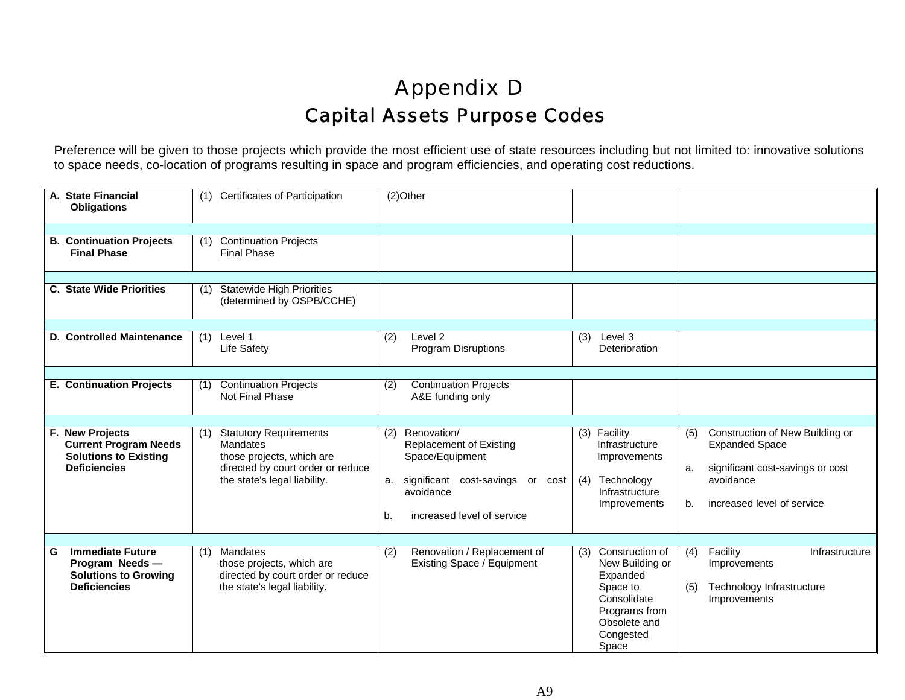# Appendix D

## Capital Assets Purpose Codes

Preference will be given to those projects which provide the most efficient use of state resources including but not limited to: innovative solutions to space needs, co-location of programs resulting in space and program efficiencies, and operating cost reductions.

| | | | | |
|---|---|---|---|---|
| **A. State Financial Obligations** | (1) Certificates of Participation | (2)Other | | |
| | | | | |
| **B. Continuation Projects Final Phase** | (1) Continuation Projects Final Phase | | | |
| | | | | |
| **C. State Wide Priorities** | (1) Statewide High Priorities (determined by OSPB/CCHE) | | | |
| | | | | |
| **D. Controlled Maintenance** | (1) Level 1 Life Safety | (2) Level 2 Program Disruptions | (3) Level 3 Deterioration | |
| | | | | |
| **E. Continuation Projects** | (1) Continuation Projects Not Final Phase | (2) Continuation Projects A&E funding only | | |
| | | | | |
| **F. New Projects Current Program Needs Solutions to Existing Deficiencies** | (1) Statutory Requirements Mandates those projects, which are directed by court order or reduce the state's legal liability. | (2) Renovation/ Replacement of Existing Space/Equipment<br><br>a. significant cost-savings or cost avoidance<br><br>b. increased level of service | (3) Facility Infrastructure Improvements<br><br>(4) Technology Infrastructure Improvements | (5) Construction of New Building or Expanded Space<br><br>a. significant cost-savings or cost avoidance<br><br>b. increased level of service |
| | | | | |
| **G Immediate Future Program Needs — Solutions to Growing Deficiencies** | (1) Mandates those projects, which are directed by court order or reduce the state's legal liability. | (2) Renovation / Replacement of Existing Space / Equipment | (3) Construction of New Building or Expanded Space to Consolidate Programs from Obsolete and Congested Space | (4) Facility Infrastructure Improvements<br><br>(5) Technology Infrastructure Improvements |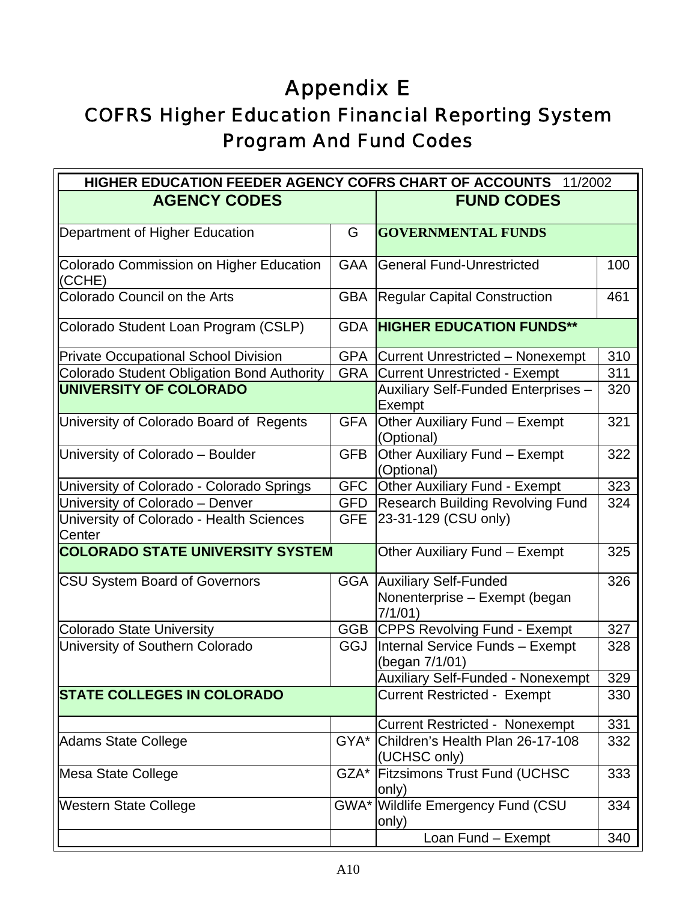# Appendix E

## COFRS Higher Education Financial Reporting System Program And Fund Codes

| HIGHER EDUCATION FEEDER AGENCY COFRS CHART OF ACCOUNTS 11/2002 | | | |
|---|---|---|---|
| **AGENCY CODES** | | **FUND CODES** | |
| Department of Higher Education | G | **GOVERNMENTAL FUNDS** | |
| Colorado Commission on Higher Education (CCHE) | GAA | General Fund-Unrestricted | 100 |
| Colorado Council on the Arts | GBA | Regular Capital Construction | 461 |
| Colorado Student Loan Program (CSLP) | GDA | **HIGHER EDUCATION FUNDS\*\*** | |
| Private Occupational School Division | GPA | Current Unrestricted – Nonexempt | 310 |
| Colorado Student Obligation Bond Authority | GRA | Current Unrestricted - Exempt | 311 |
| **UNIVERSITY OF COLORADO** | | Auxiliary Self-Funded Enterprises – Exempt | 320 |
| University of Colorado Board of Regents | GFA | Other Auxiliary Fund – Exempt (Optional) | 321 |
| University of Colorado – Boulder | GFB | Other Auxiliary Fund – Exempt (Optional) | 322 |
| University of Colorado - Colorado Springs | GFC | Other Auxiliary Fund - Exempt | 323 |
| University of Colorado – Denver | GFD | Research Building Revolving Fund 23-31-129 (CSU only) | 324 |
| University of Colorado - Health Sciences Center | GFE | | |
| **COLORADO STATE UNIVERSITY SYSTEM** | | Other Auxiliary Fund – Exempt | 325 |
| CSU System Board of Governors | GGA | Auxiliary Self-Funded Nonenterprise – Exempt (began 7/1/01) | 326 |
| Colorado State University | GGB | CPPS Revolving Fund - Exempt | 327 |
| University of Southern Colorado | GGJ | Internal Service Funds – Exempt (began 7/1/01) | 328 |
| | | Auxiliary Self-Funded - Nonexempt | 329 |
| **STATE COLLEGES IN COLORADO** | | Current Restricted - Exempt | 330 |
| | | Current Restricted - Nonexempt | 331 |
| Adams State College | GYA* | Children's Health Plan 26-17-108 (UCHSC only) | 332 |
| Mesa State College | GZA* | Fitzsimons Trust Fund (UCHSC only) | 333 |
| Western State College | GWA* | Wildlife Emergency Fund (CSU only) | 334 |
| | | Loan Fund – Exempt | 340 |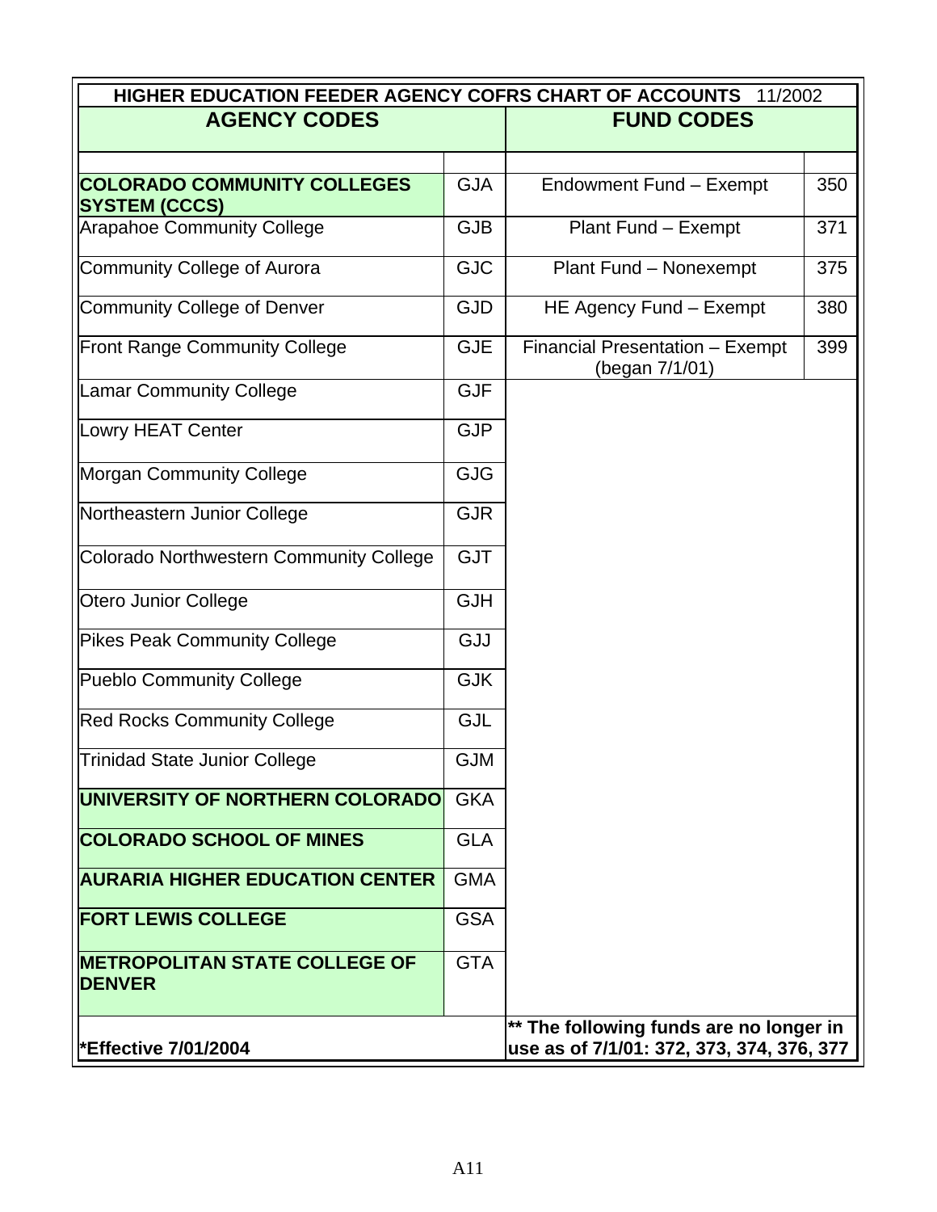**HIGHER EDUCATION FEEDER AGENCY COFRS CHART OF ACCOUNTS** 11/2002

| AGENCY CODES | | FUND CODES | |
|---|---|---|---|
| | | | |
| **COLORADO COMMUNITY COLLEGES SYSTEM (CCCS)** | GJA | Endowment Fund – Exempt | 350 |
| Arapahoe Community College | GJB | Plant Fund – Exempt | 371 |
| Community College of Aurora | GJC | Plant Fund – Nonexempt | 375 |
| Community College of Denver | GJD | HE Agency Fund – Exempt | 380 |
| Front Range Community College | GJE | Financial Presentation – Exempt (began 7/1/01) | 399 |
| Lamar Community College | GJF | | |
| Lowry HEAT Center | GJP | | |
| Morgan Community College | GJG | | |
| Northeastern Junior College | GJR | | |
| Colorado Northwestern Community College | GJT | | |
| Otero Junior College | GJH | | |
| Pikes Peak Community College | GJJ | | |
| Pueblo Community College | GJK | | |
| Red Rocks Community College | GJL | | |
| Trinidad State Junior College | GJM | | |
| **UNIVERSITY OF NORTHERN COLORADO** | GKA | | |
| **COLORADO SCHOOL OF MINES** | GLA | | |
| **AURARIA HIGHER EDUCATION CENTER** | GMA | | |
| **FORT LEWIS COLLEGE** | GSA | | |
| **METROPOLITAN STATE COLLEGE OF DENVER** | GTA | | |
| ***Effective 7/01/2004** | | **** The following funds are no longer in use as of 7/1/01: 372, 373, 374, 376, 377** | |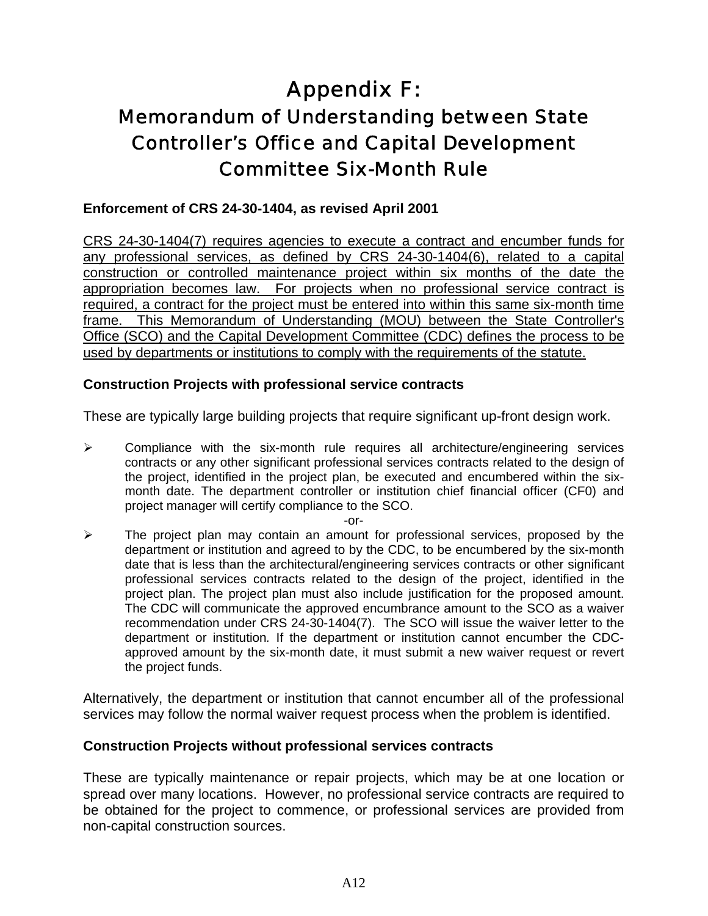# Appendix F:

## Memorandum of Understanding between State Controller's Office and Capital Development Committee Six-Month Rule

**Enforcement of CRS 24-30-1404, as revised April 2001**

CRS 24-30-1404(7) requires agencies to execute a contract and encumber funds for any professional services, as defined by CRS 24-30-1404(6), related to a capital construction or controlled maintenance project within six months of the date the appropriation becomes law. For projects when no professional service contract is required, a contract for the project must be entered into within this same six-month time frame. This Memorandum of Understanding (MOU) between the State Controller's Office (SCO) and the Capital Development Committee (CDC) defines the process to be used by departments or institutions to comply with the requirements of the statute.

**Construction Projects with professional service contracts**

These are typically large building projects that require significant up-front design work.

- Compliance with the six-month rule requires all architecture/engineering services contracts or any other significant professional services contracts related to the design of the project, identified in the project plan, be executed and encumbered within the six-month date. The department controller or institution chief financial officer (CF0) and project manager will certify compliance to the SCO.

  -or-

- The project plan may contain an amount for professional services, proposed by the department or institution and agreed to by the CDC, to be encumbered by the six-month date that is less than the architectural/engineering services contracts or other significant professional services contracts related to the design of the project, identified in the project plan. The project plan must also include justification for the proposed amount. The CDC will communicate the approved encumbrance amount to the SCO as a waiver recommendation under CRS 24-30-1404(7). The SCO will issue the waiver letter to the department or institution. If the department or institution cannot encumber the CDC-approved amount by the six-month date, it must submit a new waiver request or revert the project funds.

Alternatively, the department or institution that cannot encumber all of the professional services may follow the normal waiver request process when the problem is identified.

**Construction Projects without professional services contracts**

These are typically maintenance or repair projects, which may be at one location or spread over many locations. However, no professional service contracts are required to be obtained for the project to commence, or professional services are provided from non-capital construction sources.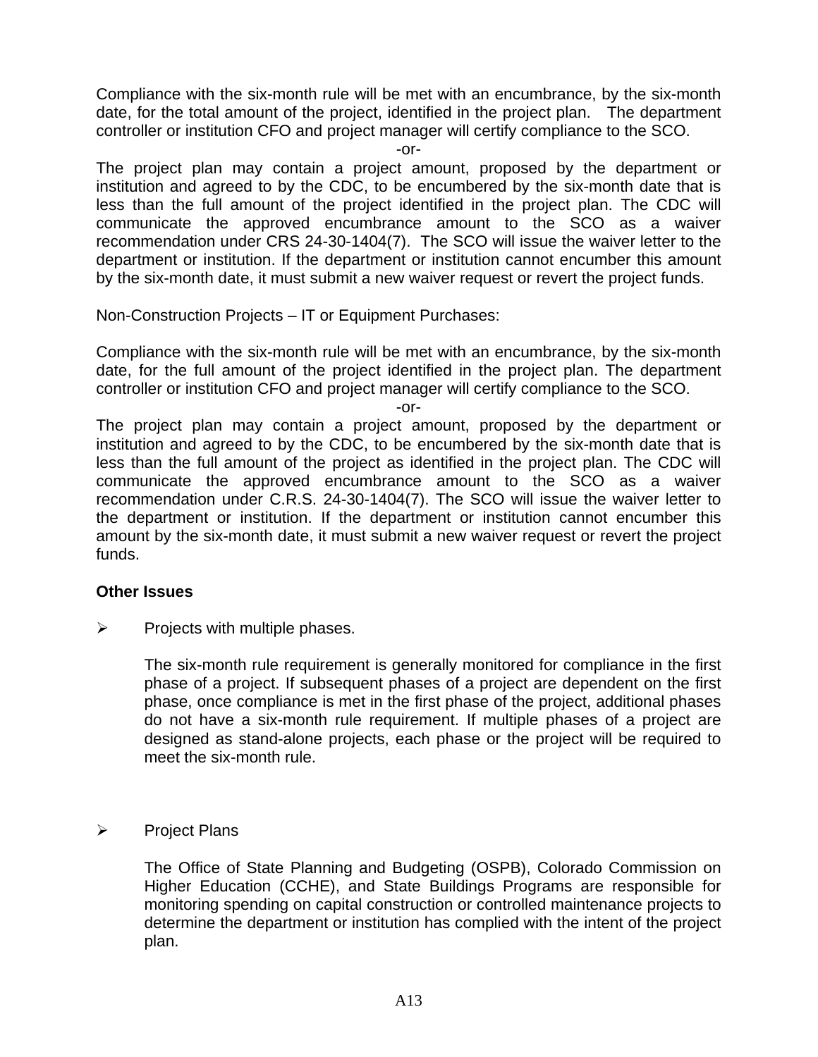Compliance with the six-month rule will be met with an encumbrance, by the six-month date, for the total amount of the project, identified in the project plan. The department controller or institution CFO and project manager will certify compliance to the SCO.

-or-

The project plan may contain a project amount, proposed by the department or institution and agreed to by the CDC, to be encumbered by the six-month date that is less than the full amount of the project identified in the project plan. The CDC will communicate the approved encumbrance amount to the SCO as a waiver recommendation under CRS 24-30-1404(7). The SCO will issue the waiver letter to the department or institution. If the department or institution cannot encumber this amount by the six-month date, it must submit a new waiver request or revert the project funds.

Non-Construction Projects – IT or Equipment Purchases:

Compliance with the six-month rule will be met with an encumbrance, by the six-month date, for the full amount of the project identified in the project plan. The department controller or institution CFO and project manager will certify compliance to the SCO.

-or-

The project plan may contain a project amount, proposed by the department or institution and agreed to by the CDC, to be encumbered by the six-month date that is less than the full amount of the project as identified in the project plan. The CDC will communicate the approved encumbrance amount to the SCO as a waiver recommendation under C.R.S. 24-30-1404(7). The SCO will issue the waiver letter to the department or institution. If the department or institution cannot encumber this amount by the six-month date, it must submit a new waiver request or revert the project funds.

**Other Issues**

- Projects with multiple phases.

  The six-month rule requirement is generally monitored for compliance in the first phase of a project. If subsequent phases of a project are dependent on the first phase, once compliance is met in the first phase of the project, additional phases do not have a six-month rule requirement. If multiple phases of a project are designed as stand-alone projects, each phase or the project will be required to meet the six-month rule.

- Project Plans

  The Office of State Planning and Budgeting (OSPB), Colorado Commission on Higher Education (CCHE), and State Buildings Programs are responsible for monitoring spending on capital construction or controlled maintenance projects to determine the department or institution has complied with the intent of the project plan.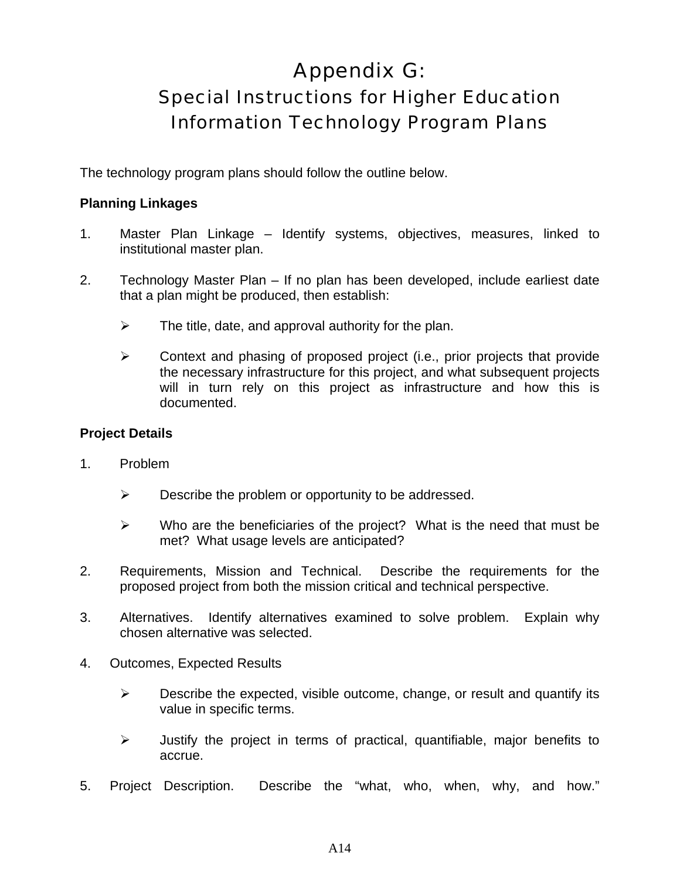# Appendix G:

## Special Instructions for Higher Education Information Technology Program Plans

The technology program plans should follow the outline below.

**Planning Linkages**

1. Master Plan Linkage – Identify systems, objectives, measures, linked to institutional master plan.

2. Technology Master Plan – If no plan has been developed, include earliest date that a plan might be produced, then establish:

   - The title, date, and approval authority for the plan.

   - Context and phasing of proposed project (i.e., prior projects that provide the necessary infrastructure for this project, and what subsequent projects will in turn rely on this project as infrastructure and how this is documented.

**Project Details**

1. Problem

   - Describe the problem or opportunity to be addressed.

   - Who are the beneficiaries of the project? What is the need that must be met? What usage levels are anticipated?

2. Requirements, Mission and Technical. Describe the requirements for the proposed project from both the mission critical and technical perspective.

3. Alternatives. Identify alternatives examined to solve problem. Explain why chosen alternative was selected.

4. Outcomes, Expected Results

   - Describe the expected, visible outcome, change, or result and quantify its value in specific terms.

   - Justify the project in terms of practical, quantifiable, major benefits to accrue.

5. Project Description. Describe the "what, who, when, why, and how."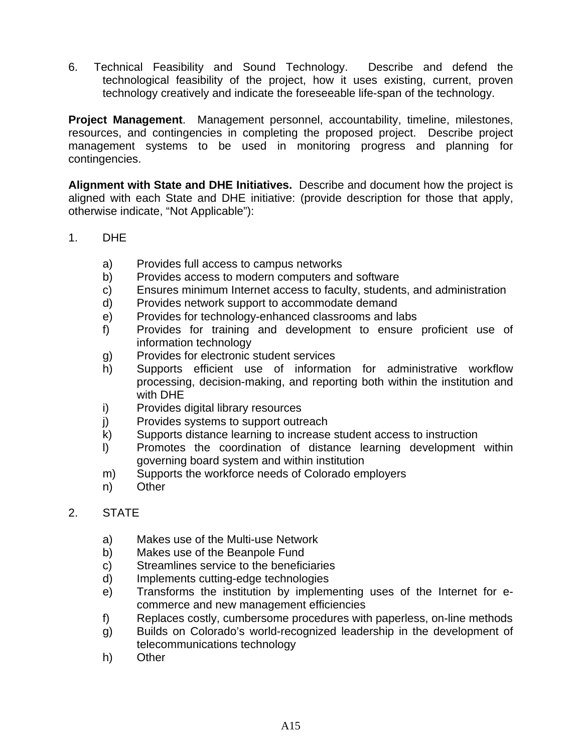6. Technical Feasibility and Sound Technology. Describe and defend the technological feasibility of the project, how it uses existing, current, proven technology creatively and indicate the foreseeable life-span of the technology.

**Project Management**. Management personnel, accountability, timeline, milestones, resources, and contingencies in completing the proposed project. Describe project management systems to be used in monitoring progress and planning for contingencies.

**Alignment with State and DHE Initiatives.** Describe and document how the project is aligned with each State and DHE initiative: (provide description for those that apply, otherwise indicate, "Not Applicable"):

1. DHE

   a) Provides full access to campus networks
   b) Provides access to modern computers and software
   c) Ensures minimum Internet access to faculty, students, and administration
   d) Provides network support to accommodate demand
   e) Provides for technology-enhanced classrooms and labs
   f) Provides for training and development to ensure proficient use of information technology
   g) Provides for electronic student services
   h) Supports efficient use of information for administrative workflow processing, decision-making, and reporting both within the institution and with DHE
   i) Provides digital library resources
   j) Provides systems to support outreach
   k) Supports distance learning to increase student access to instruction
   l) Promotes the coordination of distance learning development within governing board system and within institution
   m) Supports the workforce needs of Colorado employers
   n) Other

2. STATE

   a) Makes use of the Multi-use Network
   b) Makes use of the Beanpole Fund
   c) Streamlines service to the beneficiaries
   d) Implements cutting-edge technologies
   e) Transforms the institution by implementing uses of the Internet for e-commerce and new management efficiencies
   f) Replaces costly, cumbersome procedures with paperless, on-line methods
   g) Builds on Colorado's world-recognized leadership in the development of telecommunications technology
   h) Other